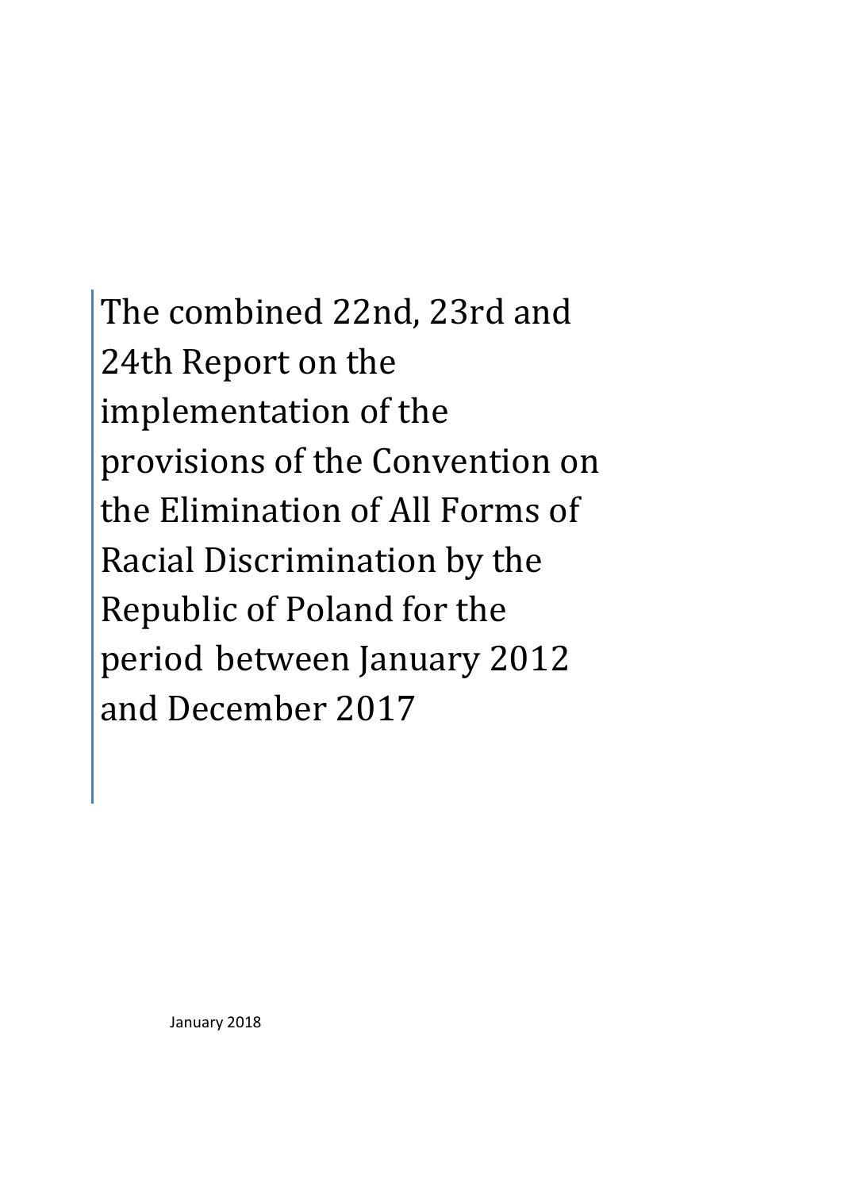# The combined 22nd, 23rd and 24th Report on the implementation of the provisions of the Convention on the Elimination of All Forms of Racial Discrimination by the Republic of Poland for the period between January 2012 and December 2017

January 2018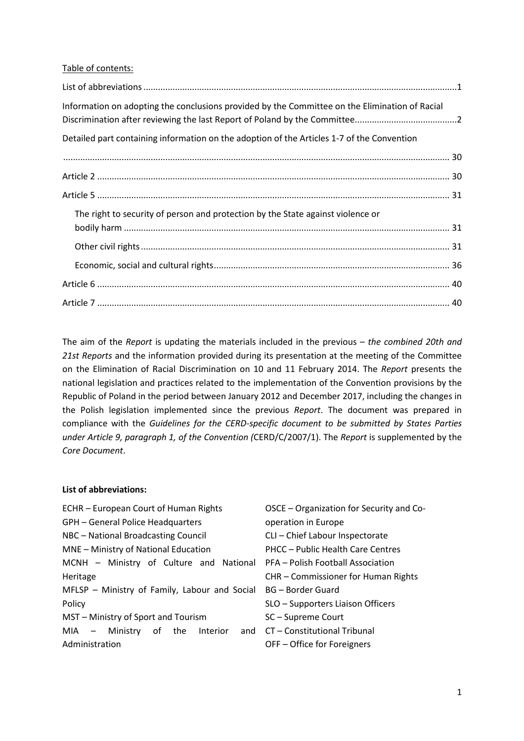Table of contents:

List of abbreviations ............................................................................................................................1

Information on adopting the conclusions provided by the Committee on the Elimination of Racial Discrimination after reviewing the last Report of Poland by the Committee..........................................2

Detailed part containing information on the adoption of the Articles 1-7 of the Convention ............................................................................................................................................ 30

Article 2 ............................................................................................................................................ 30

Article 5 ............................................................................................................................................ 31

- The right to security of person and protection by the State against violence or bodily harm .................................................................................................................................. 31
- Other civil rights ............................................................................................................................ 31
- Economic, social and cultural rights................................................................................................ 36

Article 6 ............................................................................................................................................ 40

Article 7 ............................................................................................................................................ 40

The aim of the *Report* is updating the materials included in the previous – *the combined 20th and 21st Reports* and the information provided during its presentation at the meeting of the Committee on the Elimination of Racial Discrimination on 10 and 11 February 2014. The *Report* presents the national legislation and practices related to the implementation of the Convention provisions by the Republic of Poland in the period between January 2012 and December 2017, including the changes in the Polish legislation implemented since the previous *Report*. The document was prepared in compliance with the *Guidelines for the CERD-specific document to be submitted by States Parties under Article 9, paragraph 1, of the Convention (*CERD/C/2007/1). The *Report* is supplemented by the *Core Document*.

**List of abbreviations:**

ECHR – European Court of Human Rights
GPH – General Police Headquarters
NBC – National Broadcasting Council
MNE – Ministry of National Education
MCNH – Ministry of Culture and National Heritage
MFLSP – Ministry of Family, Labour and Social Policy
MST – Ministry of Sport and Tourism
MIA – Ministry of the Interior and Administration
OSCE – Organization for Security and Co-operation in Europe
CLI – Chief Labour Inspectorate
PHCC – Public Health Care Centres
PFA – Polish Football Association
CHR – Commissioner for Human Rights
BG – Border Guard
SLO – Supporters Liaison Officers
SC – Supreme Court
CT – Constitutional Tribunal
OFF – Office for Foreigners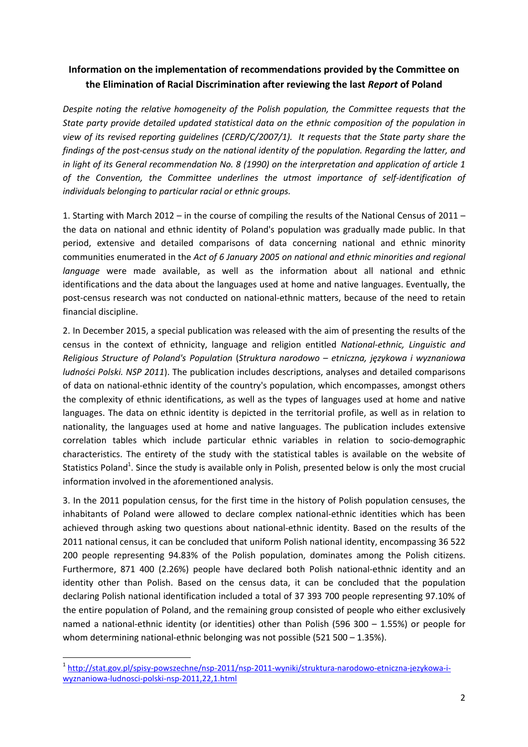**Information on the implementation of recommendations provided by the Committee on the Elimination of Racial Discrimination after reviewing the last *Report* of Poland**

*Despite noting the relative homogeneity of the Polish population, the Committee requests that the State party provide detailed updated statistical data on the ethnic composition of the population in view of its revised reporting guidelines (CERD/C/2007/1). It requests that the State party share the findings of the post-census study on the national identity of the population. Regarding the latter, and in light of its General recommendation No. 8 (1990) on the interpretation and application of article 1 of the Convention, the Committee underlines the utmost importance of self-identification of individuals belonging to particular racial or ethnic groups.*

1. Starting with March 2012 – in the course of compiling the results of the National Census of 2011 – the data on national and ethnic identity of Poland's population was gradually made public. In that period, extensive and detailed comparisons of data concerning national and ethnic minority communities enumerated in the *Act of 6 January 2005 on national and ethnic minorities and regional language* were made available, as well as the information about all national and ethnic identifications and the data about the languages used at home and native languages. Eventually, the post-census research was not conducted on national-ethnic matters, because of the need to retain financial discipline.

2. In December 2015, a special publication was released with the aim of presenting the results of the census in the context of ethnicity, language and religion entitled *National-ethnic, Linguistic and Religious Structure of Poland's Population* (*Struktura narodowo – etniczna, językowa i wyznaniowa ludności Polski. NSP 2011*). The publication includes descriptions, analyses and detailed comparisons of data on national-ethnic identity of the country's population, which encompasses, amongst others the complexity of ethnic identifications, as well as the types of languages used at home and native languages. The data on ethnic identity is depicted in the territorial profile, as well as in relation to nationality, the languages used at home and native languages. The publication includes extensive correlation tables which include particular ethnic variables in relation to socio-demographic characteristics. The entirety of the study with the statistical tables is available on the website of Statistics Poland[1]. Since the study is available only in Polish, presented below is only the most crucial information involved in the aforementioned analysis.

3. In the 2011 population census, for the first time in the history of Polish population censuses, the inhabitants of Poland were allowed to declare complex national-ethnic identities which has been achieved through asking two questions about national-ethnic identity. Based on the results of the 2011 national census, it can be concluded that uniform Polish national identity, encompassing 36 522 200 people representing 94.83% of the Polish population, dominates among the Polish citizens. Furthermore, 871 400 (2.26%) people have declared both Polish national-ethnic identity and an identity other than Polish. Based on the census data, it can be concluded that the population declaring Polish national identification included a total of 37 393 700 people representing 97.10% of the entire population of Poland, and the remaining group consisted of people who either exclusively named a national-ethnic identity (or identities) other than Polish (596 300 – 1.55%) or people for whom determining national-ethnic belonging was not possible (521 500 – 1.35%).

[1] http://stat.gov.pl/spisy-powszechne/nsp-2011/nsp-2011-wyniki/struktura-narodowo-etniczna-jezykowa-i-wyznaniowa-ludnosci-polski-nsp-2011,22,1.html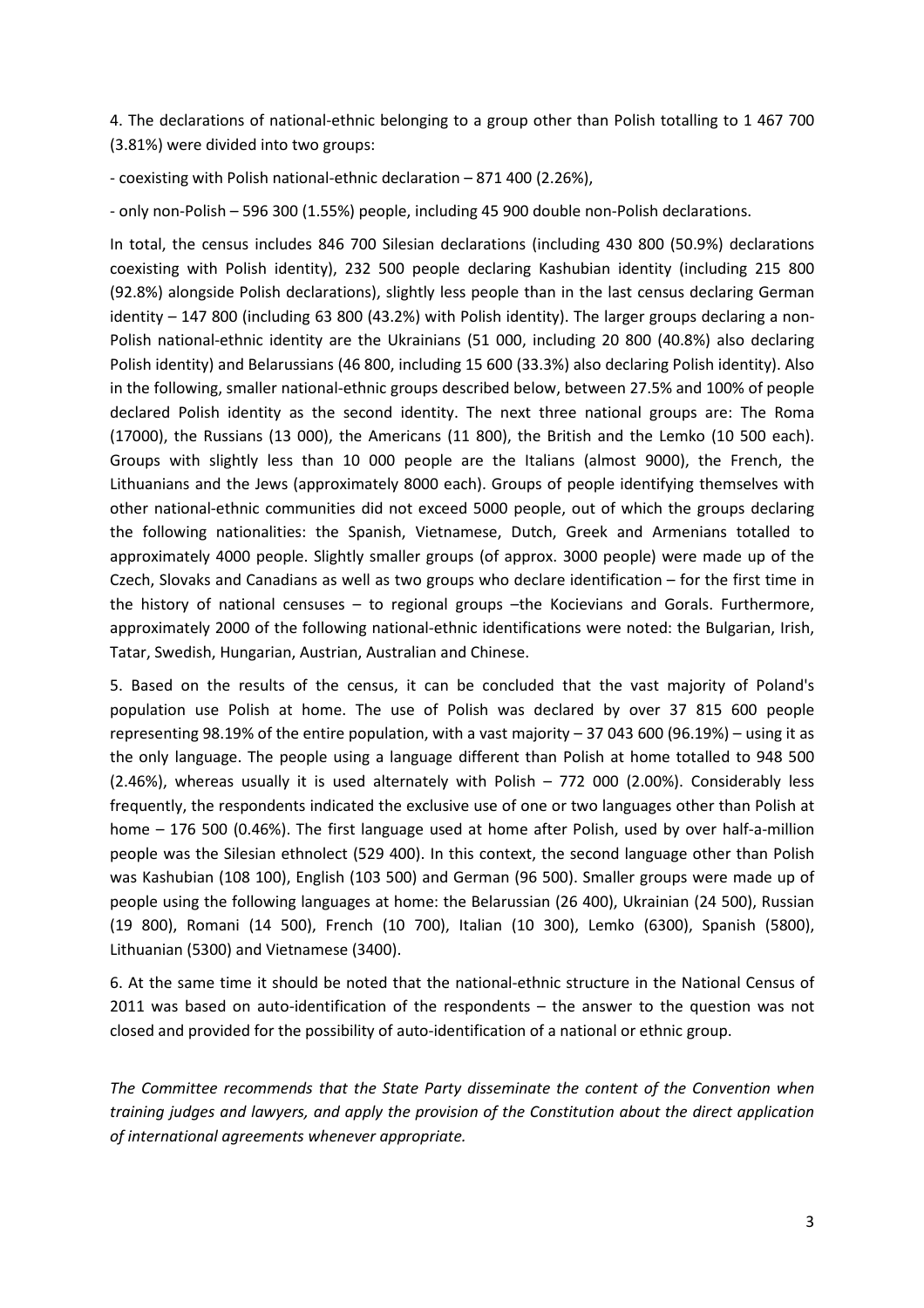4. The declarations of national-ethnic belonging to a group other than Polish totalling to 1 467 700 (3.81%) were divided into two groups:

- coexisting with Polish national-ethnic declaration – 871 400 (2.26%),
- only non-Polish – 596 300 (1.55%) people, including 45 900 double non-Polish declarations.

In total, the census includes 846 700 Silesian declarations (including 430 800 (50.9%) declarations coexisting with Polish identity), 232 500 people declaring Kashubian identity (including 215 800 (92.8%) alongside Polish declarations), slightly less people than in the last census declaring German identity – 147 800 (including 63 800 (43.2%) with Polish identity). The larger groups declaring a non-Polish national-ethnic identity are the Ukrainians (51 000, including 20 800 (40.8%) also declaring Polish identity) and Belarussians (46 800, including 15 600 (33.3%) also declaring Polish identity). Also in the following, smaller national-ethnic groups described below, between 27.5% and 100% of people declared Polish identity as the second identity. The next three national groups are: The Roma (17000), the Russians (13 000), the Americans (11 800), the British and the Lemko (10 500 each). Groups with slightly less than 10 000 people are the Italians (almost 9000), the French, the Lithuanians and the Jews (approximately 8000 each). Groups of people identifying themselves with other national-ethnic communities did not exceed 5000 people, out of which the groups declaring the following nationalities: the Spanish, Vietnamese, Dutch, Greek and Armenians totalled to approximately 4000 people. Slightly smaller groups (of approx. 3000 people) were made up of the Czech, Slovaks and Canadians as well as two groups who declare identification – for the first time in the history of national censuses – to regional groups –the Kocievians and Gorals. Furthermore, approximately 2000 of the following national-ethnic identifications were noted: the Bulgarian, Irish, Tatar, Swedish, Hungarian, Austrian, Australian and Chinese.

5. Based on the results of the census, it can be concluded that the vast majority of Poland's population use Polish at home. The use of Polish was declared by over 37 815 600 people representing 98.19% of the entire population, with a vast majority – 37 043 600 (96.19%) – using it as the only language. The people using a language different than Polish at home totalled to 948 500 (2.46%), whereas usually it is used alternately with Polish – 772 000 (2.00%). Considerably less frequently, the respondents indicated the exclusive use of one or two languages other than Polish at home – 176 500 (0.46%). The first language used at home after Polish, used by over half-a-million people was the Silesian ethnolect (529 400). In this context, the second language other than Polish was Kashubian (108 100), English (103 500) and German (96 500). Smaller groups were made up of people using the following languages at home: the Belarussian (26 400), Ukrainian (24 500), Russian (19 800), Romani (14 500), French (10 700), Italian (10 300), Lemko (6300), Spanish (5800), Lithuanian (5300) and Vietnamese (3400).

6. At the same time it should be noted that the national-ethnic structure in the National Census of 2011 was based on auto-identification of the respondents – the answer to the question was not closed and provided for the possibility of auto-identification of a national or ethnic group.

*The Committee recommends that the State Party disseminate the content of the Convention when training judges and lawyers, and apply the provision of the Constitution about the direct application of international agreements whenever appropriate.*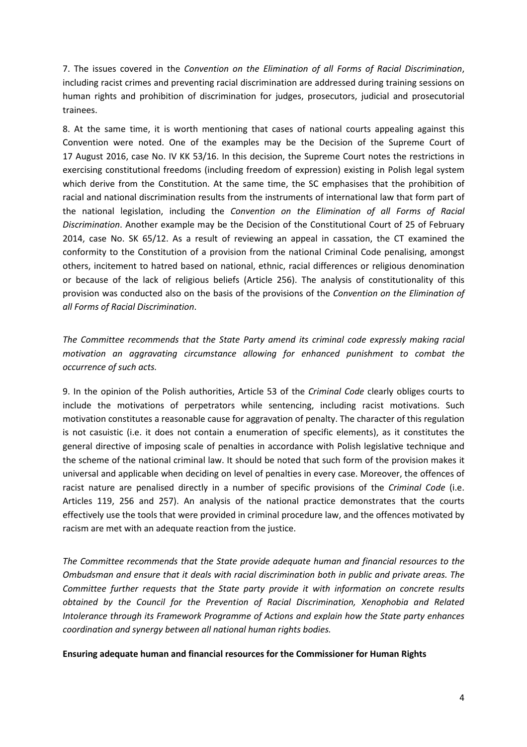7. The issues covered in the *Convention on the Elimination of all Forms of Racial Discrimination*, including racist crimes and preventing racial discrimination are addressed during training sessions on human rights and prohibition of discrimination for judges, prosecutors, judicial and prosecutorial trainees.

8. At the same time, it is worth mentioning that cases of national courts appealing against this Convention were noted. One of the examples may be the Decision of the Supreme Court of 17 August 2016, case No. IV KK 53/16. In this decision, the Supreme Court notes the restrictions in exercising constitutional freedoms (including freedom of expression) existing in Polish legal system which derive from the Constitution. At the same time, the SC emphasises that the prohibition of racial and national discrimination results from the instruments of international law that form part of the national legislation, including the *Convention on the Elimination of all Forms of Racial Discrimination*. Another example may be the Decision of the Constitutional Court of 25 of February 2014, case No. SK 65/12. As a result of reviewing an appeal in cassation, the CT examined the conformity to the Constitution of a provision from the national Criminal Code penalising, amongst others, incitement to hatred based on national, ethnic, racial differences or religious denomination or because of the lack of religious beliefs (Article 256). The analysis of constitutionality of this provision was conducted also on the basis of the provisions of the *Convention on the Elimination of all Forms of Racial Discrimination*.

*The Committee recommends that the State Party amend its criminal code expressly making racial motivation an aggravating circumstance allowing for enhanced punishment to combat the occurrence of such acts.*

9. In the opinion of the Polish authorities, Article 53 of the *Criminal Code* clearly obliges courts to include the motivations of perpetrators while sentencing, including racist motivations. Such motivation constitutes a reasonable cause for aggravation of penalty. The character of this regulation is not casuistic (i.e. it does not contain a enumeration of specific elements), as it constitutes the general directive of imposing scale of penalties in accordance with Polish legislative technique and the scheme of the national criminal law. It should be noted that such form of the provision makes it universal and applicable when deciding on level of penalties in every case. Moreover, the offences of racist nature are penalised directly in a number of specific provisions of the *Criminal Code* (i.e. Articles 119, 256 and 257). An analysis of the national practice demonstrates that the courts effectively use the tools that were provided in criminal procedure law, and the offences motivated by racism are met with an adequate reaction from the justice.

*The Committee recommends that the State provide adequate human and financial resources to the Ombudsman and ensure that it deals with racial discrimination both in public and private areas. The Committee further requests that the State party provide it with information on concrete results obtained by the Council for the Prevention of Racial Discrimination, Xenophobia and Related Intolerance through its Framework Programme of Actions and explain how the State party enhances coordination and synergy between all national human rights bodies.*

**Ensuring adequate human and financial resources for the Commissioner for Human Rights**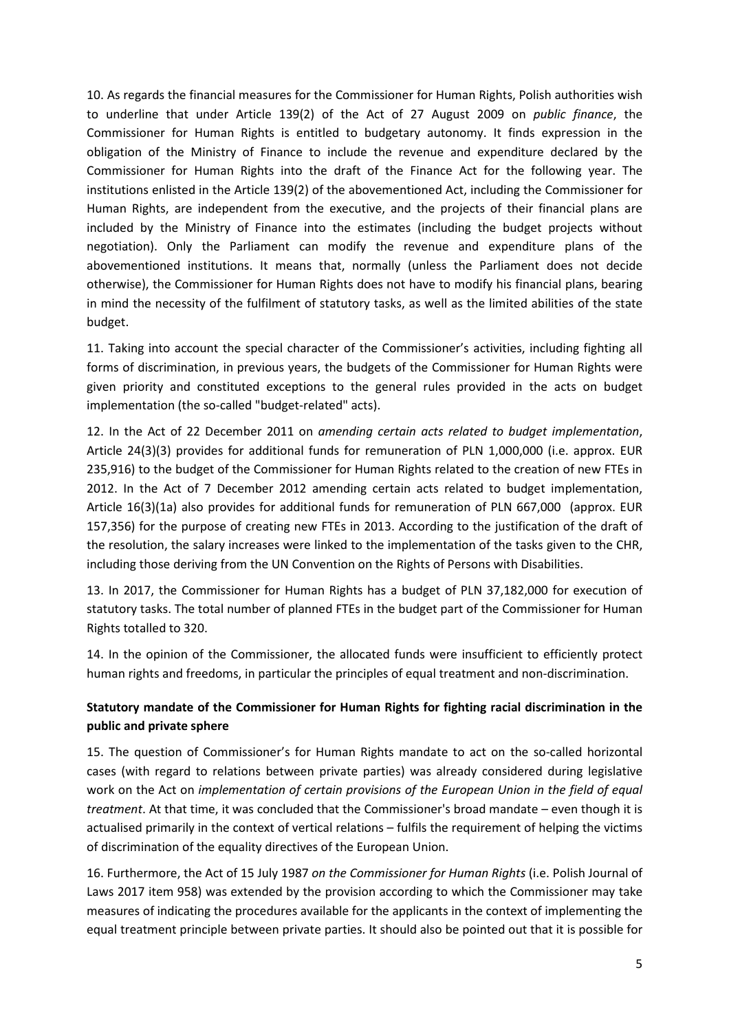10. As regards the financial measures for the Commissioner for Human Rights, Polish authorities wish to underline that under Article 139(2) of the Act of 27 August 2009 on *public finance*, the Commissioner for Human Rights is entitled to budgetary autonomy. It finds expression in the obligation of the Ministry of Finance to include the revenue and expenditure declared by the Commissioner for Human Rights into the draft of the Finance Act for the following year. The institutions enlisted in the Article 139(2) of the abovementioned Act, including the Commissioner for Human Rights, are independent from the executive, and the projects of their financial plans are included by the Ministry of Finance into the estimates (including the budget projects without negotiation). Only the Parliament can modify the revenue and expenditure plans of the abovementioned institutions. It means that, normally (unless the Parliament does not decide otherwise), the Commissioner for Human Rights does not have to modify his financial plans, bearing in mind the necessity of the fulfilment of statutory tasks, as well as the limited abilities of the state budget.

11. Taking into account the special character of the Commissioner's activities, including fighting all forms of discrimination, in previous years, the budgets of the Commissioner for Human Rights were given priority and constituted exceptions to the general rules provided in the acts on budget implementation (the so-called "budget-related" acts).

12. In the Act of 22 December 2011 on *amending certain acts related to budget implementation*, Article 24(3)(3) provides for additional funds for remuneration of PLN 1,000,000 (i.e. approx. EUR 235,916) to the budget of the Commissioner for Human Rights related to the creation of new FTEs in 2012. In the Act of 7 December 2012 amending certain acts related to budget implementation, Article 16(3)(1a) also provides for additional funds for remuneration of PLN 667,000 (approx. EUR 157,356) for the purpose of creating new FTEs in 2013. According to the justification of the draft of the resolution, the salary increases were linked to the implementation of the tasks given to the CHR, including those deriving from the UN Convention on the Rights of Persons with Disabilities.

13. In 2017, the Commissioner for Human Rights has a budget of PLN 37,182,000 for execution of statutory tasks. The total number of planned FTEs in the budget part of the Commissioner for Human Rights totalled to 320.

14. In the opinion of the Commissioner, the allocated funds were insufficient to efficiently protect human rights and freedoms, in particular the principles of equal treatment and non-discrimination.

**Statutory mandate of the Commissioner for Human Rights for fighting racial discrimination in the public and private sphere**

15. The question of Commissioner's for Human Rights mandate to act on the so-called horizontal cases (with regard to relations between private parties) was already considered during legislative work on the Act on *implementation of certain provisions of the European Union in the field of equal treatment*. At that time, it was concluded that the Commissioner's broad mandate – even though it is actualised primarily in the context of vertical relations – fulfils the requirement of helping the victims of discrimination of the equality directives of the European Union.

16. Furthermore, the Act of 15 July 1987 *on the Commissioner for Human Rights* (i.e. Polish Journal of Laws 2017 item 958) was extended by the provision according to which the Commissioner may take measures of indicating the procedures available for the applicants in the context of implementing the equal treatment principle between private parties. It should also be pointed out that it is possible for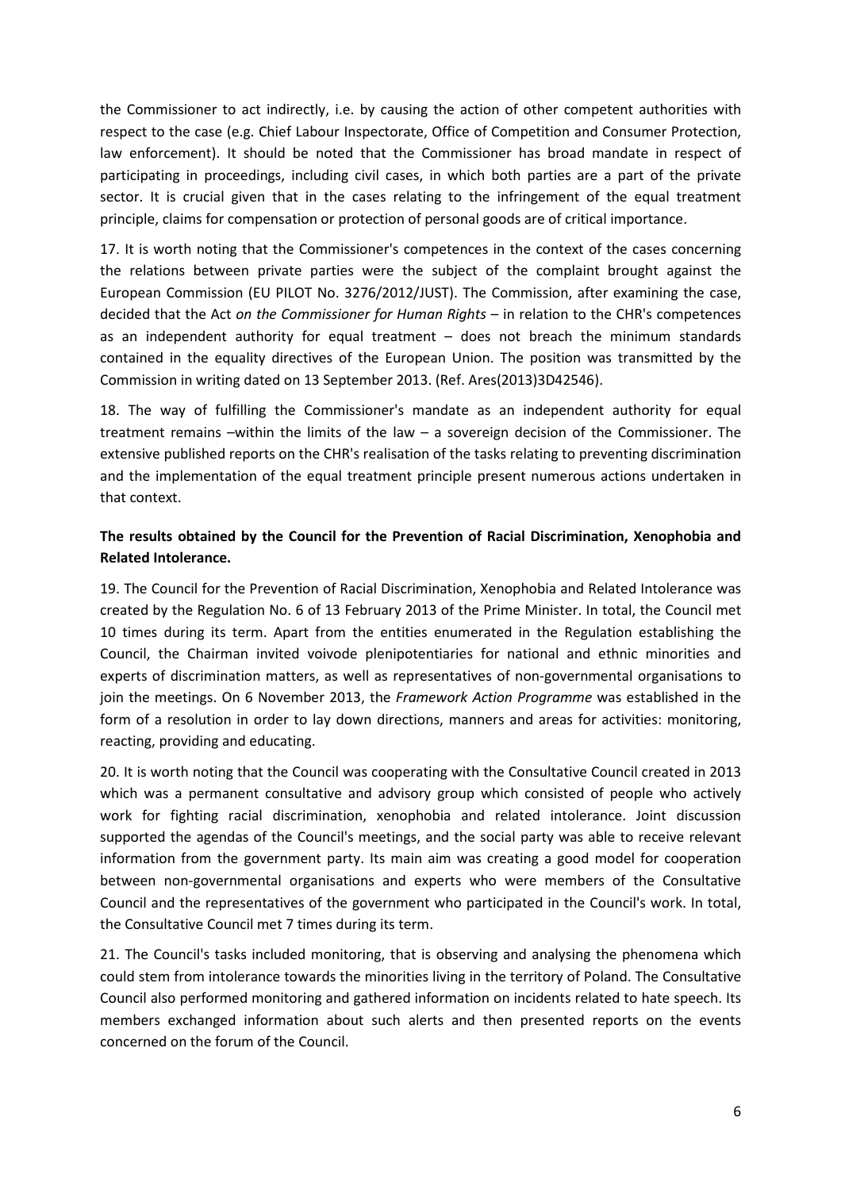the Commissioner to act indirectly, i.e. by causing the action of other competent authorities with respect to the case (e.g. Chief Labour Inspectorate, Office of Competition and Consumer Protection, law enforcement). It should be noted that the Commissioner has broad mandate in respect of participating in proceedings, including civil cases, in which both parties are a part of the private sector. It is crucial given that in the cases relating to the infringement of the equal treatment principle, claims for compensation or protection of personal goods are of critical importance.

17. It is worth noting that the Commissioner's competences in the context of the cases concerning the relations between private parties were the subject of the complaint brought against the European Commission (EU PILOT No. 3276/2012/JUST). The Commission, after examining the case, decided that the Act *on the Commissioner for Human Rights* – in relation to the CHR's competences as an independent authority for equal treatment – does not breach the minimum standards contained in the equality directives of the European Union. The position was transmitted by the Commission in writing dated on 13 September 2013. (Ref. Ares(2013)3D42546).

18. The way of fulfilling the Commissioner's mandate as an independent authority for equal treatment remains –within the limits of the law – a sovereign decision of the Commissioner. The extensive published reports on the CHR's realisation of the tasks relating to preventing discrimination and the implementation of the equal treatment principle present numerous actions undertaken in that context.

**The results obtained by the Council for the Prevention of Racial Discrimination, Xenophobia and Related Intolerance.**

19. The Council for the Prevention of Racial Discrimination, Xenophobia and Related Intolerance was created by the Regulation No. 6 of 13 February 2013 of the Prime Minister. In total, the Council met 10 times during its term. Apart from the entities enumerated in the Regulation establishing the Council, the Chairman invited voivode plenipotentiaries for national and ethnic minorities and experts of discrimination matters, as well as representatives of non-governmental organisations to join the meetings. On 6 November 2013, the *Framework Action Programme* was established in the form of a resolution in order to lay down directions, manners and areas for activities: monitoring, reacting, providing and educating.

20. It is worth noting that the Council was cooperating with the Consultative Council created in 2013 which was a permanent consultative and advisory group which consisted of people who actively work for fighting racial discrimination, xenophobia and related intolerance. Joint discussion supported the agendas of the Council's meetings, and the social party was able to receive relevant information from the government party. Its main aim was creating a good model for cooperation between non-governmental organisations and experts who were members of the Consultative Council and the representatives of the government who participated in the Council's work. In total, the Consultative Council met 7 times during its term.

21. The Council's tasks included monitoring, that is observing and analysing the phenomena which could stem from intolerance towards the minorities living in the territory of Poland. The Consultative Council also performed monitoring and gathered information on incidents related to hate speech. Its members exchanged information about such alerts and then presented reports on the events concerned on the forum of the Council.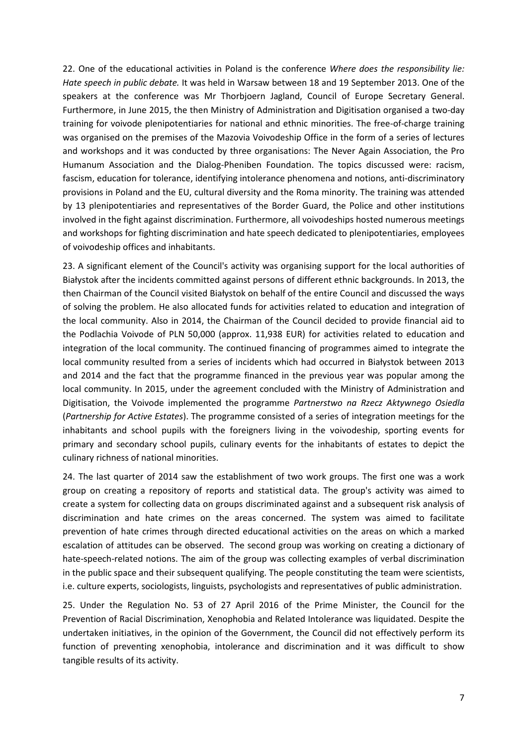22. One of the educational activities in Poland is the conference *Where does the responsibility lie: Hate speech in public debate.* It was held in Warsaw between 18 and 19 September 2013. One of the speakers at the conference was Mr Thorbjoern Jagland, Council of Europe Secretary General. Furthermore, in June 2015, the then Ministry of Administration and Digitisation organised a two-day training for voivode plenipotentiaries for national and ethnic minorities. The free-of-charge training was organised on the premises of the Mazovia Voivodeship Office in the form of a series of lectures and workshops and it was conducted by three organisations: The Never Again Association, the Pro Humanum Association and the Dialog-Pheniben Foundation. The topics discussed were: racism, fascism, education for tolerance, identifying intolerance phenomena and notions, anti-discriminatory provisions in Poland and the EU, cultural diversity and the Roma minority. The training was attended by 13 plenipotentiaries and representatives of the Border Guard, the Police and other institutions involved in the fight against discrimination. Furthermore, all voivodeships hosted numerous meetings and workshops for fighting discrimination and hate speech dedicated to plenipotentiaries, employees of voivodeship offices and inhabitants.

23. A significant element of the Council's activity was organising support for the local authorities of Białystok after the incidents committed against persons of different ethnic backgrounds. In 2013, the then Chairman of the Council visited Białystok on behalf of the entire Council and discussed the ways of solving the problem. He also allocated funds for activities related to education and integration of the local community. Also in 2014, the Chairman of the Council decided to provide financial aid to the Podlachia Voivode of PLN 50,000 (approx. 11,938 EUR) for activities related to education and integration of the local community. The continued financing of programmes aimed to integrate the local community resulted from a series of incidents which had occurred in Białystok between 2013 and 2014 and the fact that the programme financed in the previous year was popular among the local community. In 2015, under the agreement concluded with the Ministry of Administration and Digitisation, the Voivode implemented the programme *Partnerstwo na Rzecz Aktywnego Osiedla* (*Partnership for Active Estates*). The programme consisted of a series of integration meetings for the inhabitants and school pupils with the foreigners living in the voivodeship, sporting events for primary and secondary school pupils, culinary events for the inhabitants of estates to depict the culinary richness of national minorities.

24. The last quarter of 2014 saw the establishment of two work groups. The first one was a work group on creating a repository of reports and statistical data. The group's activity was aimed to create a system for collecting data on groups discriminated against and a subsequent risk analysis of discrimination and hate crimes on the areas concerned. The system was aimed to facilitate prevention of hate crimes through directed educational activities on the areas on which a marked escalation of attitudes can be observed. The second group was working on creating a dictionary of hate-speech-related notions. The aim of the group was collecting examples of verbal discrimination in the public space and their subsequent qualifying. The people constituting the team were scientists, i.e. culture experts, sociologists, linguists, psychologists and representatives of public administration.

25. Under the Regulation No. 53 of 27 April 2016 of the Prime Minister, the Council for the Prevention of Racial Discrimination, Xenophobia and Related Intolerance was liquidated. Despite the undertaken initiatives, in the opinion of the Government, the Council did not effectively perform its function of preventing xenophobia, intolerance and discrimination and it was difficult to show tangible results of its activity.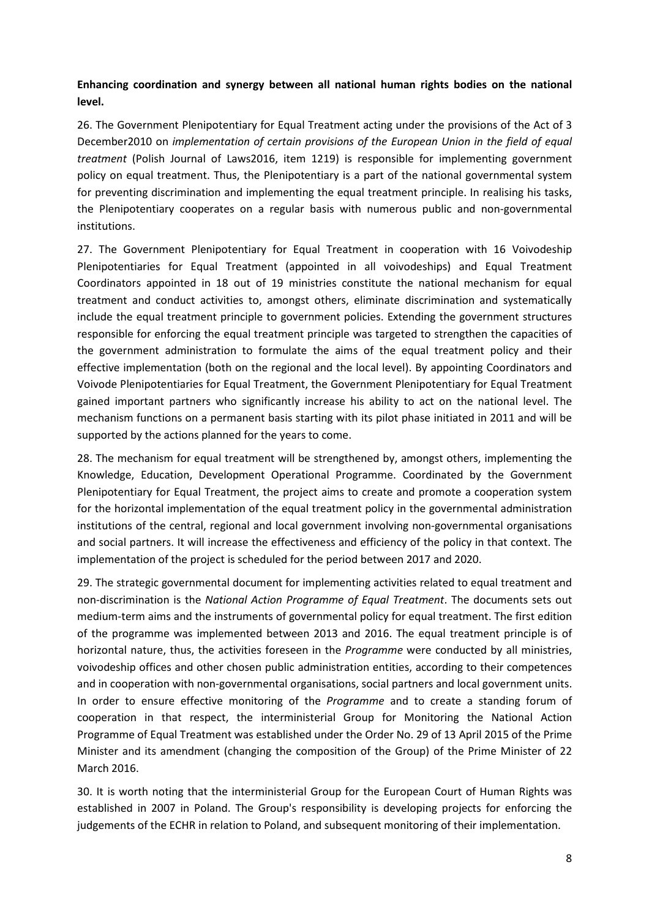**Enhancing coordination and synergy between all national human rights bodies on the national level.**

26. The Government Plenipotentiary for Equal Treatment acting under the provisions of the Act of 3 December2010 on *implementation of certain provisions of the European Union in the field of equal treatment* (Polish Journal of Laws2016, item 1219) is responsible for implementing government policy on equal treatment. Thus, the Plenipotentiary is a part of the national governmental system for preventing discrimination and implementing the equal treatment principle. In realising his tasks, the Plenipotentiary cooperates on a regular basis with numerous public and non-governmental institutions.

27. The Government Plenipotentiary for Equal Treatment in cooperation with 16 Voivodeship Plenipotentiaries for Equal Treatment (appointed in all voivodeships) and Equal Treatment Coordinators appointed in 18 out of 19 ministries constitute the national mechanism for equal treatment and conduct activities to, amongst others, eliminate discrimination and systematically include the equal treatment principle to government policies. Extending the government structures responsible for enforcing the equal treatment principle was targeted to strengthen the capacities of the government administration to formulate the aims of the equal treatment policy and their effective implementation (both on the regional and the local level). By appointing Coordinators and Voivode Plenipotentiaries for Equal Treatment, the Government Plenipotentiary for Equal Treatment gained important partners who significantly increase his ability to act on the national level. The mechanism functions on a permanent basis starting with its pilot phase initiated in 2011 and will be supported by the actions planned for the years to come.

28. The mechanism for equal treatment will be strengthened by, amongst others, implementing the Knowledge, Education, Development Operational Programme. Coordinated by the Government Plenipotentiary for Equal Treatment, the project aims to create and promote a cooperation system for the horizontal implementation of the equal treatment policy in the governmental administration institutions of the central, regional and local government involving non-governmental organisations and social partners. It will increase the effectiveness and efficiency of the policy in that context. The implementation of the project is scheduled for the period between 2017 and 2020.

29. The strategic governmental document for implementing activities related to equal treatment and non-discrimination is the *National Action Programme of Equal Treatment*. The documents sets out medium-term aims and the instruments of governmental policy for equal treatment. The first edition of the programme was implemented between 2013 and 2016. The equal treatment principle is of horizontal nature, thus, the activities foreseen in the *Programme* were conducted by all ministries, voivodeship offices and other chosen public administration entities, according to their competences and in cooperation with non-governmental organisations, social partners and local government units. In order to ensure effective monitoring of the *Programme* and to create a standing forum of cooperation in that respect, the interministerial Group for Monitoring the National Action Programme of Equal Treatment was established under the Order No. 29 of 13 April 2015 of the Prime Minister and its amendment (changing the composition of the Group) of the Prime Minister of 22 March 2016.

30. It is worth noting that the interministerial Group for the European Court of Human Rights was established in 2007 in Poland. The Group's responsibility is developing projects for enforcing the judgements of the ECHR in relation to Poland, and subsequent monitoring of their implementation.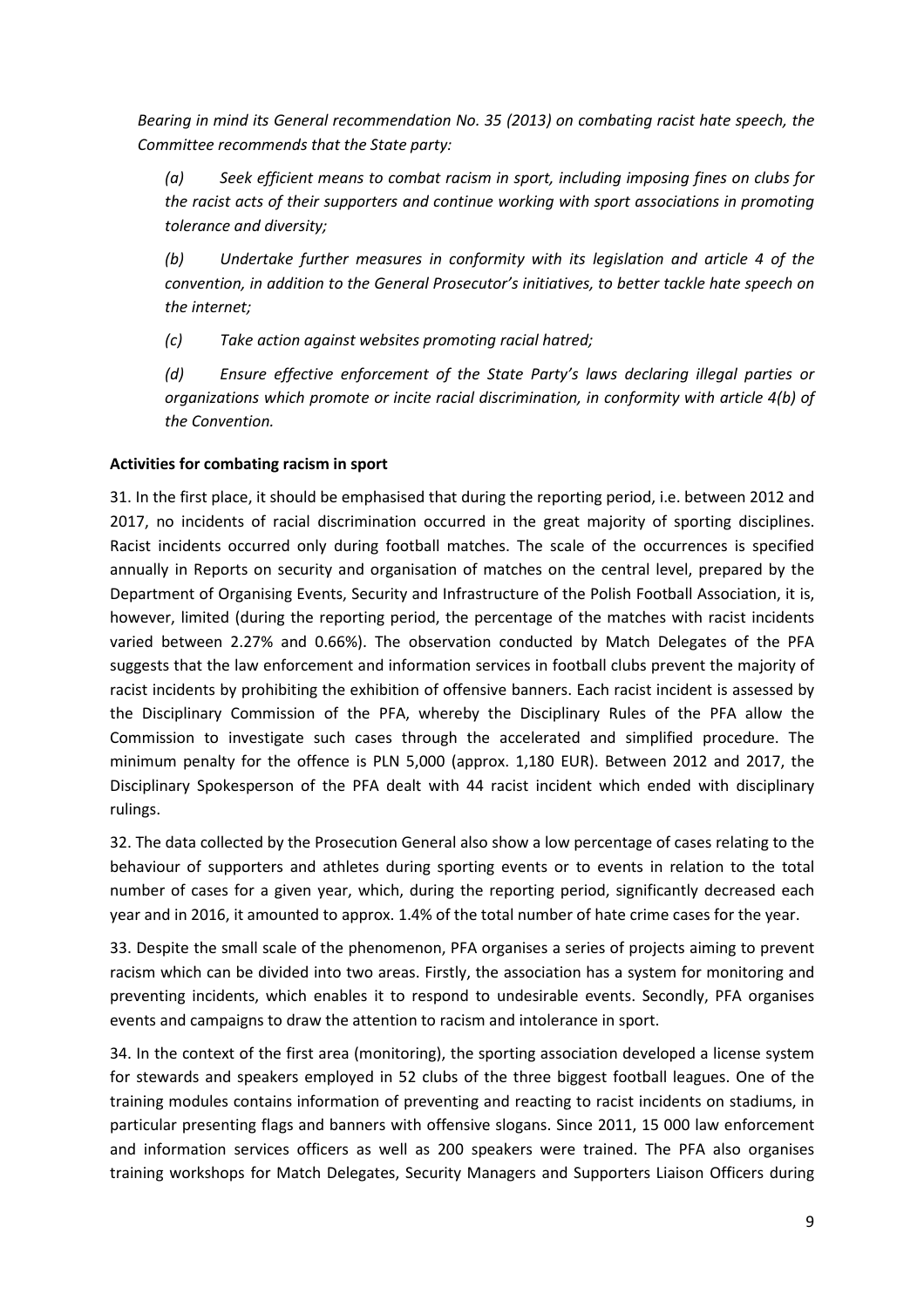*Bearing in mind its General recommendation No. 35 (2013) on combating racist hate speech, the Committee recommends that the State party:*

*(a) Seek efficient means to combat racism in sport, including imposing fines on clubs for the racist acts of their supporters and continue working with sport associations in promoting tolerance and diversity;*

*(b) Undertake further measures in conformity with its legislation and article 4 of the convention, in addition to the General Prosecutor's initiatives, to better tackle hate speech on the internet;*

*(c) Take action against websites promoting racial hatred;*

*(d) Ensure effective enforcement of the State Party's laws declaring illegal parties or organizations which promote or incite racial discrimination, in conformity with article 4(b) of the Convention.*

**Activities for combating racism in sport**

31. In the first place, it should be emphasised that during the reporting period, i.e. between 2012 and 2017, no incidents of racial discrimination occurred in the great majority of sporting disciplines. Racist incidents occurred only during football matches. The scale of the occurrences is specified annually in Reports on security and organisation of matches on the central level, prepared by the Department of Organising Events, Security and Infrastructure of the Polish Football Association, it is, however, limited (during the reporting period, the percentage of the matches with racist incidents varied between 2.27% and 0.66%). The observation conducted by Match Delegates of the PFA suggests that the law enforcement and information services in football clubs prevent the majority of racist incidents by prohibiting the exhibition of offensive banners. Each racist incident is assessed by the Disciplinary Commission of the PFA, whereby the Disciplinary Rules of the PFA allow the Commission to investigate such cases through the accelerated and simplified procedure. The minimum penalty for the offence is PLN 5,000 (approx. 1,180 EUR). Between 2012 and 2017, the Disciplinary Spokesperson of the PFA dealt with 44 racist incident which ended with disciplinary rulings.

32. The data collected by the Prosecution General also show a low percentage of cases relating to the behaviour of supporters and athletes during sporting events or to events in relation to the total number of cases for a given year, which, during the reporting period, significantly decreased each year and in 2016, it amounted to approx. 1.4% of the total number of hate crime cases for the year.

33. Despite the small scale of the phenomenon, PFA organises a series of projects aiming to prevent racism which can be divided into two areas. Firstly, the association has a system for monitoring and preventing incidents, which enables it to respond to undesirable events. Secondly, PFA organises events and campaigns to draw the attention to racism and intolerance in sport.

34. In the context of the first area (monitoring), the sporting association developed a license system for stewards and speakers employed in 52 clubs of the three biggest football leagues. One of the training modules contains information of preventing and reacting to racist incidents on stadiums, in particular presenting flags and banners with offensive slogans. Since 2011, 15 000 law enforcement and information services officers as well as 200 speakers were trained. The PFA also organises training workshops for Match Delegates, Security Managers and Supporters Liaison Officers during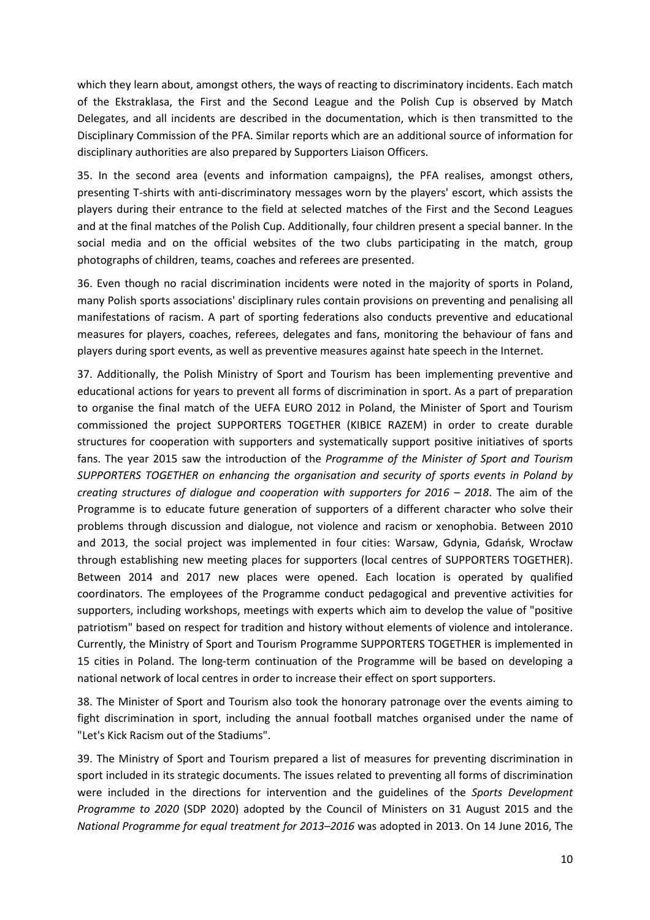which they learn about, amongst others, the ways of reacting to discriminatory incidents. Each match of the Ekstraklasa, the First and the Second League and the Polish Cup is observed by Match Delegates, and all incidents are described in the documentation, which is then transmitted to the Disciplinary Commission of the PFA. Similar reports which are an additional source of information for disciplinary authorities are also prepared by Supporters Liaison Officers.

35. In the second area (events and information campaigns), the PFA realises, amongst others, presenting T-shirts with anti-discriminatory messages worn by the players' escort, which assists the players during their entrance to the field at selected matches of the First and the Second Leagues and at the final matches of the Polish Cup. Additionally, four children present a special banner. In the social media and on the official websites of the two clubs participating in the match, group photographs of children, teams, coaches and referees are presented.

36. Even though no racial discrimination incidents were noted in the majority of sports in Poland, many Polish sports associations' disciplinary rules contain provisions on preventing and penalising all manifestations of racism. A part of sporting federations also conducts preventive and educational measures for players, coaches, referees, delegates and fans, monitoring the behaviour of fans and players during sport events, as well as preventive measures against hate speech in the Internet.

37. Additionally, the Polish Ministry of Sport and Tourism has been implementing preventive and educational actions for years to prevent all forms of discrimination in sport. As a part of preparation to organise the final match of the UEFA EURO 2012 in Poland, the Minister of Sport and Tourism commissioned the project SUPPORTERS TOGETHER (KIBICE RAZEM) in order to create durable structures for cooperation with supporters and systematically support positive initiatives of sports fans. The year 2015 saw the introduction of the *Programme of the Minister of Sport and Tourism SUPPORTERS TOGETHER on enhancing the organisation and security of sports events in Poland by creating structures of dialogue and cooperation with supporters for 2016 – 2018*. The aim of the Programme is to educate future generation of supporters of a different character who solve their problems through discussion and dialogue, not violence and racism or xenophobia. Between 2010 and 2013, the social project was implemented in four cities: Warsaw, Gdynia, Gdańsk, Wrocław through establishing new meeting places for supporters (local centres of SUPPORTERS TOGETHER). Between 2014 and 2017 new places were opened. Each location is operated by qualified coordinators. The employees of the Programme conduct pedagogical and preventive activities for supporters, including workshops, meetings with experts which aim to develop the value of "positive patriotism" based on respect for tradition and history without elements of violence and intolerance. Currently, the Ministry of Sport and Tourism Programme SUPPORTERS TOGETHER is implemented in 15 cities in Poland. The long-term continuation of the Programme will be based on developing a national network of local centres in order to increase their effect on sport supporters.

38. The Minister of Sport and Tourism also took the honorary patronage over the events aiming to fight discrimination in sport, including the annual football matches organised under the name of "Let's Kick Racism out of the Stadiums".

39. The Ministry of Sport and Tourism prepared a list of measures for preventing discrimination in sport included in its strategic documents. The issues related to preventing all forms of discrimination were included in the directions for intervention and the guidelines of the *Sports Development Programme to 2020* (SDP 2020) adopted by the Council of Ministers on 31 August 2015 and the *National Programme for equal treatment for 2013–2016* was adopted in 2013. On 14 June 2016, The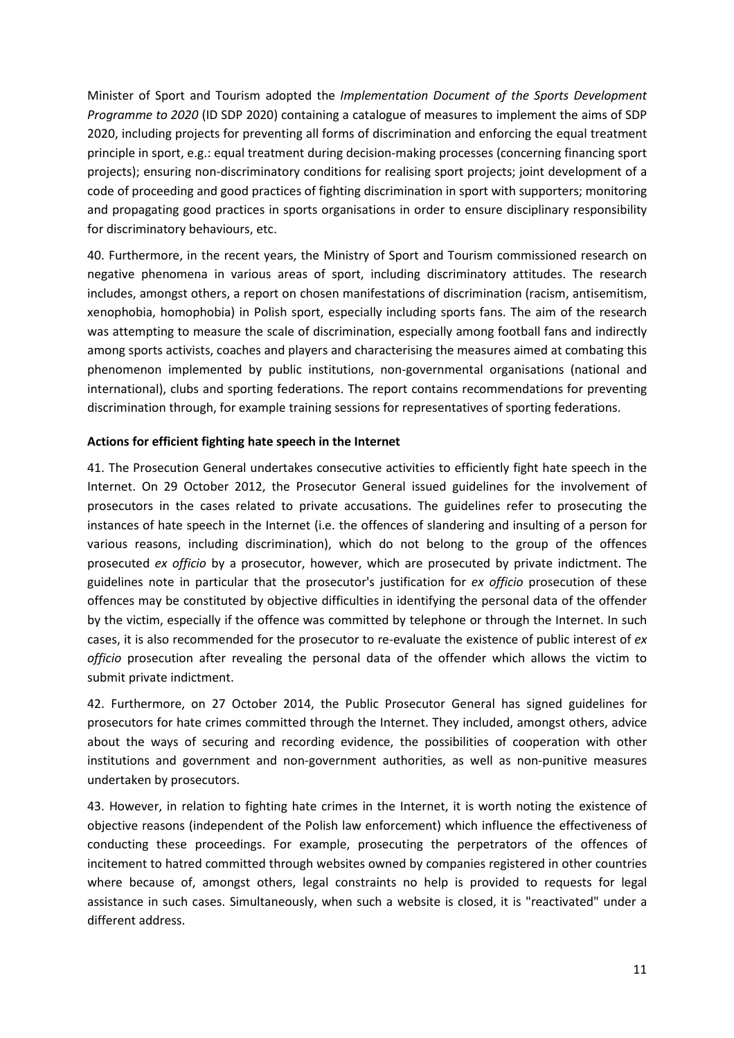Minister of Sport and Tourism adopted the *Implementation Document of the Sports Development Programme to 2020* (ID SDP 2020) containing a catalogue of measures to implement the aims of SDP 2020, including projects for preventing all forms of discrimination and enforcing the equal treatment principle in sport, e.g.: equal treatment during decision-making processes (concerning financing sport projects); ensuring non-discriminatory conditions for realising sport projects; joint development of a code of proceeding and good practices of fighting discrimination in sport with supporters; monitoring and propagating good practices in sports organisations in order to ensure disciplinary responsibility for discriminatory behaviours, etc.

40. Furthermore, in the recent years, the Ministry of Sport and Tourism commissioned research on negative phenomena in various areas of sport, including discriminatory attitudes. The research includes, amongst others, a report on chosen manifestations of discrimination (racism, antisemitism, xenophobia, homophobia) in Polish sport, especially including sports fans. The aim of the research was attempting to measure the scale of discrimination, especially among football fans and indirectly among sports activists, coaches and players and characterising the measures aimed at combating this phenomenon implemented by public institutions, non-governmental organisations (national and international), clubs and sporting federations. The report contains recommendations for preventing discrimination through, for example training sessions for representatives of sporting federations.

**Actions for efficient fighting hate speech in the Internet**

41. The Prosecution General undertakes consecutive activities to efficiently fight hate speech in the Internet. On 29 October 2012, the Prosecutor General issued guidelines for the involvement of prosecutors in the cases related to private accusations. The guidelines refer to prosecuting the instances of hate speech in the Internet (i.e. the offences of slandering and insulting of a person for various reasons, including discrimination), which do not belong to the group of the offences prosecuted *ex officio* by a prosecutor, however, which are prosecuted by private indictment. The guidelines note in particular that the prosecutor's justification for *ex officio* prosecution of these offences may be constituted by objective difficulties in identifying the personal data of the offender by the victim, especially if the offence was committed by telephone or through the Internet. In such cases, it is also recommended for the prosecutor to re-evaluate the existence of public interest of *ex officio* prosecution after revealing the personal data of the offender which allows the victim to submit private indictment.

42. Furthermore, on 27 October 2014, the Public Prosecutor General has signed guidelines for prosecutors for hate crimes committed through the Internet. They included, amongst others, advice about the ways of securing and recording evidence, the possibilities of cooperation with other institutions and government and non-government authorities, as well as non-punitive measures undertaken by prosecutors.

43. However, in relation to fighting hate crimes in the Internet, it is worth noting the existence of objective reasons (independent of the Polish law enforcement) which influence the effectiveness of conducting these proceedings. For example, prosecuting the perpetrators of the offences of incitement to hatred committed through websites owned by companies registered in other countries where because of, amongst others, legal constraints no help is provided to requests for legal assistance in such cases. Simultaneously, when such a website is closed, it is "reactivated" under a different address.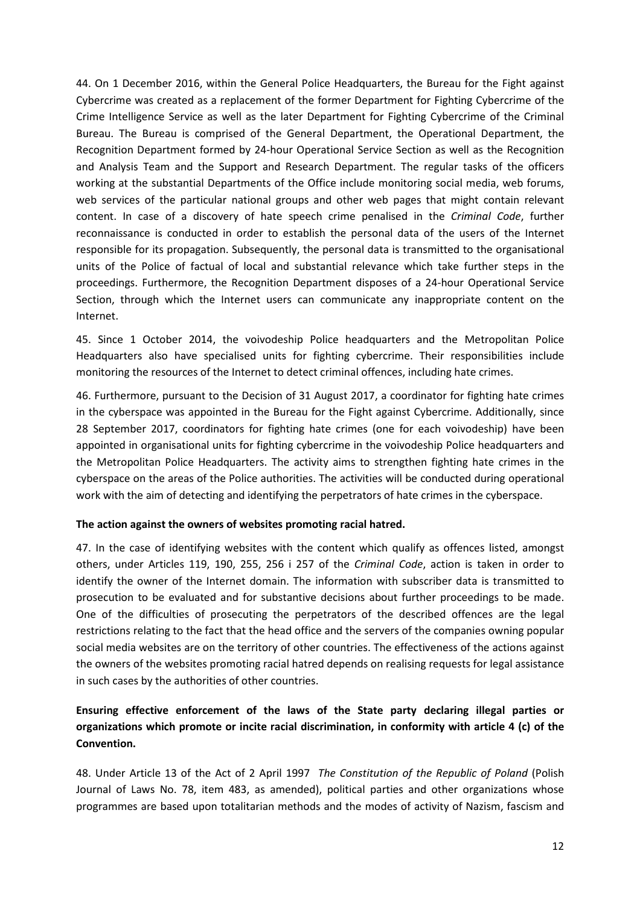44. On 1 December 2016, within the General Police Headquarters, the Bureau for the Fight against Cybercrime was created as a replacement of the former Department for Fighting Cybercrime of the Crime Intelligence Service as well as the later Department for Fighting Cybercrime of the Criminal Bureau. The Bureau is comprised of the General Department, the Operational Department, the Recognition Department formed by 24-hour Operational Service Section as well as the Recognition and Analysis Team and the Support and Research Department. The regular tasks of the officers working at the substantial Departments of the Office include monitoring social media, web forums, web services of the particular national groups and other web pages that might contain relevant content. In case of a discovery of hate speech crime penalised in the *Criminal Code*, further reconnaissance is conducted in order to establish the personal data of the users of the Internet responsible for its propagation. Subsequently, the personal data is transmitted to the organisational units of the Police of factual of local and substantial relevance which take further steps in the proceedings. Furthermore, the Recognition Department disposes of a 24-hour Operational Service Section, through which the Internet users can communicate any inappropriate content on the Internet.

45. Since 1 October 2014, the voivodeship Police headquarters and the Metropolitan Police Headquarters also have specialised units for fighting cybercrime. Their responsibilities include monitoring the resources of the Internet to detect criminal offences, including hate crimes.

46. Furthermore, pursuant to the Decision of 31 August 2017, a coordinator for fighting hate crimes in the cyberspace was appointed in the Bureau for the Fight against Cybercrime. Additionally, since 28 September 2017, coordinators for fighting hate crimes (one for each voivodeship) have been appointed in organisational units for fighting cybercrime in the voivodeship Police headquarters and the Metropolitan Police Headquarters. The activity aims to strengthen fighting hate crimes in the cyberspace on the areas of the Police authorities. The activities will be conducted during operational work with the aim of detecting and identifying the perpetrators of hate crimes in the cyberspace.

**The action against the owners of websites promoting racial hatred.**

47. In the case of identifying websites with the content which qualify as offences listed, amongst others, under Articles 119, 190, 255, 256 i 257 of the *Criminal Code*, action is taken in order to identify the owner of the Internet domain. The information with subscriber data is transmitted to prosecution to be evaluated and for substantive decisions about further proceedings to be made. One of the difficulties of prosecuting the perpetrators of the described offences are the legal restrictions relating to the fact that the head office and the servers of the companies owning popular social media websites are on the territory of other countries. The effectiveness of the actions against the owners of the websites promoting racial hatred depends on realising requests for legal assistance in such cases by the authorities of other countries.

**Ensuring effective enforcement of the laws of the State party declaring illegal parties or organizations which promote or incite racial discrimination, in conformity with article 4 (c) of the Convention.**

48. Under Article 13 of the Act of 2 April 1997 *The Constitution of the Republic of Poland* (Polish Journal of Laws No. 78, item 483, as amended), political parties and other organizations whose programmes are based upon totalitarian methods and the modes of activity of Nazism, fascism and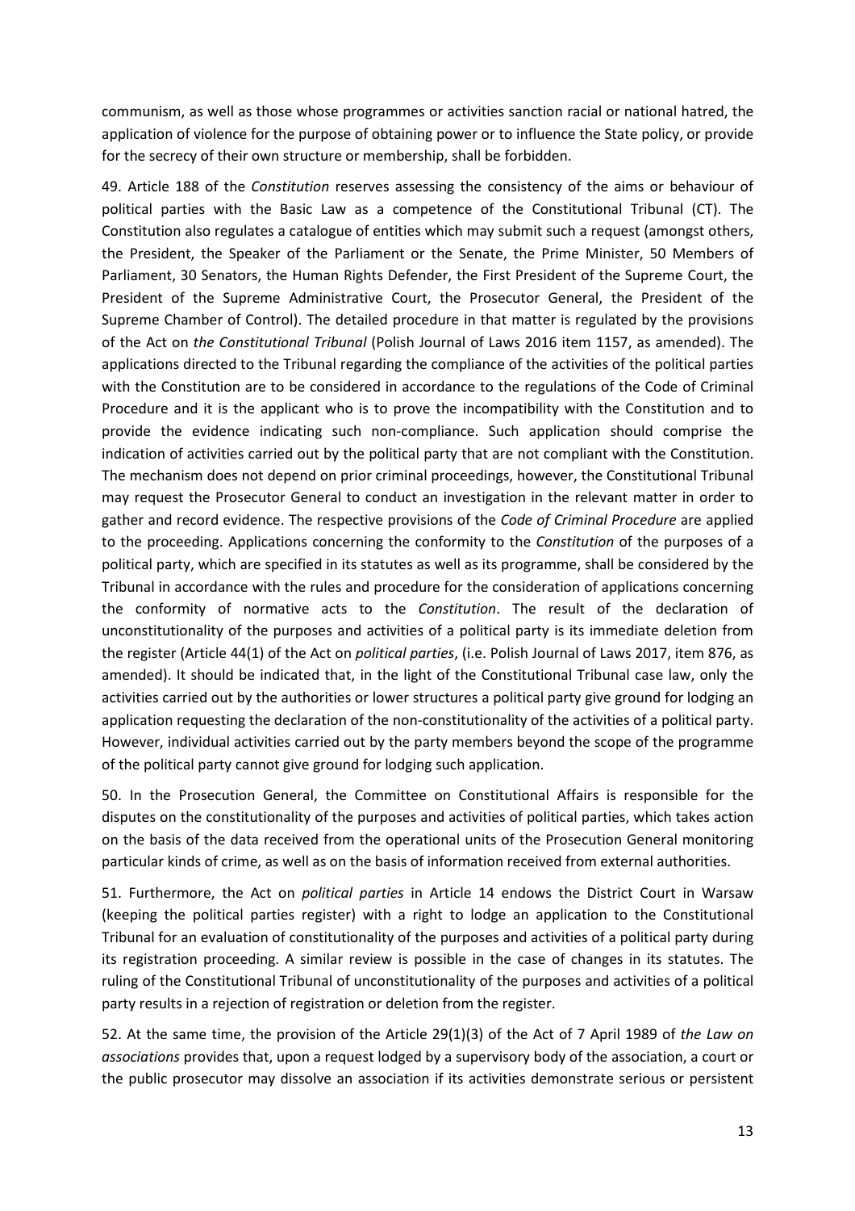communism, as well as those whose programmes or activities sanction racial or national hatred, the application of violence for the purpose of obtaining power or to influence the State policy, or provide for the secrecy of their own structure or membership, shall be forbidden.

49. Article 188 of the *Constitution* reserves assessing the consistency of the aims or behaviour of political parties with the Basic Law as a competence of the Constitutional Tribunal (CT). The Constitution also regulates a catalogue of entities which may submit such a request (amongst others, the President, the Speaker of the Parliament or the Senate, the Prime Minister, 50 Members of Parliament, 30 Senators, the Human Rights Defender, the First President of the Supreme Court, the President of the Supreme Administrative Court, the Prosecutor General, the President of the Supreme Chamber of Control). The detailed procedure in that matter is regulated by the provisions of the Act on *the Constitutional Tribunal* (Polish Journal of Laws 2016 item 1157, as amended). The applications directed to the Tribunal regarding the compliance of the activities of the political parties with the Constitution are to be considered in accordance to the regulations of the Code of Criminal Procedure and it is the applicant who is to prove the incompatibility with the Constitution and to provide the evidence indicating such non-compliance. Such application should comprise the indication of activities carried out by the political party that are not compliant with the Constitution. The mechanism does not depend on prior criminal proceedings, however, the Constitutional Tribunal may request the Prosecutor General to conduct an investigation in the relevant matter in order to gather and record evidence. The respective provisions of the *Code of Criminal Procedure* are applied to the proceeding. Applications concerning the conformity to the *Constitution* of the purposes of a political party, which are specified in its statutes as well as its programme, shall be considered by the Tribunal in accordance with the rules and procedure for the consideration of applications concerning the conformity of normative acts to the *Constitution*. The result of the declaration of unconstitutionality of the purposes and activities of a political party is its immediate deletion from the register (Article 44(1) of the Act on *political parties*, (i.e. Polish Journal of Laws 2017, item 876, as amended). It should be indicated that, in the light of the Constitutional Tribunal case law, only the activities carried out by the authorities or lower structures a political party give ground for lodging an application requesting the declaration of the non-constitutionality of the activities of a political party. However, individual activities carried out by the party members beyond the scope of the programme of the political party cannot give ground for lodging such application.

50. In the Prosecution General, the Committee on Constitutional Affairs is responsible for the disputes on the constitutionality of the purposes and activities of political parties, which takes action on the basis of the data received from the operational units of the Prosecution General monitoring particular kinds of crime, as well as on the basis of information received from external authorities.

51. Furthermore, the Act on *political parties* in Article 14 endows the District Court in Warsaw (keeping the political parties register) with a right to lodge an application to the Constitutional Tribunal for an evaluation of constitutionality of the purposes and activities of a political party during its registration proceeding. A similar review is possible in the case of changes in its statutes. The ruling of the Constitutional Tribunal of unconstitutionality of the purposes and activities of a political party results in a rejection of registration or deletion from the register.

52. At the same time, the provision of the Article 29(1)(3) of the Act of 7 April 1989 of *the Law on associations* provides that, upon a request lodged by a supervisory body of the association, a court or the public prosecutor may dissolve an association if its activities demonstrate serious or persistent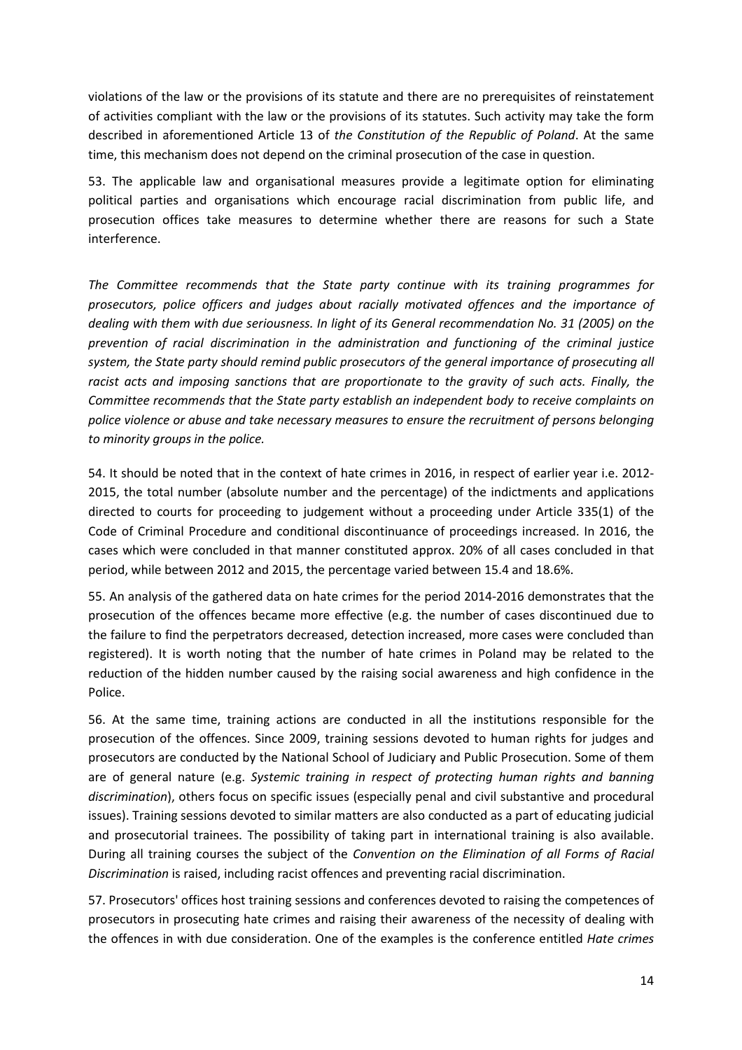violations of the law or the provisions of its statute and there are no prerequisites of reinstatement of activities compliant with the law or the provisions of its statutes. Such activity may take the form described in aforementioned Article 13 of *the Constitution of the Republic of Poland*. At the same time, this mechanism does not depend on the criminal prosecution of the case in question.

53. The applicable law and organisational measures provide a legitimate option for eliminating political parties and organisations which encourage racial discrimination from public life, and prosecution offices take measures to determine whether there are reasons for such a State interference.

*The Committee recommends that the State party continue with its training programmes for prosecutors, police officers and judges about racially motivated offences and the importance of dealing with them with due seriousness. In light of its General recommendation No. 31 (2005) on the prevention of racial discrimination in the administration and functioning of the criminal justice system, the State party should remind public prosecutors of the general importance of prosecuting all racist acts and imposing sanctions that are proportionate to the gravity of such acts. Finally, the Committee recommends that the State party establish an independent body to receive complaints on police violence or abuse and take necessary measures to ensure the recruitment of persons belonging to minority groups in the police.*

54. It should be noted that in the context of hate crimes in 2016, in respect of earlier year i.e. 2012-2015, the total number (absolute number and the percentage) of the indictments and applications directed to courts for proceeding to judgement without a proceeding under Article 335(1) of the Code of Criminal Procedure and conditional discontinuance of proceedings increased. In 2016, the cases which were concluded in that manner constituted approx. 20% of all cases concluded in that period, while between 2012 and 2015, the percentage varied between 15.4 and 18.6%.

55. An analysis of the gathered data on hate crimes for the period 2014-2016 demonstrates that the prosecution of the offences became more effective (e.g. the number of cases discontinued due to the failure to find the perpetrators decreased, detection increased, more cases were concluded than registered). It is worth noting that the number of hate crimes in Poland may be related to the reduction of the hidden number caused by the raising social awareness and high confidence in the Police.

56. At the same time, training actions are conducted in all the institutions responsible for the prosecution of the offences. Since 2009, training sessions devoted to human rights for judges and prosecutors are conducted by the National School of Judiciary and Public Prosecution. Some of them are of general nature (e.g. *Systemic training in respect of protecting human rights and banning discrimination*), others focus on specific issues (especially penal and civil substantive and procedural issues). Training sessions devoted to similar matters are also conducted as a part of educating judicial and prosecutorial trainees. The possibility of taking part in international training is also available. During all training courses the subject of the *Convention on the Elimination of all Forms of Racial Discrimination* is raised, including racist offences and preventing racial discrimination.

57. Prosecutors' offices host training sessions and conferences devoted to raising the competences of prosecutors in prosecuting hate crimes and raising their awareness of the necessity of dealing with the offences in with due consideration. One of the examples is the conference entitled *Hate crimes*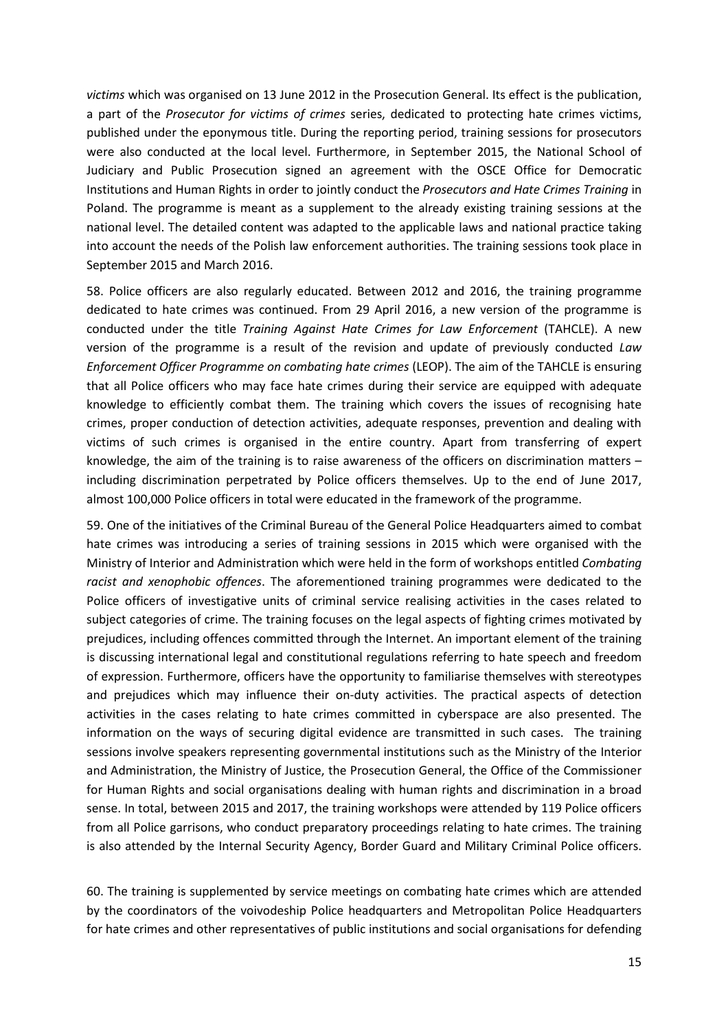*victims* which was organised on 13 June 2012 in the Prosecution General. Its effect is the publication, a part of the *Prosecutor for victims of crimes* series, dedicated to protecting hate crimes victims, published under the eponymous title. During the reporting period, training sessions for prosecutors were also conducted at the local level. Furthermore, in September 2015, the National School of Judiciary and Public Prosecution signed an agreement with the OSCE Office for Democratic Institutions and Human Rights in order to jointly conduct the *Prosecutors and Hate Crimes Training* in Poland. The programme is meant as a supplement to the already existing training sessions at the national level. The detailed content was adapted to the applicable laws and national practice taking into account the needs of the Polish law enforcement authorities. The training sessions took place in September 2015 and March 2016.

58. Police officers are also regularly educated. Between 2012 and 2016, the training programme dedicated to hate crimes was continued. From 29 April 2016, a new version of the programme is conducted under the title *Training Against Hate Crimes for Law Enforcement* (TAHCLE). A new version of the programme is a result of the revision and update of previously conducted *Law Enforcement Officer Programme on combating hate crimes* (LEOP). The aim of the TAHCLE is ensuring that all Police officers who may face hate crimes during their service are equipped with adequate knowledge to efficiently combat them. The training which covers the issues of recognising hate crimes, proper conduction of detection activities, adequate responses, prevention and dealing with victims of such crimes is organised in the entire country. Apart from transferring of expert knowledge, the aim of the training is to raise awareness of the officers on discrimination matters – including discrimination perpetrated by Police officers themselves. Up to the end of June 2017, almost 100,000 Police officers in total were educated in the framework of the programme.

59. One of the initiatives of the Criminal Bureau of the General Police Headquarters aimed to combat hate crimes was introducing a series of training sessions in 2015 which were organised with the Ministry of Interior and Administration which were held in the form of workshops entitled *Combating racist and xenophobic offences*. The aforementioned training programmes were dedicated to the Police officers of investigative units of criminal service realising activities in the cases related to subject categories of crime. The training focuses on the legal aspects of fighting crimes motivated by prejudices, including offences committed through the Internet. An important element of the training is discussing international legal and constitutional regulations referring to hate speech and freedom of expression. Furthermore, officers have the opportunity to familiarise themselves with stereotypes and prejudices which may influence their on-duty activities. The practical aspects of detection activities in the cases relating to hate crimes committed in cyberspace are also presented. The information on the ways of securing digital evidence are transmitted in such cases. The training sessions involve speakers representing governmental institutions such as the Ministry of the Interior and Administration, the Ministry of Justice, the Prosecution General, the Office of the Commissioner for Human Rights and social organisations dealing with human rights and discrimination in a broad sense. In total, between 2015 and 2017, the training workshops were attended by 119 Police officers from all Police garrisons, who conduct preparatory proceedings relating to hate crimes. The training is also attended by the Internal Security Agency, Border Guard and Military Criminal Police officers.

60. The training is supplemented by service meetings on combating hate crimes which are attended by the coordinators of the voivodeship Police headquarters and Metropolitan Police Headquarters for hate crimes and other representatives of public institutions and social organisations for defending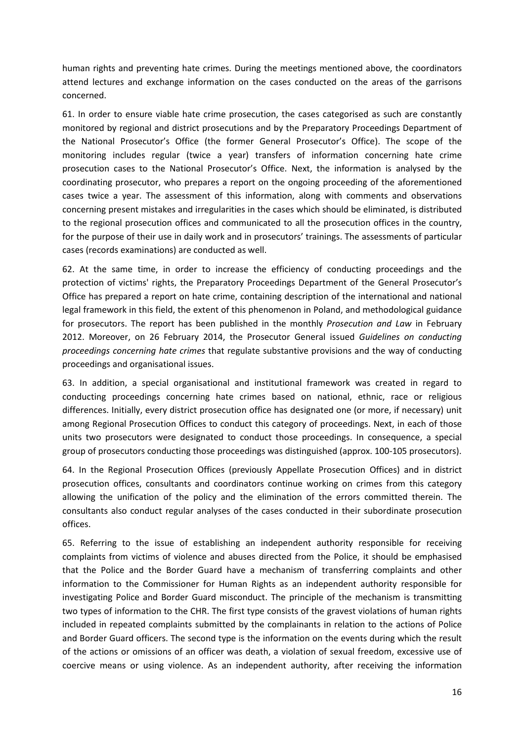human rights and preventing hate crimes. During the meetings mentioned above, the coordinators attend lectures and exchange information on the cases conducted on the areas of the garrisons concerned.

61. In order to ensure viable hate crime prosecution, the cases categorised as such are constantly monitored by regional and district prosecutions and by the Preparatory Proceedings Department of the National Prosecutor's Office (the former General Prosecutor's Office). The scope of the monitoring includes regular (twice a year) transfers of information concerning hate crime prosecution cases to the National Prosecutor's Office. Next, the information is analysed by the coordinating prosecutor, who prepares a report on the ongoing proceeding of the aforementioned cases twice a year. The assessment of this information, along with comments and observations concerning present mistakes and irregularities in the cases which should be eliminated, is distributed to the regional prosecution offices and communicated to all the prosecution offices in the country, for the purpose of their use in daily work and in prosecutors' trainings. The assessments of particular cases (records examinations) are conducted as well.

62. At the same time, in order to increase the efficiency of conducting proceedings and the protection of victims' rights, the Preparatory Proceedings Department of the General Prosecutor's Office has prepared a report on hate crime, containing description of the international and national legal framework in this field, the extent of this phenomenon in Poland, and methodological guidance for prosecutors. The report has been published in the monthly *Prosecution and Law* in February 2012. Moreover, on 26 February 2014, the Prosecutor General issued *Guidelines on conducting proceedings concerning hate crimes* that regulate substantive provisions and the way of conducting proceedings and organisational issues.

63. In addition, a special organisational and institutional framework was created in regard to conducting proceedings concerning hate crimes based on national, ethnic, race or religious differences. Initially, every district prosecution office has designated one (or more, if necessary) unit among Regional Prosecution Offices to conduct this category of proceedings. Next, in each of those units two prosecutors were designated to conduct those proceedings. In consequence, a special group of prosecutors conducting those proceedings was distinguished (approx. 100-105 prosecutors).

64. In the Regional Prosecution Offices (previously Appellate Prosecution Offices) and in district prosecution offices, consultants and coordinators continue working on crimes from this category allowing the unification of the policy and the elimination of the errors committed therein. The consultants also conduct regular analyses of the cases conducted in their subordinate prosecution offices.

65. Referring to the issue of establishing an independent authority responsible for receiving complaints from victims of violence and abuses directed from the Police, it should be emphasised that the Police and the Border Guard have a mechanism of transferring complaints and other information to the Commissioner for Human Rights as an independent authority responsible for investigating Police and Border Guard misconduct. The principle of the mechanism is transmitting two types of information to the CHR. The first type consists of the gravest violations of human rights included in repeated complaints submitted by the complainants in relation to the actions of Police and Border Guard officers. The second type is the information on the events during which the result of the actions or omissions of an officer was death, a violation of sexual freedom, excessive use of coercive means or using violence. As an independent authority, after receiving the information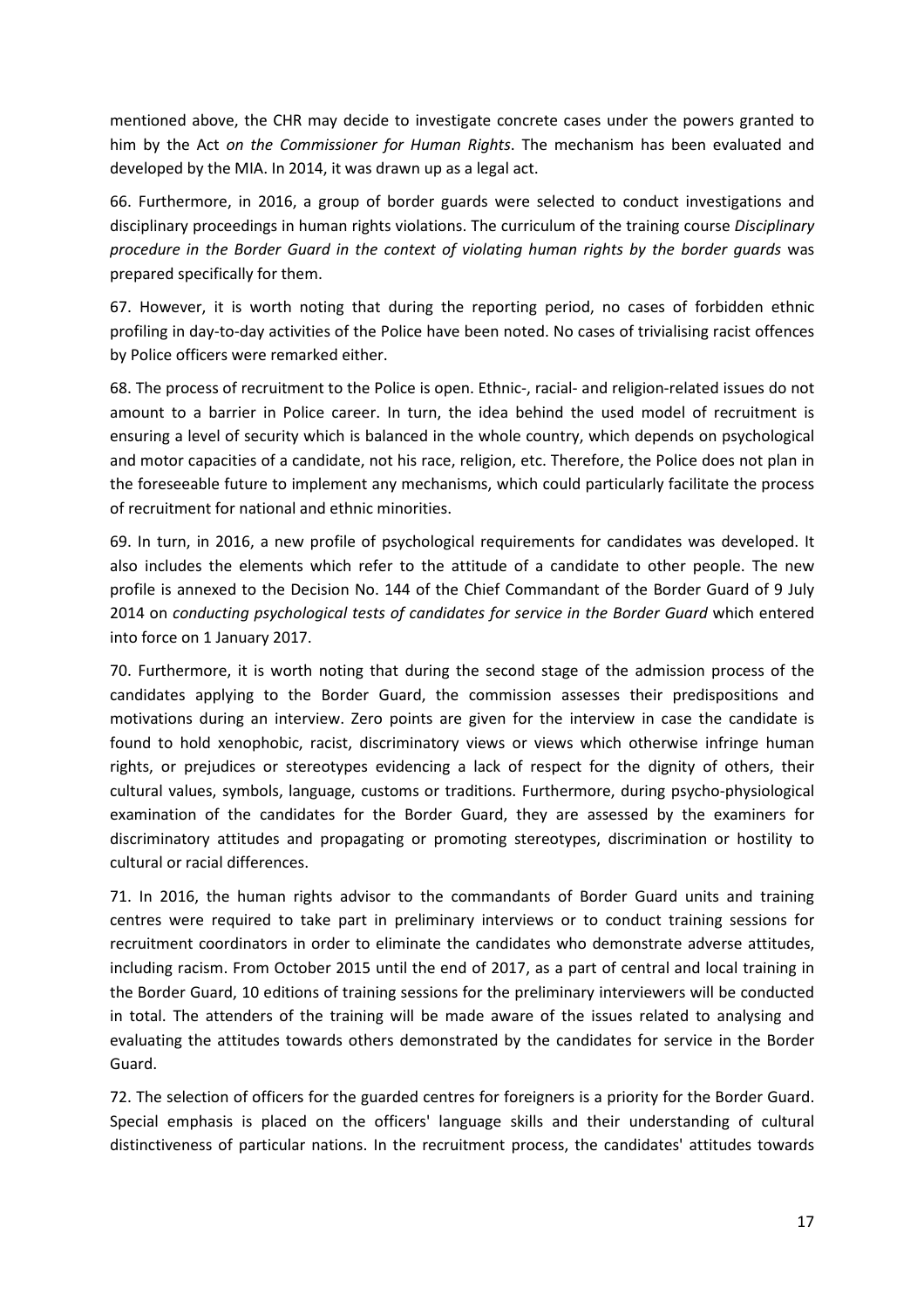mentioned above, the CHR may decide to investigate concrete cases under the powers granted to him by the Act *on the Commissioner for Human Rights*. The mechanism has been evaluated and developed by the MIA. In 2014, it was drawn up as a legal act.

66. Furthermore, in 2016, a group of border guards were selected to conduct investigations and disciplinary proceedings in human rights violations. The curriculum of the training course *Disciplinary procedure in the Border Guard in the context of violating human rights by the border guards* was prepared specifically for them.

67. However, it is worth noting that during the reporting period, no cases of forbidden ethnic profiling in day-to-day activities of the Police have been noted. No cases of trivialising racist offences by Police officers were remarked either.

68. The process of recruitment to the Police is open. Ethnic-, racial- and religion-related issues do not amount to a barrier in Police career. In turn, the idea behind the used model of recruitment is ensuring a level of security which is balanced in the whole country, which depends on psychological and motor capacities of a candidate, not his race, religion, etc. Therefore, the Police does not plan in the foreseeable future to implement any mechanisms, which could particularly facilitate the process of recruitment for national and ethnic minorities.

69. In turn, in 2016, a new profile of psychological requirements for candidates was developed. It also includes the elements which refer to the attitude of a candidate to other people. The new profile is annexed to the Decision No. 144 of the Chief Commandant of the Border Guard of 9 July 2014 on *conducting psychological tests of candidates for service in the Border Guard* which entered into force on 1 January 2017.

70. Furthermore, it is worth noting that during the second stage of the admission process of the candidates applying to the Border Guard, the commission assesses their predispositions and motivations during an interview. Zero points are given for the interview in case the candidate is found to hold xenophobic, racist, discriminatory views or views which otherwise infringe human rights, or prejudices or stereotypes evidencing a lack of respect for the dignity of others, their cultural values, symbols, language, customs or traditions. Furthermore, during psycho-physiological examination of the candidates for the Border Guard, they are assessed by the examiners for discriminatory attitudes and propagating or promoting stereotypes, discrimination or hostility to cultural or racial differences.

71. In 2016, the human rights advisor to the commandants of Border Guard units and training centres were required to take part in preliminary interviews or to conduct training sessions for recruitment coordinators in order to eliminate the candidates who demonstrate adverse attitudes, including racism. From October 2015 until the end of 2017, as a part of central and local training in the Border Guard, 10 editions of training sessions for the preliminary interviewers will be conducted in total. The attenders of the training will be made aware of the issues related to analysing and evaluating the attitudes towards others demonstrated by the candidates for service in the Border Guard.

72. The selection of officers for the guarded centres for foreigners is a priority for the Border Guard. Special emphasis is placed on the officers' language skills and their understanding of cultural distinctiveness of particular nations. In the recruitment process, the candidates' attitudes towards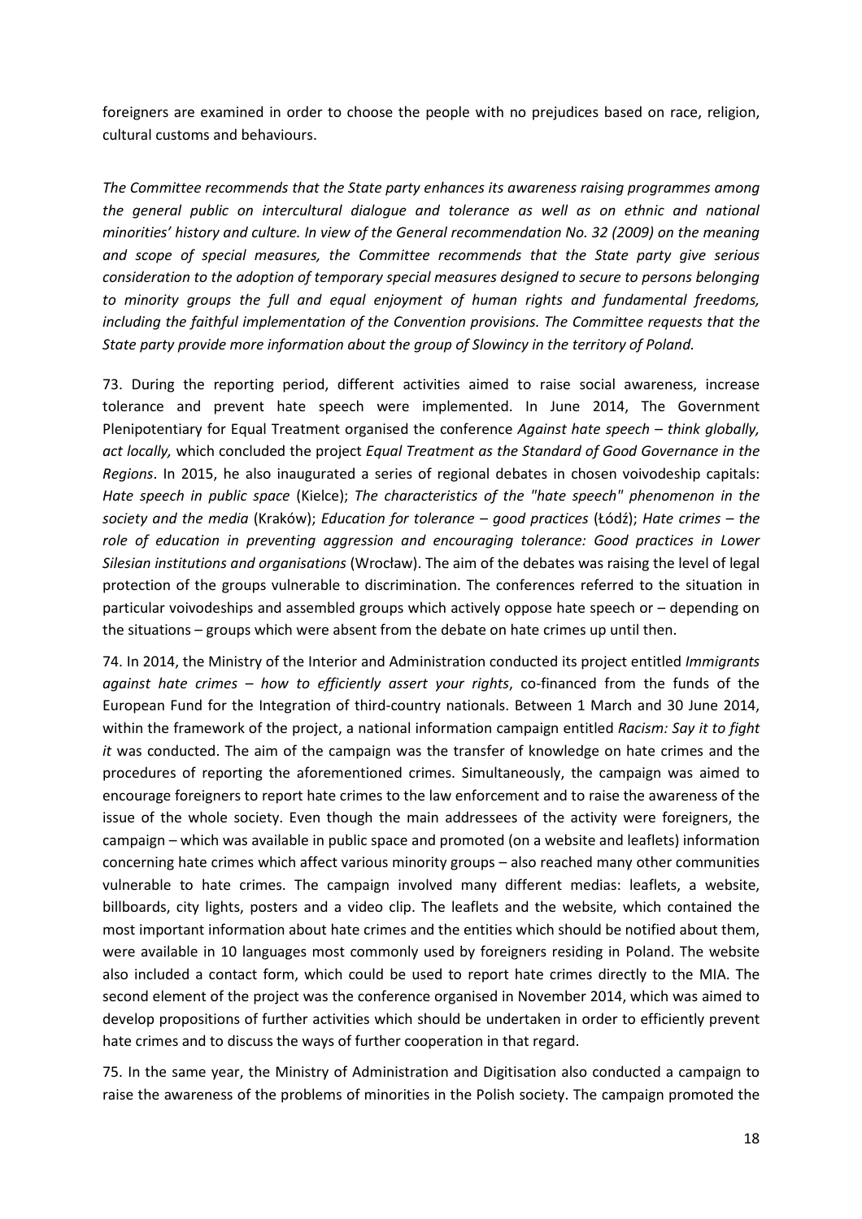foreigners are examined in order to choose the people with no prejudices based on race, religion, cultural customs and behaviours.

*The Committee recommends that the State party enhances its awareness raising programmes among the general public on intercultural dialogue and tolerance as well as on ethnic and national minorities' history and culture. In view of the General recommendation No. 32 (2009) on the meaning and scope of special measures, the Committee recommends that the State party give serious consideration to the adoption of temporary special measures designed to secure to persons belonging to minority groups the full and equal enjoyment of human rights and fundamental freedoms, including the faithful implementation of the Convention provisions. The Committee requests that the State party provide more information about the group of Slowincy in the territory of Poland.*

73. During the reporting period, different activities aimed to raise social awareness, increase tolerance and prevent hate speech were implemented. In June 2014, The Government Plenipotentiary for Equal Treatment organised the conference *Against hate speech – think globally, act locally,* which concluded the project *Equal Treatment as the Standard of Good Governance in the Regions*. In 2015, he also inaugurated a series of regional debates in chosen voivodeship capitals: *Hate speech in public space* (Kielce); *The characteristics of the "hate speech" phenomenon in the society and the media* (Kraków); *Education for tolerance – good practices* (Łódź); *Hate crimes – the role of education in preventing aggression and encouraging tolerance: Good practices in Lower Silesian institutions and organisations* (Wrocław). The aim of the debates was raising the level of legal protection of the groups vulnerable to discrimination. The conferences referred to the situation in particular voivodeships and assembled groups which actively oppose hate speech or – depending on the situations – groups which were absent from the debate on hate crimes up until then.

74. In 2014, the Ministry of the Interior and Administration conducted its project entitled *Immigrants against hate crimes – how to efficiently assert your rights*, co-financed from the funds of the European Fund for the Integration of third-country nationals. Between 1 March and 30 June 2014, within the framework of the project, a national information campaign entitled *Racism: Say it to fight it* was conducted. The aim of the campaign was the transfer of knowledge on hate crimes and the procedures of reporting the aforementioned crimes. Simultaneously, the campaign was aimed to encourage foreigners to report hate crimes to the law enforcement and to raise the awareness of the issue of the whole society. Even though the main addressees of the activity were foreigners, the campaign – which was available in public space and promoted (on a website and leaflets) information concerning hate crimes which affect various minority groups – also reached many other communities vulnerable to hate crimes. The campaign involved many different medias: leaflets, a website, billboards, city lights, posters and a video clip. The leaflets and the website, which contained the most important information about hate crimes and the entities which should be notified about them, were available in 10 languages most commonly used by foreigners residing in Poland. The website also included a contact form, which could be used to report hate crimes directly to the MIA. The second element of the project was the conference organised in November 2014, which was aimed to develop propositions of further activities which should be undertaken in order to efficiently prevent hate crimes and to discuss the ways of further cooperation in that regard.

75. In the same year, the Ministry of Administration and Digitisation also conducted a campaign to raise the awareness of the problems of minorities in the Polish society. The campaign promoted the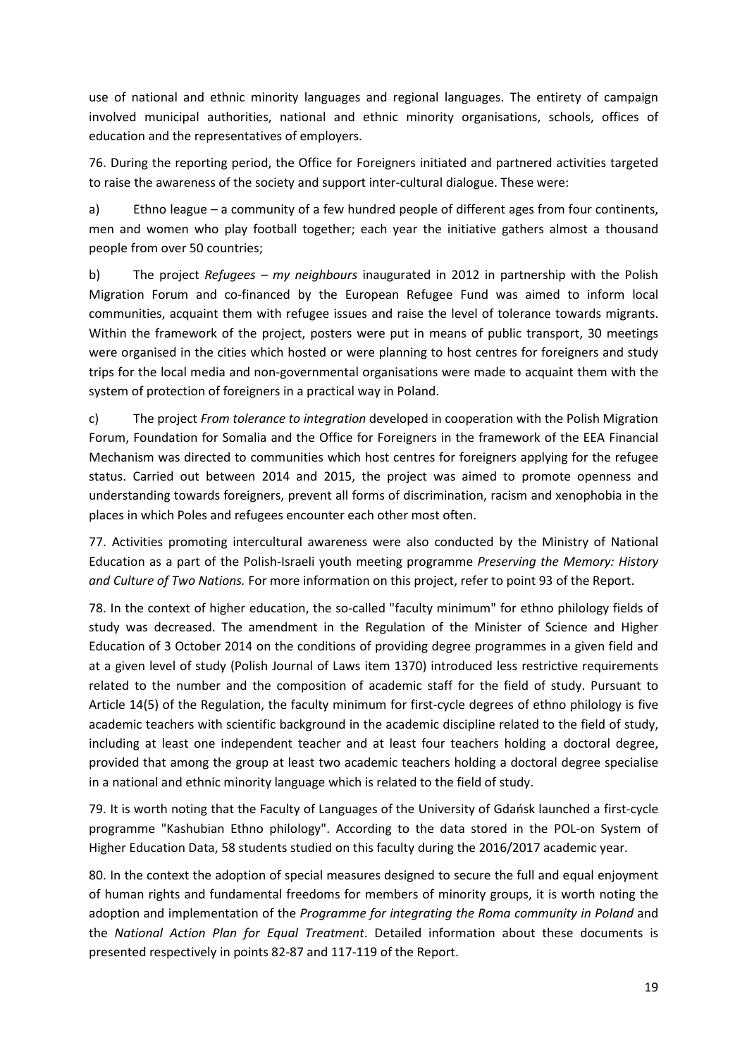use of national and ethnic minority languages and regional languages. The entirety of campaign involved municipal authorities, national and ethnic minority organisations, schools, offices of education and the representatives of employers.

76. During the reporting period, the Office for Foreigners initiated and partnered activities targeted to raise the awareness of the society and support inter-cultural dialogue. These were:

a) Ethno league – a community of a few hundred people of different ages from four continents, men and women who play football together; each year the initiative gathers almost a thousand people from over 50 countries;

b) The project *Refugees – my neighbours* inaugurated in 2012 in partnership with the Polish Migration Forum and co-financed by the European Refugee Fund was aimed to inform local communities, acquaint them with refugee issues and raise the level of tolerance towards migrants. Within the framework of the project, posters were put in means of public transport, 30 meetings were organised in the cities which hosted or were planning to host centres for foreigners and study trips for the local media and non-governmental organisations were made to acquaint them with the system of protection of foreigners in a practical way in Poland.

c) The project *From tolerance to integration* developed in cooperation with the Polish Migration Forum, Foundation for Somalia and the Office for Foreigners in the framework of the EEA Financial Mechanism was directed to communities which host centres for foreigners applying for the refugee status. Carried out between 2014 and 2015, the project was aimed to promote openness and understanding towards foreigners, prevent all forms of discrimination, racism and xenophobia in the places in which Poles and refugees encounter each other most often.

77. Activities promoting intercultural awareness were also conducted by the Ministry of National Education as a part of the Polish-Israeli youth meeting programme *Preserving the Memory: History and Culture of Two Nations.* For more information on this project, refer to point 93 of the Report.

78. In the context of higher education, the so-called "faculty minimum" for ethno philology fields of study was decreased. The amendment in the Regulation of the Minister of Science and Higher Education of 3 October 2014 on the conditions of providing degree programmes in a given field and at a given level of study (Polish Journal of Laws item 1370) introduced less restrictive requirements related to the number and the composition of academic staff for the field of study. Pursuant to Article 14(5) of the Regulation, the faculty minimum for first-cycle degrees of ethno philology is five academic teachers with scientific background in the academic discipline related to the field of study, including at least one independent teacher and at least four teachers holding a doctoral degree, provided that among the group at least two academic teachers holding a doctoral degree specialise in a national and ethnic minority language which is related to the field of study.

79. It is worth noting that the Faculty of Languages of the University of Gdańsk launched a first-cycle programme "Kashubian Ethno philology". According to the data stored in the POL-on System of Higher Education Data, 58 students studied on this faculty during the 2016/2017 academic year.

80. In the context the adoption of special measures designed to secure the full and equal enjoyment of human rights and fundamental freedoms for members of minority groups, it is worth noting the adoption and implementation of the *Programme for integrating the Roma community in Poland* and the *National Action Plan for Equal Treatment*. Detailed information about these documents is presented respectively in points 82-87 and 117-119 of the Report.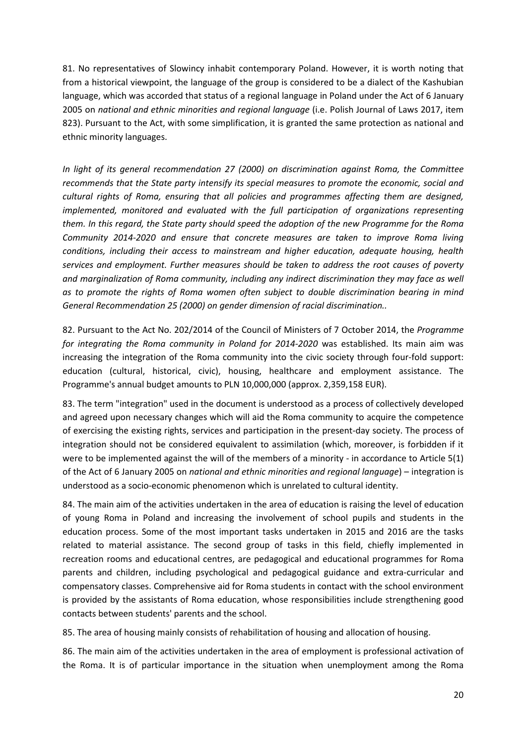81. No representatives of Slowincy inhabit contemporary Poland. However, it is worth noting that from a historical viewpoint, the language of the group is considered to be a dialect of the Kashubian language, which was accorded that status of a regional language in Poland under the Act of 6 January 2005 on *national and ethnic minorities and regional language* (i.e. Polish Journal of Laws 2017, item 823). Pursuant to the Act, with some simplification, it is granted the same protection as national and ethnic minority languages.

*In light of its general recommendation 27 (2000) on discrimination against Roma, the Committee recommends that the State party intensify its special measures to promote the economic, social and cultural rights of Roma, ensuring that all policies and programmes affecting them are designed, implemented, monitored and evaluated with the full participation of organizations representing them. In this regard, the State party should speed the adoption of the new Programme for the Roma Community 2014-2020 and ensure that concrete measures are taken to improve Roma living conditions, including their access to mainstream and higher education, adequate housing, health services and employment. Further measures should be taken to address the root causes of poverty and marginalization of Roma community, including any indirect discrimination they may face as well as to promote the rights of Roma women often subject to double discrimination bearing in mind General Recommendation 25 (2000) on gender dimension of racial discrimination..*

82. Pursuant to the Act No. 202/2014 of the Council of Ministers of 7 October 2014, the *Programme for integrating the Roma community in Poland for 2014-2020* was established. Its main aim was increasing the integration of the Roma community into the civic society through four-fold support: education (cultural, historical, civic), housing, healthcare and employment assistance. The Programme's annual budget amounts to PLN 10,000,000 (approx. 2,359,158 EUR).

83. The term "integration" used in the document is understood as a process of collectively developed and agreed upon necessary changes which will aid the Roma community to acquire the competence of exercising the existing rights, services and participation in the present-day society. The process of integration should not be considered equivalent to assimilation (which, moreover, is forbidden if it were to be implemented against the will of the members of a minority - in accordance to Article 5(1) of the Act of 6 January 2005 on *national and ethnic minorities and regional language*) – integration is understood as a socio-economic phenomenon which is unrelated to cultural identity.

84. The main aim of the activities undertaken in the area of education is raising the level of education of young Roma in Poland and increasing the involvement of school pupils and students in the education process. Some of the most important tasks undertaken in 2015 and 2016 are the tasks related to material assistance. The second group of tasks in this field, chiefly implemented in recreation rooms and educational centres, are pedagogical and educational programmes for Roma parents and children, including psychological and pedagogical guidance and extra-curricular and compensatory classes. Comprehensive aid for Roma students in contact with the school environment is provided by the assistants of Roma education, whose responsibilities include strengthening good contacts between students' parents and the school.

85. The area of housing mainly consists of rehabilitation of housing and allocation of housing.

86. The main aim of the activities undertaken in the area of employment is professional activation of the Roma. It is of particular importance in the situation when unemployment among the Roma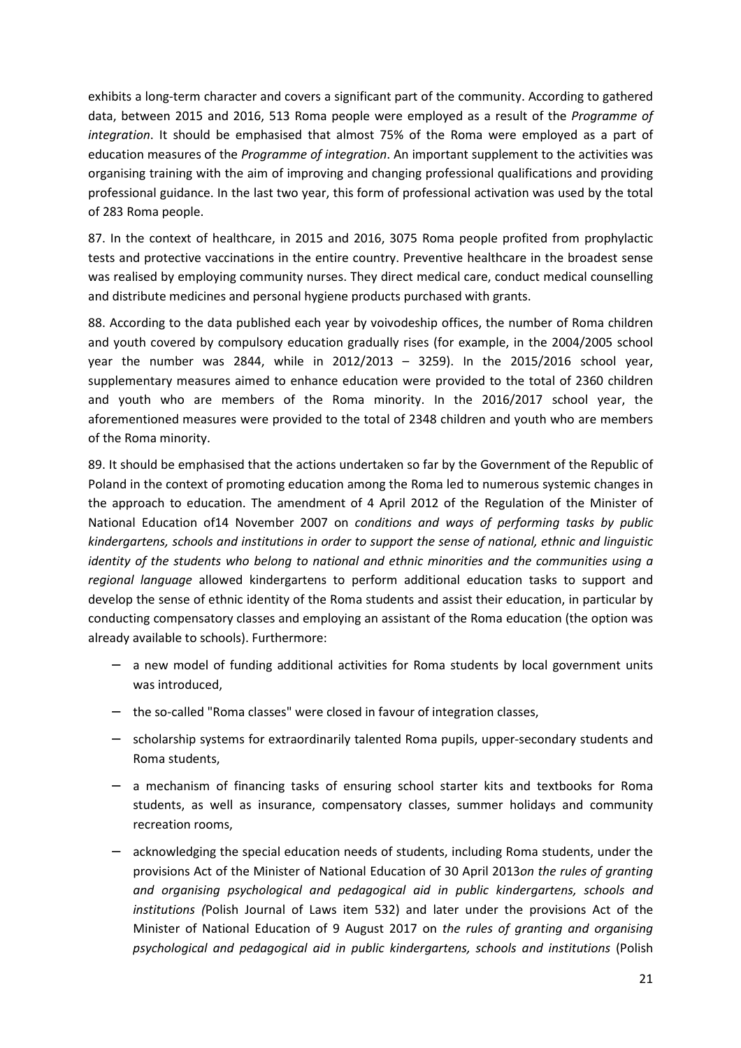exhibits a long-term character and covers a significant part of the community. According to gathered data, between 2015 and 2016, 513 Roma people were employed as a result of the *Programme of integration*. It should be emphasised that almost 75% of the Roma were employed as a part of education measures of the *Programme of integration*. An important supplement to the activities was organising training with the aim of improving and changing professional qualifications and providing professional guidance. In the last two year, this form of professional activation was used by the total of 283 Roma people.

87. In the context of healthcare, in 2015 and 2016, 3075 Roma people profited from prophylactic tests and protective vaccinations in the entire country. Preventive healthcare in the broadest sense was realised by employing community nurses. They direct medical care, conduct medical counselling and distribute medicines and personal hygiene products purchased with grants.

88. According to the data published each year by voivodeship offices, the number of Roma children and youth covered by compulsory education gradually rises (for example, in the 2004/2005 school year the number was 2844, while in 2012/2013 – 3259). In the 2015/2016 school year, supplementary measures aimed to enhance education were provided to the total of 2360 children and youth who are members of the Roma minority. In the 2016/2017 school year, the aforementioned measures were provided to the total of 2348 children and youth who are members of the Roma minority.

89. It should be emphasised that the actions undertaken so far by the Government of the Republic of Poland in the context of promoting education among the Roma led to numerous systemic changes in the approach to education. The amendment of 4 April 2012 of the Regulation of the Minister of National Education of14 November 2007 on *conditions and ways of performing tasks by public kindergartens, schools and institutions in order to support the sense of national, ethnic and linguistic identity of the students who belong to national and ethnic minorities and the communities using a regional language* allowed kindergartens to perform additional education tasks to support and develop the sense of ethnic identity of the Roma students and assist their education, in particular by conducting compensatory classes and employing an assistant of the Roma education (the option was already available to schools). Furthermore:

- a new model of funding additional activities for Roma students by local government units was introduced,
- the so-called "Roma classes" were closed in favour of integration classes,
- scholarship systems for extraordinarily talented Roma pupils, upper-secondary students and Roma students,
- a mechanism of financing tasks of ensuring school starter kits and textbooks for Roma students, as well as insurance, compensatory classes, summer holidays and community recreation rooms,
- acknowledging the special education needs of students, including Roma students, under the provisions Act of the Minister of National Education of 30 April 2013*on the rules of granting and organising psychological and pedagogical aid in public kindergartens, schools and institutions (*Polish Journal of Laws item 532) and later under the provisions Act of the Minister of National Education of 9 August 2017 on *the rules of granting and organising psychological and pedagogical aid in public kindergartens, schools and institutions* (Polish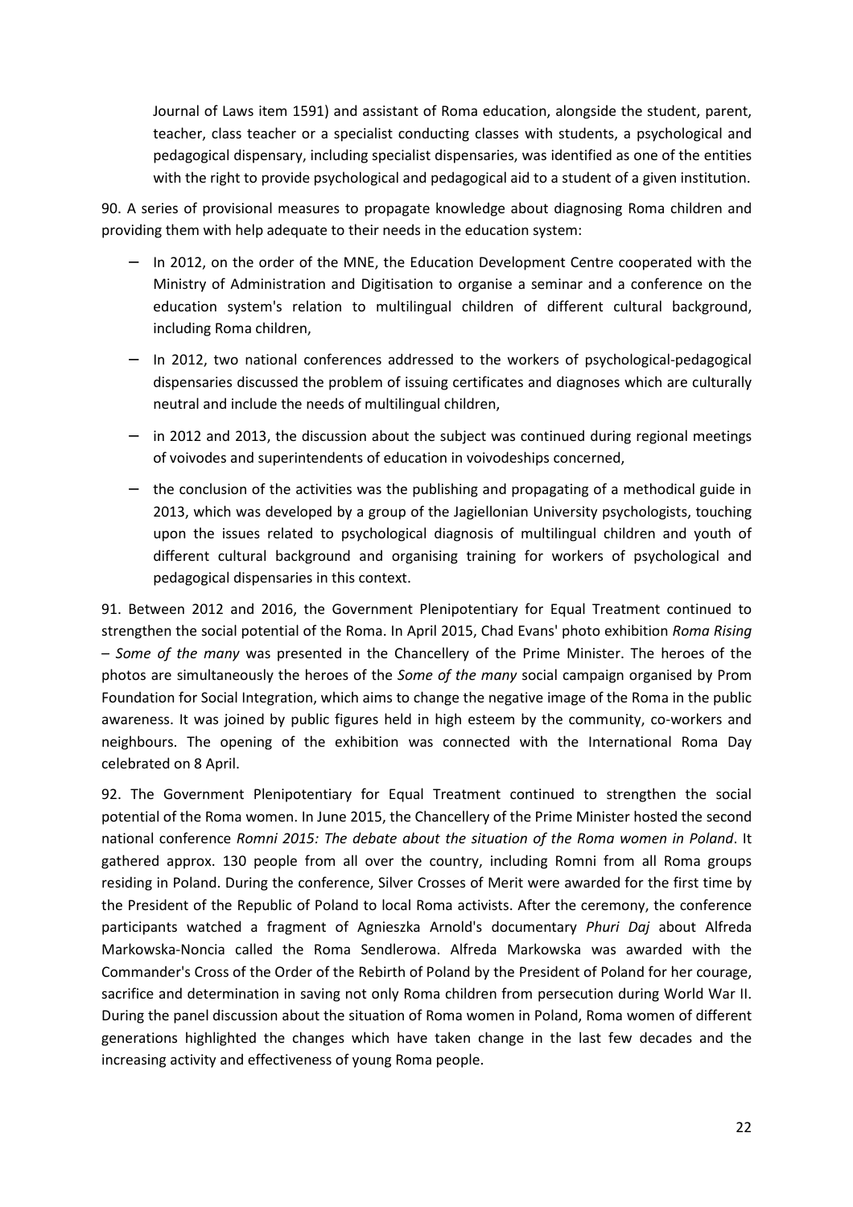Journal of Laws item 1591) and assistant of Roma education, alongside the student, parent, teacher, class teacher or a specialist conducting classes with students, a psychological and pedagogical dispensary, including specialist dispensaries, was identified as one of the entities with the right to provide psychological and pedagogical aid to a student of a given institution.

90. A series of provisional measures to propagate knowledge about diagnosing Roma children and providing them with help adequate to their needs in the education system:

- In 2012, on the order of the MNE, the Education Development Centre cooperated with the Ministry of Administration and Digitisation to organise a seminar and a conference on the education system's relation to multilingual children of different cultural background, including Roma children,
- In 2012, two national conferences addressed to the workers of psychological-pedagogical dispensaries discussed the problem of issuing certificates and diagnoses which are culturally neutral and include the needs of multilingual children,
- in 2012 and 2013, the discussion about the subject was continued during regional meetings of voivodes and superintendents of education in voivodeships concerned,
- the conclusion of the activities was the publishing and propagating of a methodical guide in 2013, which was developed by a group of the Jagiellonian University psychologists, touching upon the issues related to psychological diagnosis of multilingual children and youth of different cultural background and organising training for workers of psychological and pedagogical dispensaries in this context.

91. Between 2012 and 2016, the Government Plenipotentiary for Equal Treatment continued to strengthen the social potential of the Roma. In April 2015, Chad Evans' photo exhibition *Roma Rising – Some of the many* was presented in the Chancellery of the Prime Minister. The heroes of the photos are simultaneously the heroes of the *Some of the many* social campaign organised by Prom Foundation for Social Integration, which aims to change the negative image of the Roma in the public awareness. It was joined by public figures held in high esteem by the community, co-workers and neighbours. The opening of the exhibition was connected with the International Roma Day celebrated on 8 April.

92. The Government Plenipotentiary for Equal Treatment continued to strengthen the social potential of the Roma women. In June 2015, the Chancellery of the Prime Minister hosted the second national conference *Romni 2015: The debate about the situation of the Roma women in Poland*. It gathered approx. 130 people from all over the country, including Romni from all Roma groups residing in Poland. During the conference, Silver Crosses of Merit were awarded for the first time by the President of the Republic of Poland to local Roma activists. After the ceremony, the conference participants watched a fragment of Agnieszka Arnold's documentary *Phuri Daj* about Alfreda Markowska-Noncia called the Roma Sendlerowa. Alfreda Markowska was awarded with the Commander's Cross of the Order of the Rebirth of Poland by the President of Poland for her courage, sacrifice and determination in saving not only Roma children from persecution during World War II. During the panel discussion about the situation of Roma women in Poland, Roma women of different generations highlighted the changes which have taken change in the last few decades and the increasing activity and effectiveness of young Roma people.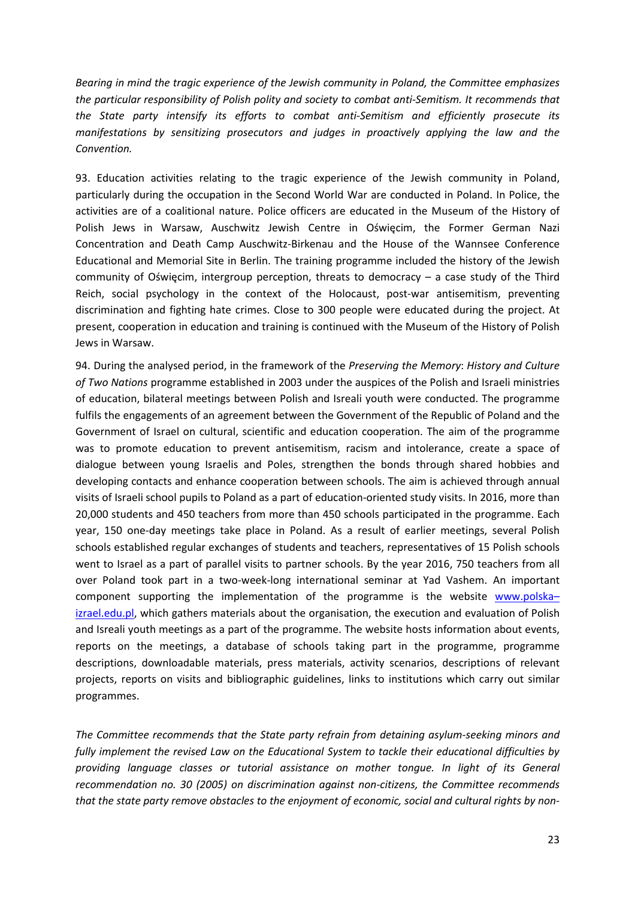*Bearing in mind the tragic experience of the Jewish community in Poland, the Committee emphasizes the particular responsibility of Polish polity and society to combat anti-Semitism. It recommends that the State party intensify its efforts to combat anti-Semitism and efficiently prosecute its manifestations by sensitizing prosecutors and judges in proactively applying the law and the Convention.*

93. Education activities relating to the tragic experience of the Jewish community in Poland, particularly during the occupation in the Second World War are conducted in Poland. In Police, the activities are of a coalitional nature. Police officers are educated in the Museum of the History of Polish Jews in Warsaw, Auschwitz Jewish Centre in Oświęcim, the Former German Nazi Concentration and Death Camp Auschwitz-Birkenau and the House of the Wannsee Conference Educational and Memorial Site in Berlin. The training programme included the history of the Jewish community of Oświęcim, intergroup perception, threats to democracy – a case study of the Third Reich, social psychology in the context of the Holocaust, post-war antisemitism, preventing discrimination and fighting hate crimes. Close to 300 people were educated during the project. At present, cooperation in education and training is continued with the Museum of the History of Polish Jews in Warsaw.

94. During the analysed period, in the framework of the *Preserving the Memory*: *History and Culture of Two Nations* programme established in 2003 under the auspices of the Polish and Israeli ministries of education, bilateral meetings between Polish and Isreali youth were conducted. The programme fulfils the engagements of an agreement between the Government of the Republic of Poland and the Government of Israel on cultural, scientific and education cooperation. The aim of the programme was to promote education to prevent antisemitism, racism and intolerance, create a space of dialogue between young Israelis and Poles, strengthen the bonds through shared hobbies and developing contacts and enhance cooperation between schools. The aim is achieved through annual visits of Israeli school pupils to Poland as a part of education-oriented study visits. In 2016, more than 20,000 students and 450 teachers from more than 450 schools participated in the programme. Each year, 150 one-day meetings take place in Poland. As a result of earlier meetings, several Polish schools established regular exchanges of students and teachers, representatives of 15 Polish schools went to Israel as a part of parallel visits to partner schools. By the year 2016, 750 teachers from all over Poland took part in a two-week-long international seminar at Yad Vashem. An important component supporting the implementation of the programme is the website www.polska–izrael.edu.pl, which gathers materials about the organisation, the execution and evaluation of Polish and Isreali youth meetings as a part of the programme. The website hosts information about events, reports on the meetings, a database of schools taking part in the programme, programme descriptions, downloadable materials, press materials, activity scenarios, descriptions of relevant projects, reports on visits and bibliographic guidelines, links to institutions which carry out similar programmes.

*The Committee recommends that the State party refrain from detaining asylum-seeking minors and fully implement the revised Law on the Educational System to tackle their educational difficulties by providing language classes or tutorial assistance on mother tongue. In light of its General recommendation no. 30 (2005) on discrimination against non-citizens, the Committee recommends that the state party remove obstacles to the enjoyment of economic, social and cultural rights by non-*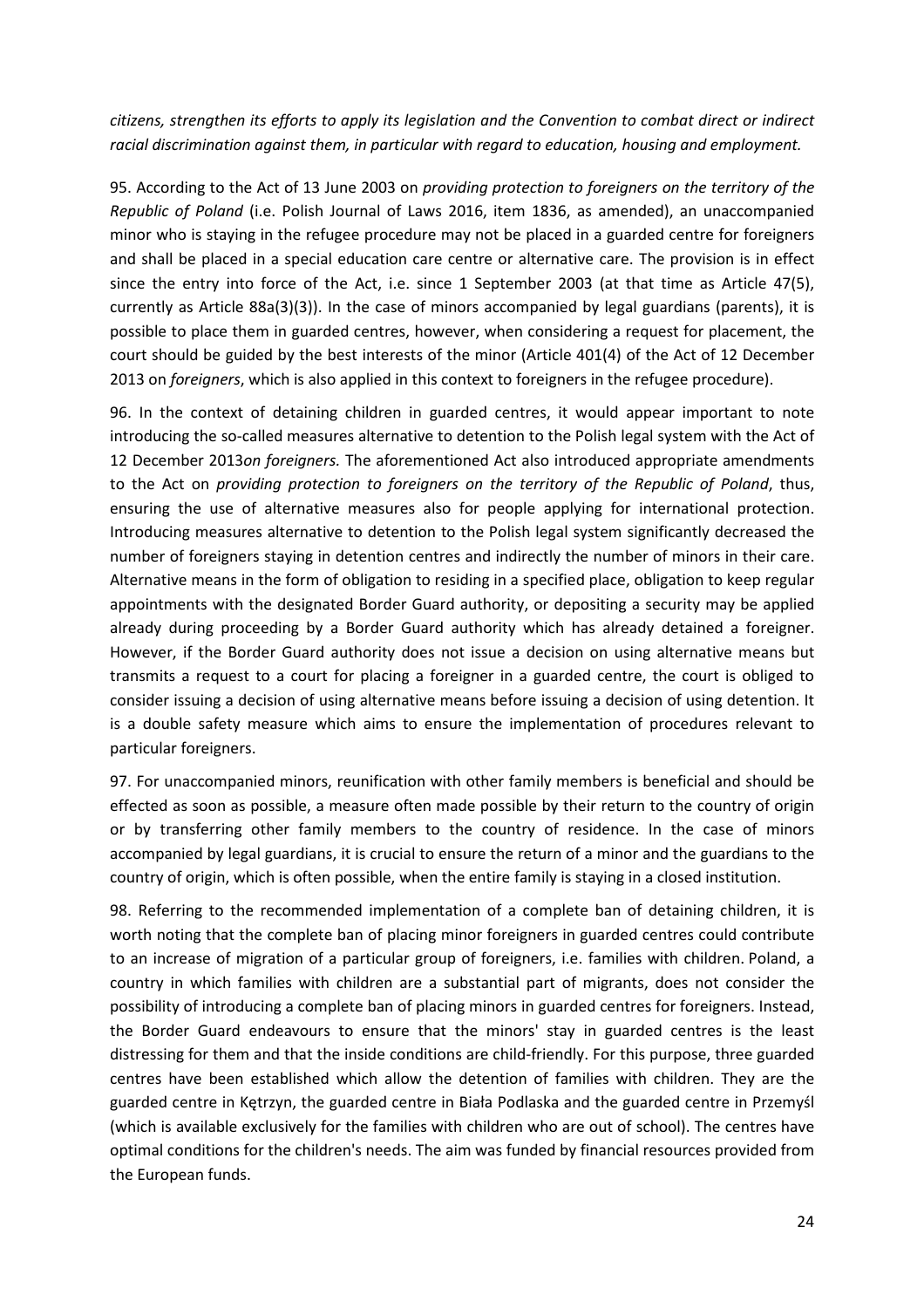*citizens, strengthen its efforts to apply its legislation and the Convention to combat direct or indirect racial discrimination against them, in particular with regard to education, housing and employment.*

95. According to the Act of 13 June 2003 on *providing protection to foreigners on the territory of the Republic of Poland* (i.e. Polish Journal of Laws 2016, item 1836, as amended), an unaccompanied minor who is staying in the refugee procedure may not be placed in a guarded centre for foreigners and shall be placed in a special education care centre or alternative care. The provision is in effect since the entry into force of the Act, i.e. since 1 September 2003 (at that time as Article 47(5), currently as Article 88a(3)(3)). In the case of minors accompanied by legal guardians (parents), it is possible to place them in guarded centres, however, when considering a request for placement, the court should be guided by the best interests of the minor (Article 401(4) of the Act of 12 December 2013 on *foreigners*, which is also applied in this context to foreigners in the refugee procedure).

96. In the context of detaining children in guarded centres, it would appear important to note introducing the so-called measures alternative to detention to the Polish legal system with the Act of 12 December 2013*on foreigners.* The aforementioned Act also introduced appropriate amendments to the Act on *providing protection to foreigners on the territory of the Republic of Poland*, thus, ensuring the use of alternative measures also for people applying for international protection. Introducing measures alternative to detention to the Polish legal system significantly decreased the number of foreigners staying in detention centres and indirectly the number of minors in their care. Alternative means in the form of obligation to residing in a specified place, obligation to keep regular appointments with the designated Border Guard authority, or depositing a security may be applied already during proceeding by a Border Guard authority which has already detained a foreigner. However, if the Border Guard authority does not issue a decision on using alternative means but transmits a request to a court for placing a foreigner in a guarded centre, the court is obliged to consider issuing a decision of using alternative means before issuing a decision of using detention. It is a double safety measure which aims to ensure the implementation of procedures relevant to particular foreigners.

97. For unaccompanied minors, reunification with other family members is beneficial and should be effected as soon as possible, a measure often made possible by their return to the country of origin or by transferring other family members to the country of residence. In the case of minors accompanied by legal guardians, it is crucial to ensure the return of a minor and the guardians to the country of origin, which is often possible, when the entire family is staying in a closed institution.

98. Referring to the recommended implementation of a complete ban of detaining children, it is worth noting that the complete ban of placing minor foreigners in guarded centres could contribute to an increase of migration of a particular group of foreigners, i.e. families with children. Poland, a country in which families with children are a substantial part of migrants, does not consider the possibility of introducing a complete ban of placing minors in guarded centres for foreigners. Instead, the Border Guard endeavours to ensure that the minors' stay in guarded centres is the least distressing for them and that the inside conditions are child-friendly. For this purpose, three guarded centres have been established which allow the detention of families with children. They are the guarded centre in Kętrzyn, the guarded centre in Biała Podlaska and the guarded centre in Przemyśl (which is available exclusively for the families with children who are out of school). The centres have optimal conditions for the children's needs. The aim was funded by financial resources provided from the European funds.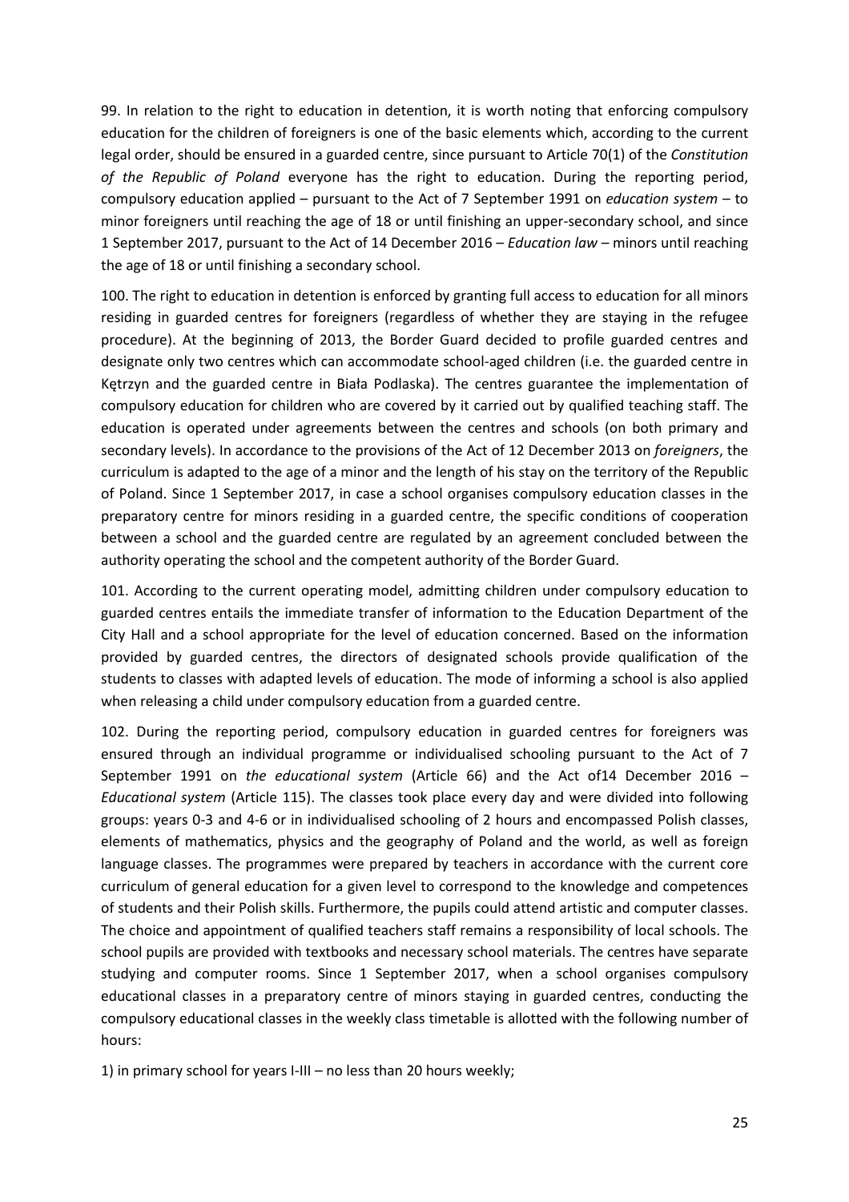99. In relation to the right to education in detention, it is worth noting that enforcing compulsory education for the children of foreigners is one of the basic elements which, according to the current legal order, should be ensured in a guarded centre, since pursuant to Article 70(1) of the *Constitution of the Republic of Poland* everyone has the right to education. During the reporting period, compulsory education applied – pursuant to the Act of 7 September 1991 on *education system* – to minor foreigners until reaching the age of 18 or until finishing an upper-secondary school, and since 1 September 2017, pursuant to the Act of 14 December 2016 – *Education law* – minors until reaching the age of 18 or until finishing a secondary school.

100. The right to education in detention is enforced by granting full access to education for all minors residing in guarded centres for foreigners (regardless of whether they are staying in the refugee procedure). At the beginning of 2013, the Border Guard decided to profile guarded centres and designate only two centres which can accommodate school-aged children (i.e. the guarded centre in Kętrzyn and the guarded centre in Biała Podlaska). The centres guarantee the implementation of compulsory education for children who are covered by it carried out by qualified teaching staff. The education is operated under agreements between the centres and schools (on both primary and secondary levels). In accordance to the provisions of the Act of 12 December 2013 on *foreigners*, the curriculum is adapted to the age of a minor and the length of his stay on the territory of the Republic of Poland. Since 1 September 2017, in case a school organises compulsory education classes in the preparatory centre for minors residing in a guarded centre, the specific conditions of cooperation between a school and the guarded centre are regulated by an agreement concluded between the authority operating the school and the competent authority of the Border Guard.

101. According to the current operating model, admitting children under compulsory education to guarded centres entails the immediate transfer of information to the Education Department of the City Hall and a school appropriate for the level of education concerned. Based on the information provided by guarded centres, the directors of designated schools provide qualification of the students to classes with adapted levels of education. The mode of informing a school is also applied when releasing a child under compulsory education from a guarded centre.

102. During the reporting period, compulsory education in guarded centres for foreigners was ensured through an individual programme or individualised schooling pursuant to the Act of 7 September 1991 on *the educational system* (Article 66) and the Act of14 December 2016 – *Educational system* (Article 115). The classes took place every day and were divided into following groups: years 0-3 and 4-6 or in individualised schooling of 2 hours and encompassed Polish classes, elements of mathematics, physics and the geography of Poland and the world, as well as foreign language classes. The programmes were prepared by teachers in accordance with the current core curriculum of general education for a given level to correspond to the knowledge and competences of students and their Polish skills. Furthermore, the pupils could attend artistic and computer classes. The choice and appointment of qualified teachers staff remains a responsibility of local schools. The school pupils are provided with textbooks and necessary school materials. The centres have separate studying and computer rooms. Since 1 September 2017, when a school organises compulsory educational classes in a preparatory centre of minors staying in guarded centres, conducting the compulsory educational classes in the weekly class timetable is allotted with the following number of hours:

1) in primary school for years I-III – no less than 20 hours weekly;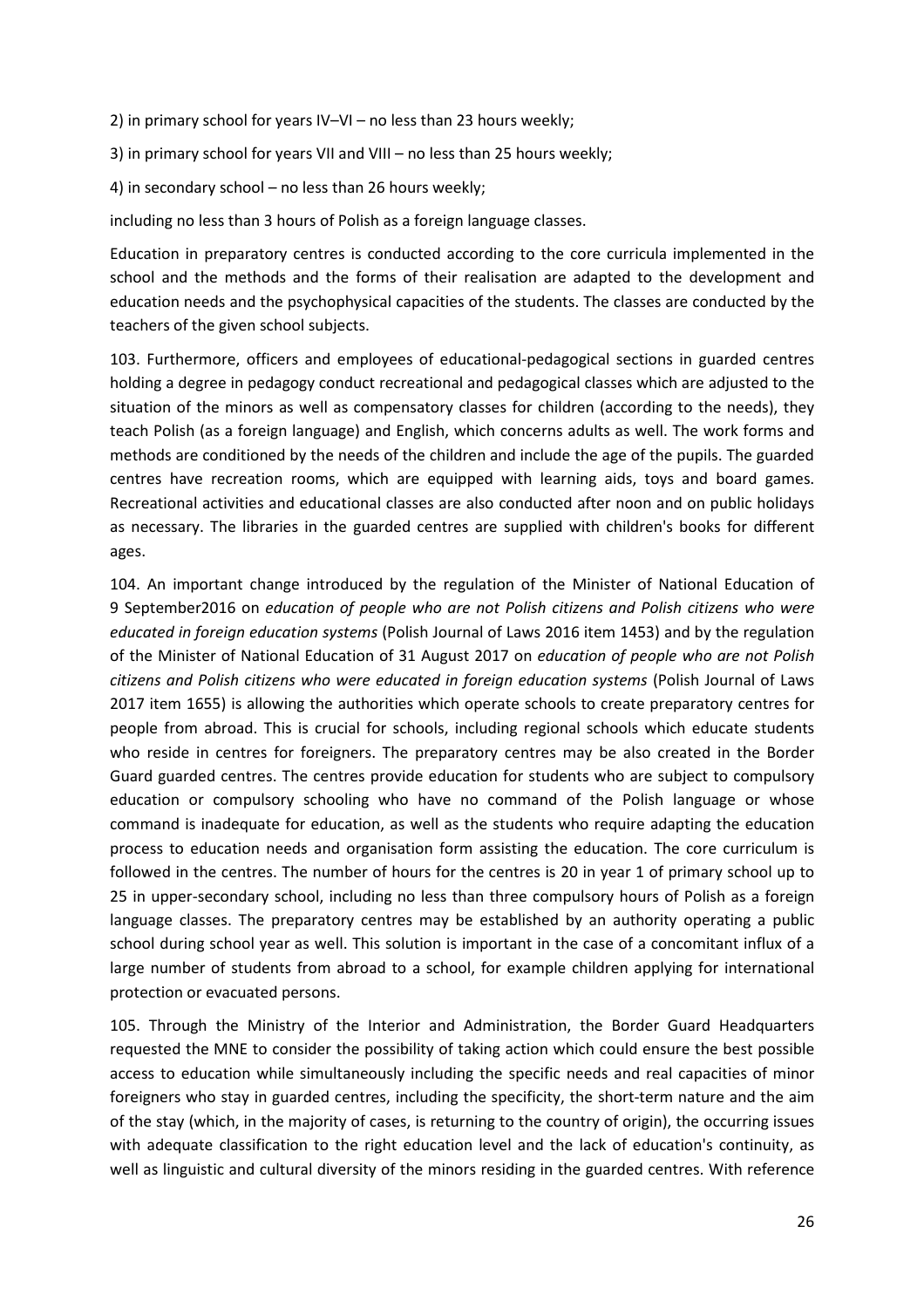2) in primary school for years IV–VI – no less than 23 hours weekly;

3) in primary school for years VII and VIII – no less than 25 hours weekly;

4) in secondary school – no less than 26 hours weekly;

including no less than 3 hours of Polish as a foreign language classes.

Education in preparatory centres is conducted according to the core curricula implemented in the school and the methods and the forms of their realisation are adapted to the development and education needs and the psychophysical capacities of the students. The classes are conducted by the teachers of the given school subjects.

103. Furthermore, officers and employees of educational-pedagogical sections in guarded centres holding a degree in pedagogy conduct recreational and pedagogical classes which are adjusted to the situation of the minors as well as compensatory classes for children (according to the needs), they teach Polish (as a foreign language) and English, which concerns adults as well. The work forms and methods are conditioned by the needs of the children and include the age of the pupils. The guarded centres have recreation rooms, which are equipped with learning aids, toys and board games. Recreational activities and educational classes are also conducted after noon and on public holidays as necessary. The libraries in the guarded centres are supplied with children's books for different ages.

104. An important change introduced by the regulation of the Minister of National Education of 9 September2016 on *education of people who are not Polish citizens and Polish citizens who were educated in foreign education systems* (Polish Journal of Laws 2016 item 1453) and by the regulation of the Minister of National Education of 31 August 2017 on *education of people who are not Polish citizens and Polish citizens who were educated in foreign education systems* (Polish Journal of Laws 2017 item 1655) is allowing the authorities which operate schools to create preparatory centres for people from abroad. This is crucial for schools, including regional schools which educate students who reside in centres for foreigners. The preparatory centres may be also created in the Border Guard guarded centres. The centres provide education for students who are subject to compulsory education or compulsory schooling who have no command of the Polish language or whose command is inadequate for education, as well as the students who require adapting the education process to education needs and organisation form assisting the education. The core curriculum is followed in the centres. The number of hours for the centres is 20 in year 1 of primary school up to 25 in upper-secondary school, including no less than three compulsory hours of Polish as a foreign language classes. The preparatory centres may be established by an authority operating a public school during school year as well. This solution is important in the case of a concomitant influx of a large number of students from abroad to a school, for example children applying for international protection or evacuated persons.

105. Through the Ministry of the Interior and Administration, the Border Guard Headquarters requested the MNE to consider the possibility of taking action which could ensure the best possible access to education while simultaneously including the specific needs and real capacities of minor foreigners who stay in guarded centres, including the specificity, the short-term nature and the aim of the stay (which, in the majority of cases, is returning to the country of origin), the occurring issues with adequate classification to the right education level and the lack of education's continuity, as well as linguistic and cultural diversity of the minors residing in the guarded centres. With reference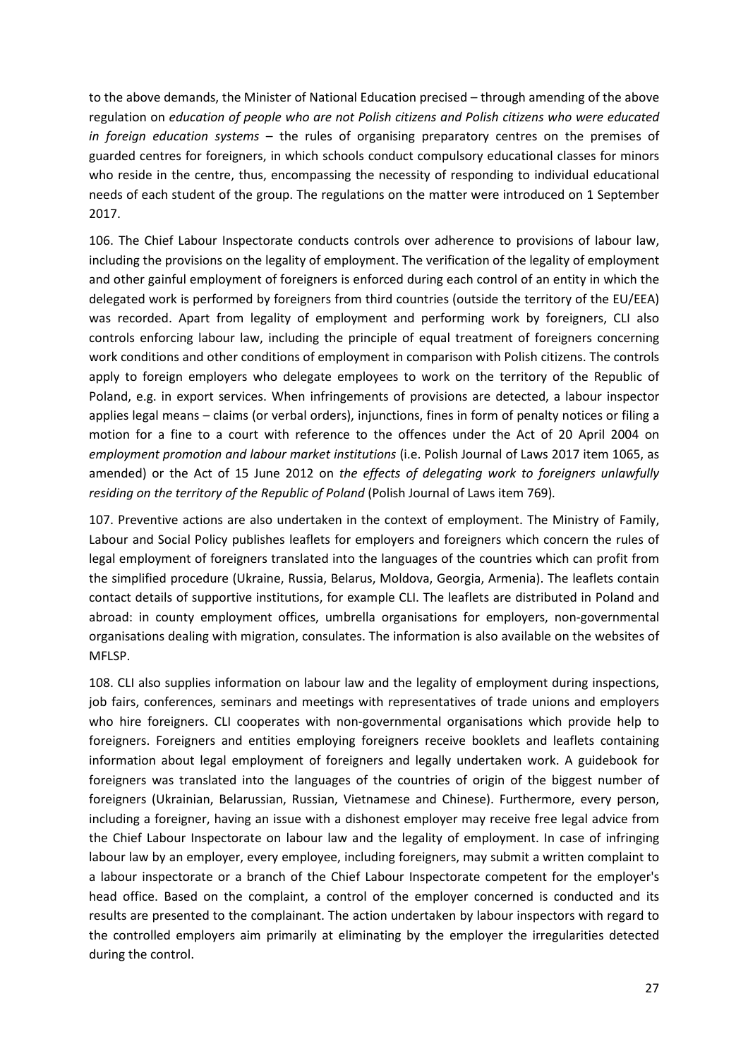to the above demands, the Minister of National Education precised – through amending of the above regulation on *education of people who are not Polish citizens and Polish citizens who were educated in foreign education systems* – the rules of organising preparatory centres on the premises of guarded centres for foreigners, in which schools conduct compulsory educational classes for minors who reside in the centre, thus, encompassing the necessity of responding to individual educational needs of each student of the group. The regulations on the matter were introduced on 1 September 2017.

106. The Chief Labour Inspectorate conducts controls over adherence to provisions of labour law, including the provisions on the legality of employment. The verification of the legality of employment and other gainful employment of foreigners is enforced during each control of an entity in which the delegated work is performed by foreigners from third countries (outside the territory of the EU/EEA) was recorded. Apart from legality of employment and performing work by foreigners, CLI also controls enforcing labour law, including the principle of equal treatment of foreigners concerning work conditions and other conditions of employment in comparison with Polish citizens. The controls apply to foreign employers who delegate employees to work on the territory of the Republic of Poland, e.g. in export services. When infringements of provisions are detected, a labour inspector applies legal means – claims (or verbal orders), injunctions, fines in form of penalty notices or filing a motion for a fine to a court with reference to the offences under the Act of 20 April 2004 on *employment promotion and labour market institutions* (i.e. Polish Journal of Laws 2017 item 1065, as amended) or the Act of 15 June 2012 on *the effects of delegating work to foreigners unlawfully residing on the territory of the Republic of Poland* (Polish Journal of Laws item 769).

107. Preventive actions are also undertaken in the context of employment. The Ministry of Family, Labour and Social Policy publishes leaflets for employers and foreigners which concern the rules of legal employment of foreigners translated into the languages of the countries which can profit from the simplified procedure (Ukraine, Russia, Belarus, Moldova, Georgia, Armenia). The leaflets contain contact details of supportive institutions, for example CLI. The leaflets are distributed in Poland and abroad: in county employment offices, umbrella organisations for employers, non-governmental organisations dealing with migration, consulates. The information is also available on the websites of MFLSP.

108. CLI also supplies information on labour law and the legality of employment during inspections, job fairs, conferences, seminars and meetings with representatives of trade unions and employers who hire foreigners. CLI cooperates with non-governmental organisations which provide help to foreigners. Foreigners and entities employing foreigners receive booklets and leaflets containing information about legal employment of foreigners and legally undertaken work. A guidebook for foreigners was translated into the languages of the countries of origin of the biggest number of foreigners (Ukrainian, Belarussian, Russian, Vietnamese and Chinese). Furthermore, every person, including a foreigner, having an issue with a dishonest employer may receive free legal advice from the Chief Labour Inspectorate on labour law and the legality of employment. In case of infringing labour law by an employer, every employee, including foreigners, may submit a written complaint to a labour inspectorate or a branch of the Chief Labour Inspectorate competent for the employer's head office. Based on the complaint, a control of the employer concerned is conducted and its results are presented to the complainant. The action undertaken by labour inspectors with regard to the controlled employers aim primarily at eliminating by the employer the irregularities detected during the control.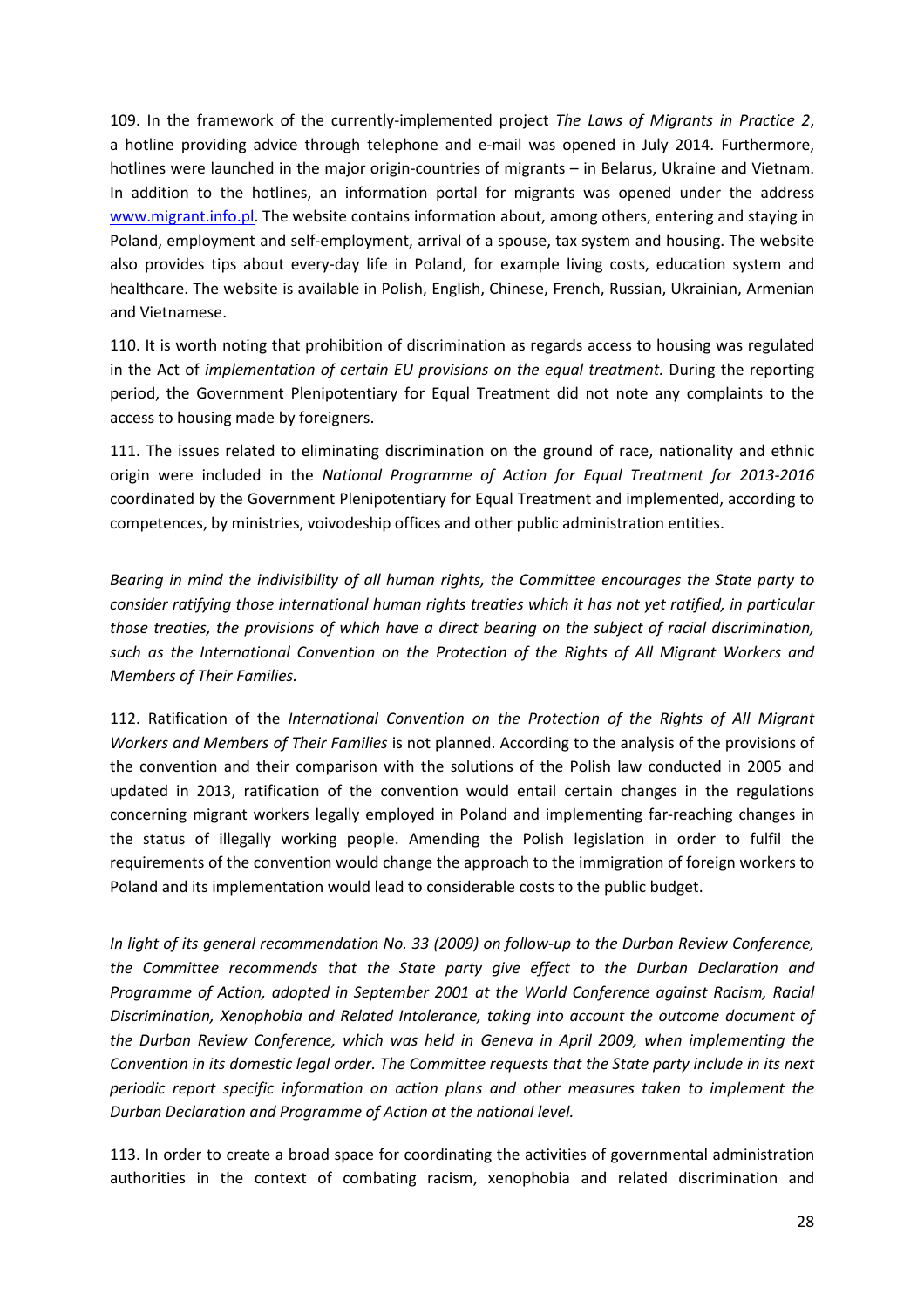109. In the framework of the currently-implemented project *The Laws of Migrants in Practice 2*, a hotline providing advice through telephone and e-mail was opened in July 2014. Furthermore, hotlines were launched in the major origin-countries of migrants – in Belarus, Ukraine and Vietnam. In addition to the hotlines, an information portal for migrants was opened under the address [www.migrant.info.pl](www.migrant.info.pl). The website contains information about, among others, entering and staying in Poland, employment and self-employment, arrival of a spouse, tax system and housing. The website also provides tips about every-day life in Poland, for example living costs, education system and healthcare. The website is available in Polish, English, Chinese, French, Russian, Ukrainian, Armenian and Vietnamese.

110. It is worth noting that prohibition of discrimination as regards access to housing was regulated in the Act of *implementation of certain EU provisions on the equal treatment.* During the reporting period, the Government Plenipotentiary for Equal Treatment did not note any complaints to the access to housing made by foreigners.

111. The issues related to eliminating discrimination on the ground of race, nationality and ethnic origin were included in the *National Programme of Action for Equal Treatment for 2013-2016* coordinated by the Government Plenipotentiary for Equal Treatment and implemented, according to competences, by ministries, voivodeship offices and other public administration entities.

*Bearing in mind the indivisibility of all human rights, the Committee encourages the State party to consider ratifying those international human rights treaties which it has not yet ratified, in particular those treaties, the provisions of which have a direct bearing on the subject of racial discrimination, such as the International Convention on the Protection of the Rights of All Migrant Workers and Members of Their Families.*

112. Ratification of the *International Convention on the Protection of the Rights of All Migrant Workers and Members of Their Families* is not planned. According to the analysis of the provisions of the convention and their comparison with the solutions of the Polish law conducted in 2005 and updated in 2013, ratification of the convention would entail certain changes in the regulations concerning migrant workers legally employed in Poland and implementing far-reaching changes in the status of illegally working people. Amending the Polish legislation in order to fulfil the requirements of the convention would change the approach to the immigration of foreign workers to Poland and its implementation would lead to considerable costs to the public budget.

*In light of its general recommendation No. 33 (2009) on follow-up to the Durban Review Conference, the Committee recommends that the State party give effect to the Durban Declaration and Programme of Action, adopted in September 2001 at the World Conference against Racism, Racial Discrimination, Xenophobia and Related Intolerance, taking into account the outcome document of the Durban Review Conference, which was held in Geneva in April 2009, when implementing the Convention in its domestic legal order. The Committee requests that the State party include in its next periodic report specific information on action plans and other measures taken to implement the Durban Declaration and Programme of Action at the national level.*

113. In order to create a broad space for coordinating the activities of governmental administration authorities in the context of combating racism, xenophobia and related discrimination and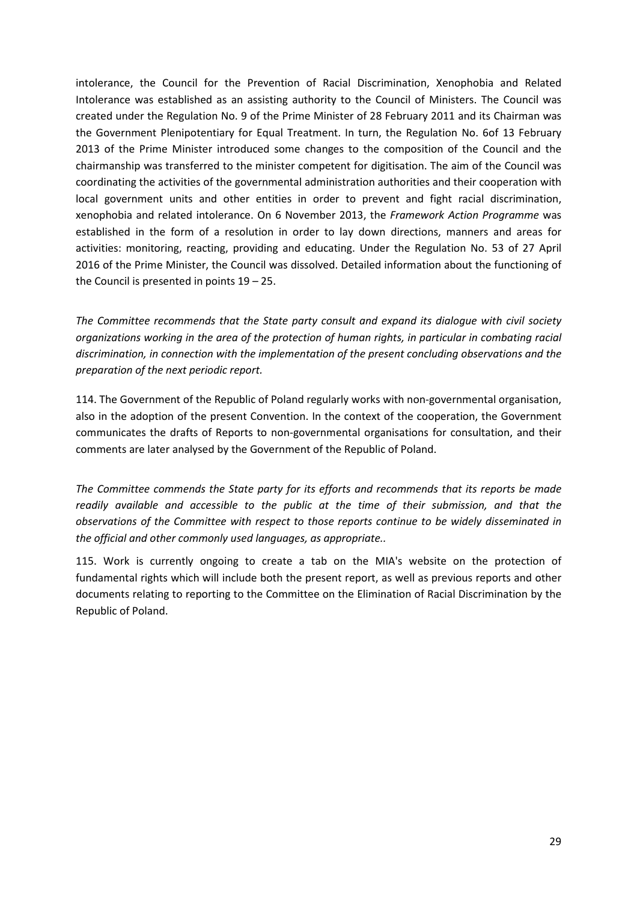intolerance, the Council for the Prevention of Racial Discrimination, Xenophobia and Related Intolerance was established as an assisting authority to the Council of Ministers. The Council was created under the Regulation No. 9 of the Prime Minister of 28 February 2011 and its Chairman was the Government Plenipotentiary for Equal Treatment. In turn, the Regulation No. 6of 13 February 2013 of the Prime Minister introduced some changes to the composition of the Council and the chairmanship was transferred to the minister competent for digitisation. The aim of the Council was coordinating the activities of the governmental administration authorities and their cooperation with local government units and other entities in order to prevent and fight racial discrimination, xenophobia and related intolerance. On 6 November 2013, the *Framework Action Programme* was established in the form of a resolution in order to lay down directions, manners and areas for activities: monitoring, reacting, providing and educating. Under the Regulation No. 53 of 27 April 2016 of the Prime Minister, the Council was dissolved. Detailed information about the functioning of the Council is presented in points 19 – 25.

*The Committee recommends that the State party consult and expand its dialogue with civil society organizations working in the area of the protection of human rights, in particular in combating racial discrimination, in connection with the implementation of the present concluding observations and the preparation of the next periodic report.*

114. The Government of the Republic of Poland regularly works with non-governmental organisation, also in the adoption of the present Convention. In the context of the cooperation, the Government communicates the drafts of Reports to non-governmental organisations for consultation, and their comments are later analysed by the Government of the Republic of Poland.

*The Committee commends the State party for its efforts and recommends that its reports be made readily available and accessible to the public at the time of their submission, and that the observations of the Committee with respect to those reports continue to be widely disseminated in the official and other commonly used languages, as appropriate..*

115. Work is currently ongoing to create a tab on the MIA's website on the protection of fundamental rights which will include both the present report, as well as previous reports and other documents relating to reporting to the Committee on the Elimination of Racial Discrimination by the Republic of Poland.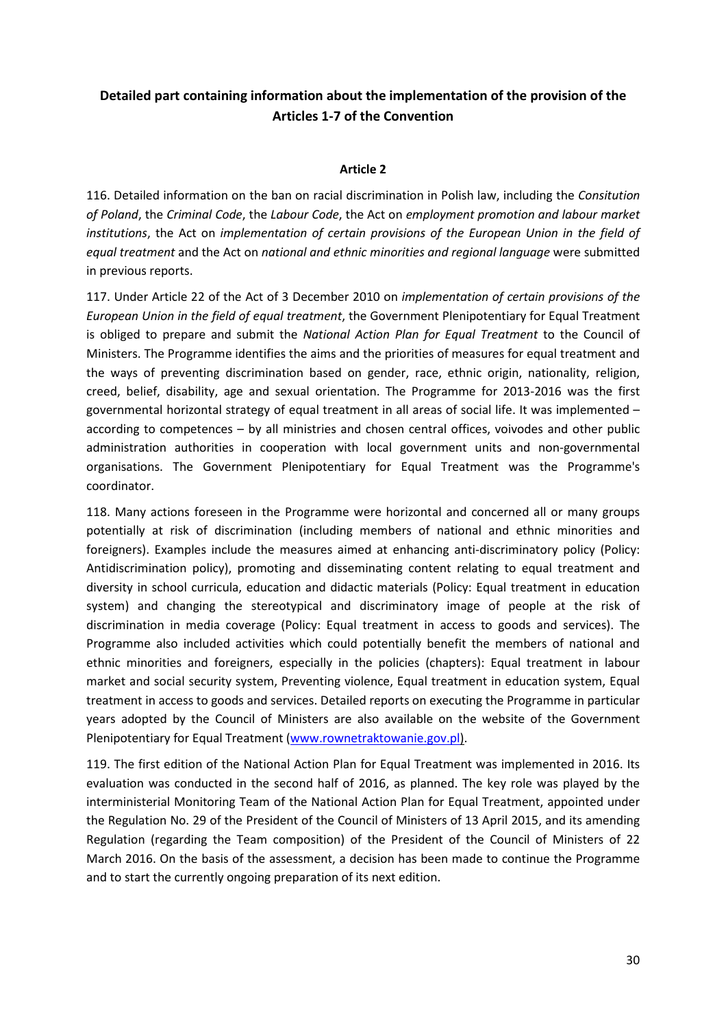## Detailed part containing information about the implementation of the provision of the Articles 1-7 of the Convention

### Article 2

116. Detailed information on the ban on racial discrimination in Polish law, including the *Consitution of Poland*, the *Criminal Code*, the *Labour Code*, the Act on *employment promotion and labour market institutions*, the Act on *implementation of certain provisions of the European Union in the field of equal treatment* and the Act on *national and ethnic minorities and regional language* were submitted in previous reports.

117. Under Article 22 of the Act of 3 December 2010 on *implementation of certain provisions of the European Union in the field of equal treatment*, the Government Plenipotentiary for Equal Treatment is obliged to prepare and submit the *National Action Plan for Equal Treatment* to the Council of Ministers. The Programme identifies the aims and the priorities of measures for equal treatment and the ways of preventing discrimination based on gender, race, ethnic origin, nationality, religion, creed, belief, disability, age and sexual orientation. The Programme for 2013-2016 was the first governmental horizontal strategy of equal treatment in all areas of social life. It was implemented – according to competences – by all ministries and chosen central offices, voivodes and other public administration authorities in cooperation with local government units and non-governmental organisations. The Government Plenipotentiary for Equal Treatment was the Programme's coordinator.

118. Many actions foreseen in the Programme were horizontal and concerned all or many groups potentially at risk of discrimination (including members of national and ethnic minorities and foreigners). Examples include the measures aimed at enhancing anti-discriminatory policy (Policy: Antidiscrimination policy), promoting and disseminating content relating to equal treatment and diversity in school curricula, education and didactic materials (Policy: Equal treatment in education system) and changing the stereotypical and discriminatory image of people at the risk of discrimination in media coverage (Policy: Equal treatment in access to goods and services). The Programme also included activities which could potentially benefit the members of national and ethnic minorities and foreigners, especially in the policies (chapters): Equal treatment in labour market and social security system, Preventing violence, Equal treatment in education system, Equal treatment in access to goods and services. Detailed reports on executing the Programme in particular years adopted by the Council of Ministers are also available on the website of the Government Plenipotentiary for Equal Treatment (www.rownetraktowanie.gov.pl).

119. The first edition of the National Action Plan for Equal Treatment was implemented in 2016. Its evaluation was conducted in the second half of 2016, as planned. The key role was played by the interministerial Monitoring Team of the National Action Plan for Equal Treatment, appointed under the Regulation No. 29 of the President of the Council of Ministers of 13 April 2015, and its amending Regulation (regarding the Team composition) of the President of the Council of Ministers of 22 March 2016. On the basis of the assessment, a decision has been made to continue the Programme and to start the currently ongoing preparation of its next edition.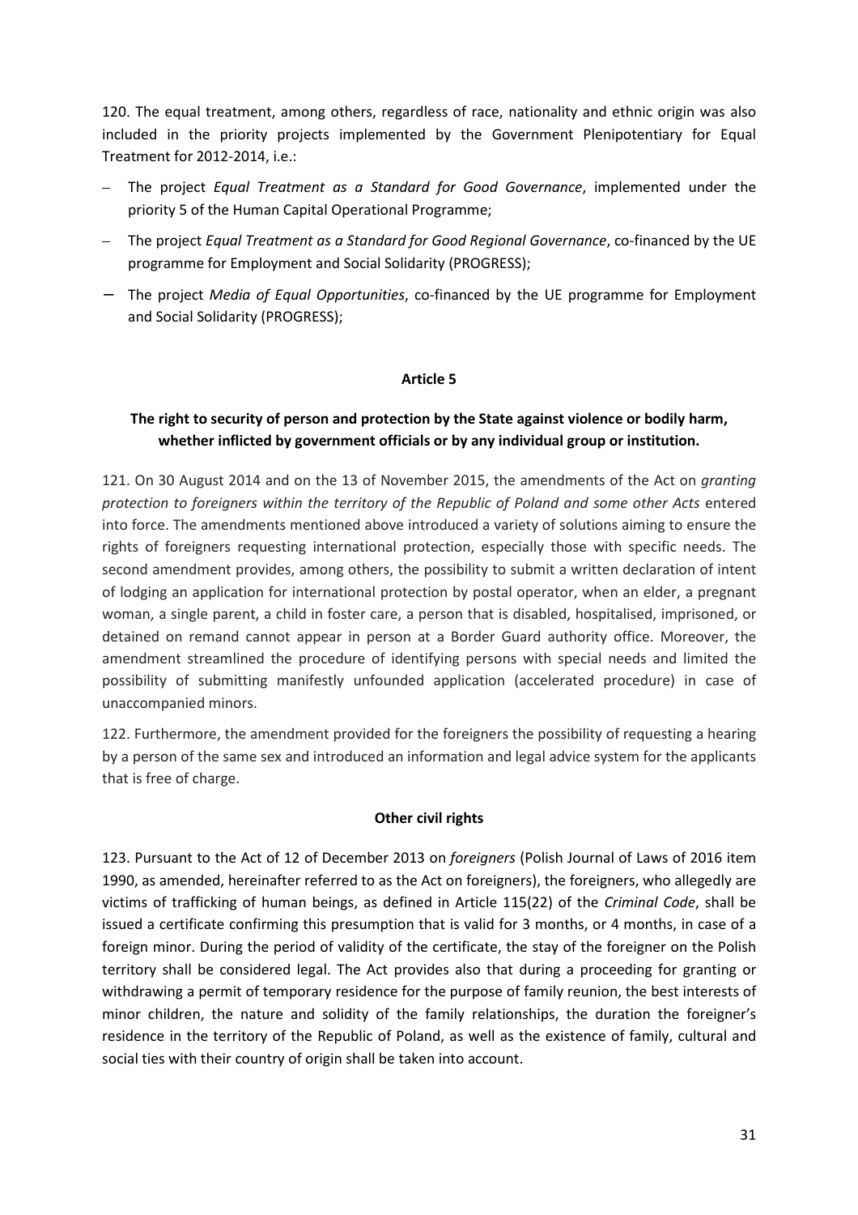120. The equal treatment, among others, regardless of race, nationality and ethnic origin was also included in the priority projects implemented by the Government Plenipotentiary for Equal Treatment for 2012-2014, i.e.:

- The project *Equal Treatment as a Standard for Good Governance*, implemented under the priority 5 of the Human Capital Operational Programme;
- The project *Equal Treatment as a Standard for Good Regional Governance*, co-financed by the UE programme for Employment and Social Solidarity (PROGRESS);
- The project *Media of Equal Opportunities*, co-financed by the UE programme for Employment and Social Solidarity (PROGRESS);

**Article 5**

**The right to security of person and protection by the State against violence or bodily harm, whether inflicted by government officials or by any individual group or institution.**

121. On 30 August 2014 and on the 13 of November 2015, the amendments of the Act on *granting protection to foreigners within the territory of the Republic of Poland and some other Acts* entered into force. The amendments mentioned above introduced a variety of solutions aiming to ensure the rights of foreigners requesting international protection, especially those with specific needs. The second amendment provides, among others, the possibility to submit a written declaration of intent of lodging an application for international protection by postal operator, when an elder, a pregnant woman, a single parent, a child in foster care, a person that is disabled, hospitalised, imprisoned, or detained on remand cannot appear in person at a Border Guard authority office. Moreover, the amendment streamlined the procedure of identifying persons with special needs and limited the possibility of submitting manifestly unfounded application (accelerated procedure) in case of unaccompanied minors.

122. Furthermore, the amendment provided for the foreigners the possibility of requesting a hearing by a person of the same sex and introduced an information and legal advice system for the applicants that is free of charge.

**Other civil rights**

123. Pursuant to the Act of 12 of December 2013 on *foreigners* (Polish Journal of Laws of 2016 item 1990, as amended, hereinafter referred to as the Act on foreigners), the foreigners, who allegedly are victims of trafficking of human beings, as defined in Article 115(22) of the *Criminal Code*, shall be issued a certificate confirming this presumption that is valid for 3 months, or 4 months, in case of a foreign minor. During the period of validity of the certificate, the stay of the foreigner on the Polish territory shall be considered legal. The Act provides also that during a proceeding for granting or withdrawing a permit of temporary residence for the purpose of family reunion, the best interests of minor children, the nature and solidity of the family relationships, the duration the foreigner's residence in the territory of the Republic of Poland, as well as the existence of family, cultural and social ties with their country of origin shall be taken into account.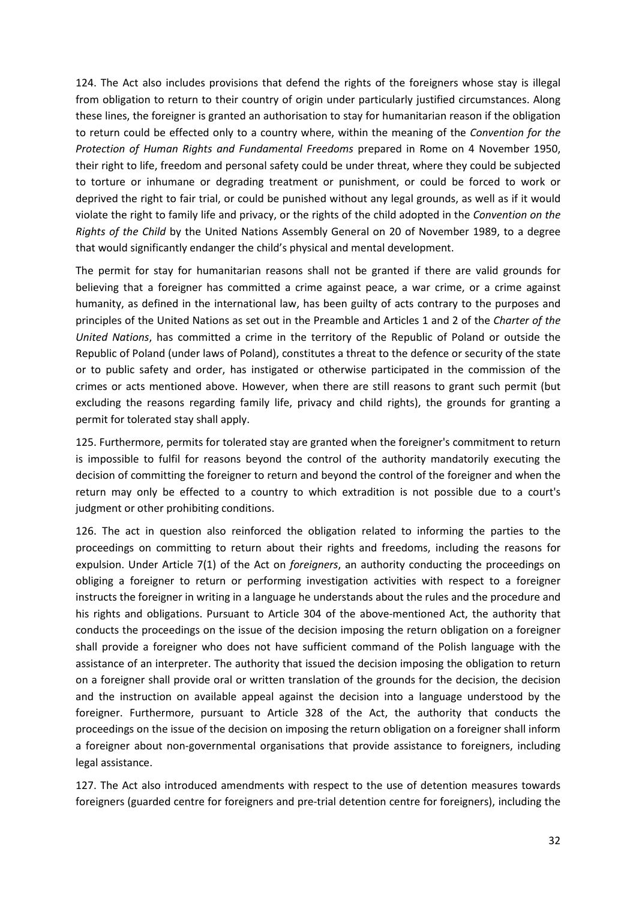124. The Act also includes provisions that defend the rights of the foreigners whose stay is illegal from obligation to return to their country of origin under particularly justified circumstances. Along these lines, the foreigner is granted an authorisation to stay for humanitarian reason if the obligation to return could be effected only to a country where, within the meaning of the *Convention for the Protection of Human Rights and Fundamental Freedoms* prepared in Rome on 4 November 1950, their right to life, freedom and personal safety could be under threat, where they could be subjected to torture or inhumane or degrading treatment or punishment, or could be forced to work or deprived the right to fair trial, or could be punished without any legal grounds, as well as if it would violate the right to family life and privacy, or the rights of the child adopted in the *Convention on the Rights of the Child* by the United Nations Assembly General on 20 of November 1989, to a degree that would significantly endanger the child's physical and mental development.

The permit for stay for humanitarian reasons shall not be granted if there are valid grounds for believing that a foreigner has committed a crime against peace, a war crime, or a crime against humanity, as defined in the international law, has been guilty of acts contrary to the purposes and principles of the United Nations as set out in the Preamble and Articles 1 and 2 of the *Charter of the United Nations*, has committed a crime in the territory of the Republic of Poland or outside the Republic of Poland (under laws of Poland), constitutes a threat to the defence or security of the state or to public safety and order, has instigated or otherwise participated in the commission of the crimes or acts mentioned above. However, when there are still reasons to grant such permit (but excluding the reasons regarding family life, privacy and child rights), the grounds for granting a permit for tolerated stay shall apply.

125. Furthermore, permits for tolerated stay are granted when the foreigner's commitment to return is impossible to fulfil for reasons beyond the control of the authority mandatorily executing the decision of committing the foreigner to return and beyond the control of the foreigner and when the return may only be effected to a country to which extradition is not possible due to a court's judgment or other prohibiting conditions.

126. The act in question also reinforced the obligation related to informing the parties to the proceedings on committing to return about their rights and freedoms, including the reasons for expulsion. Under Article 7(1) of the Act on *foreigners*, an authority conducting the proceedings on obliging a foreigner to return or performing investigation activities with respect to a foreigner instructs the foreigner in writing in a language he understands about the rules and the procedure and his rights and obligations. Pursuant to Article 304 of the above-mentioned Act, the authority that conducts the proceedings on the issue of the decision imposing the return obligation on a foreigner shall provide a foreigner who does not have sufficient command of the Polish language with the assistance of an interpreter. The authority that issued the decision imposing the obligation to return on a foreigner shall provide oral or written translation of the grounds for the decision, the decision and the instruction on available appeal against the decision into a language understood by the foreigner. Furthermore, pursuant to Article 328 of the Act, the authority that conducts the proceedings on the issue of the decision on imposing the return obligation on a foreigner shall inform a foreigner about non-governmental organisations that provide assistance to foreigners, including legal assistance.

127. The Act also introduced amendments with respect to the use of detention measures towards foreigners (guarded centre for foreigners and pre-trial detention centre for foreigners), including the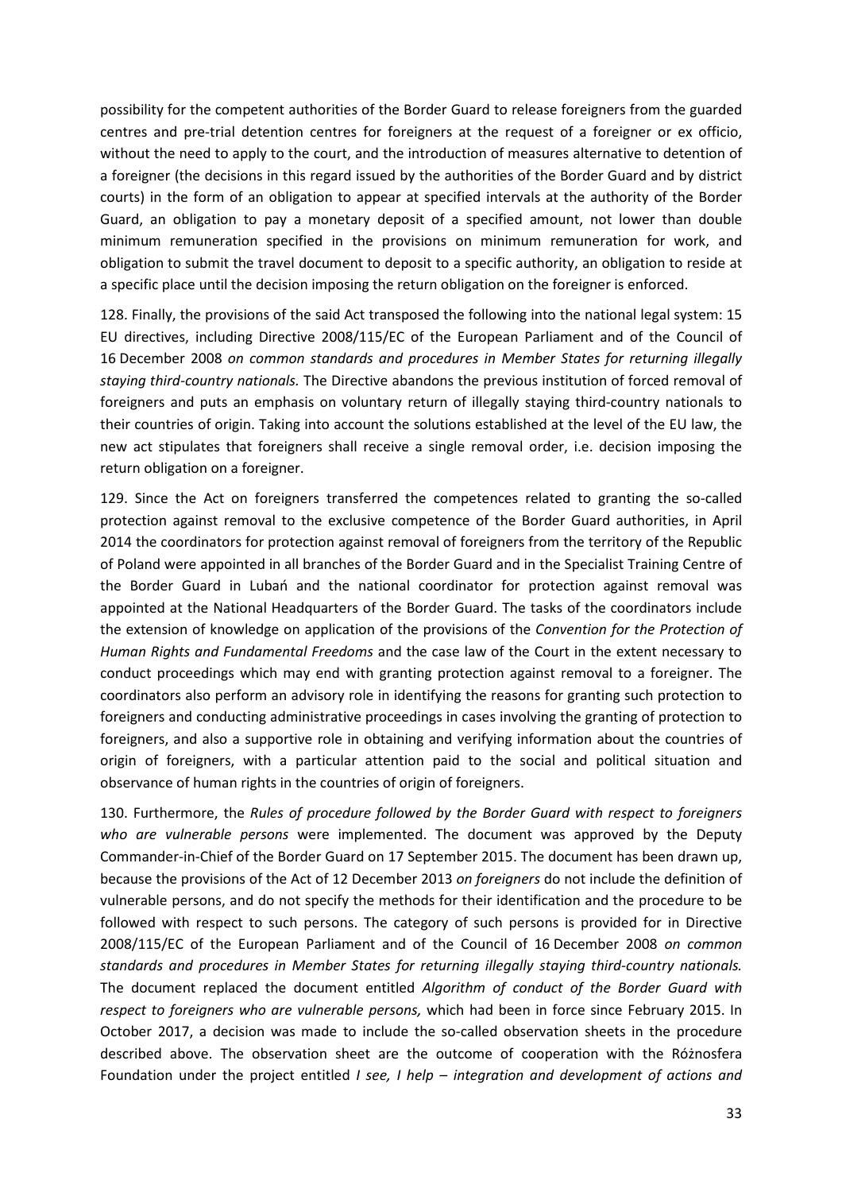possibility for the competent authorities of the Border Guard to release foreigners from the guarded centres and pre-trial detention centres for foreigners at the request of a foreigner or ex officio, without the need to apply to the court, and the introduction of measures alternative to detention of a foreigner (the decisions in this regard issued by the authorities of the Border Guard and by district courts) in the form of an obligation to appear at specified intervals at the authority of the Border Guard, an obligation to pay a monetary deposit of a specified amount, not lower than double minimum remuneration specified in the provisions on minimum remuneration for work, and obligation to submit the travel document to deposit to a specific authority, an obligation to reside at a specific place until the decision imposing the return obligation on the foreigner is enforced.

128. Finally, the provisions of the said Act transposed the following into the national legal system: 15 EU directives, including Directive 2008/115/EC of the European Parliament and of the Council of 16 December 2008 *on common standards and procedures in Member States for returning illegally staying third-country nationals.* The Directive abandons the previous institution of forced removal of foreigners and puts an emphasis on voluntary return of illegally staying third-country nationals to their countries of origin. Taking into account the solutions established at the level of the EU law, the new act stipulates that foreigners shall receive a single removal order, i.e. decision imposing the return obligation on a foreigner.

129. Since the Act on foreigners transferred the competences related to granting the so-called protection against removal to the exclusive competence of the Border Guard authorities, in April 2014 the coordinators for protection against removal of foreigners from the territory of the Republic of Poland were appointed in all branches of the Border Guard and in the Specialist Training Centre of the Border Guard in Lubań and the national coordinator for protection against removal was appointed at the National Headquarters of the Border Guard. The tasks of the coordinators include the extension of knowledge on application of the provisions of the *Convention for the Protection of Human Rights and Fundamental Freedoms* and the case law of the Court in the extent necessary to conduct proceedings which may end with granting protection against removal to a foreigner. The coordinators also perform an advisory role in identifying the reasons for granting such protection to foreigners and conducting administrative proceedings in cases involving the granting of protection to foreigners, and also a supportive role in obtaining and verifying information about the countries of origin of foreigners, with a particular attention paid to the social and political situation and observance of human rights in the countries of origin of foreigners.

130. Furthermore, the *Rules of procedure followed by the Border Guard with respect to foreigners who are vulnerable persons* were implemented. The document was approved by the Deputy Commander-in-Chief of the Border Guard on 17 September 2015. The document has been drawn up, because the provisions of the Act of 12 December 2013 *on foreigners* do not include the definition of vulnerable persons, and do not specify the methods for their identification and the procedure to be followed with respect to such persons. The category of such persons is provided for in Directive 2008/115/EC of the European Parliament and of the Council of 16 December 2008 *on common standards and procedures in Member States for returning illegally staying third-country nationals.* The document replaced the document entitled *Algorithm of conduct of the Border Guard with respect to foreigners who are vulnerable persons,* which had been in force since February 2015. In October 2017, a decision was made to include the so-called observation sheets in the procedure described above. The observation sheet are the outcome of cooperation with the Różnosfera Foundation under the project entitled *I see, I help – integration and development of actions and*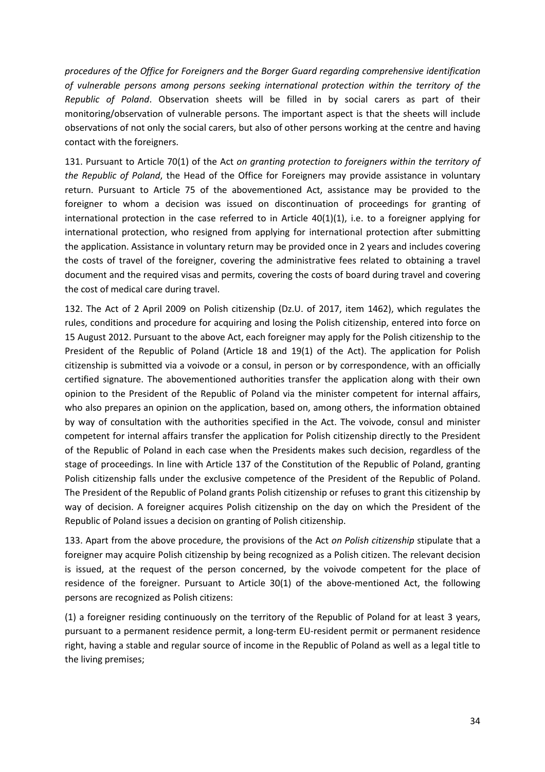*procedures of the Office for Foreigners and the Borger Guard regarding comprehensive identification of vulnerable persons among persons seeking international protection within the territory of the Republic of Poland*. Observation sheets will be filled in by social carers as part of their monitoring/observation of vulnerable persons. The important aspect is that the sheets will include observations of not only the social carers, but also of other persons working at the centre and having contact with the foreigners.

131. Pursuant to Article 70(1) of the Act *on granting protection to foreigners within the territory of the Republic of Poland*, the Head of the Office for Foreigners may provide assistance in voluntary return. Pursuant to Article 75 of the abovementioned Act, assistance may be provided to the foreigner to whom a decision was issued on discontinuation of proceedings for granting of international protection in the case referred to in Article 40(1)(1), i.e. to a foreigner applying for international protection, who resigned from applying for international protection after submitting the application. Assistance in voluntary return may be provided once in 2 years and includes covering the costs of travel of the foreigner, covering the administrative fees related to obtaining a travel document and the required visas and permits, covering the costs of board during travel and covering the cost of medical care during travel.

132. The Act of 2 April 2009 on Polish citizenship (Dz.U. of 2017, item 1462), which regulates the rules, conditions and procedure for acquiring and losing the Polish citizenship, entered into force on 15 August 2012. Pursuant to the above Act, each foreigner may apply for the Polish citizenship to the President of the Republic of Poland (Article 18 and 19(1) of the Act). The application for Polish citizenship is submitted via a voivode or a consul, in person or by correspondence, with an officially certified signature. The abovementioned authorities transfer the application along with their own opinion to the President of the Republic of Poland via the minister competent for internal affairs, who also prepares an opinion on the application, based on, among others, the information obtained by way of consultation with the authorities specified in the Act. The voivode, consul and minister competent for internal affairs transfer the application for Polish citizenship directly to the President of the Republic of Poland in each case when the Presidents makes such decision, regardless of the stage of proceedings. In line with Article 137 of the Constitution of the Republic of Poland, granting Polish citizenship falls under the exclusive competence of the President of the Republic of Poland. The President of the Republic of Poland grants Polish citizenship or refuses to grant this citizenship by way of decision. A foreigner acquires Polish citizenship on the day on which the President of the Republic of Poland issues a decision on granting of Polish citizenship.

133. Apart from the above procedure, the provisions of the Act *on Polish citizenship* stipulate that a foreigner may acquire Polish citizenship by being recognized as a Polish citizen. The relevant decision is issued, at the request of the person concerned, by the voivode competent for the place of residence of the foreigner. Pursuant to Article 30(1) of the above-mentioned Act, the following persons are recognized as Polish citizens:

(1) a foreigner residing continuously on the territory of the Republic of Poland for at least 3 years, pursuant to a permanent residence permit, a long-term EU-resident permit or permanent residence right, having a stable and regular source of income in the Republic of Poland as well as a legal title to the living premises;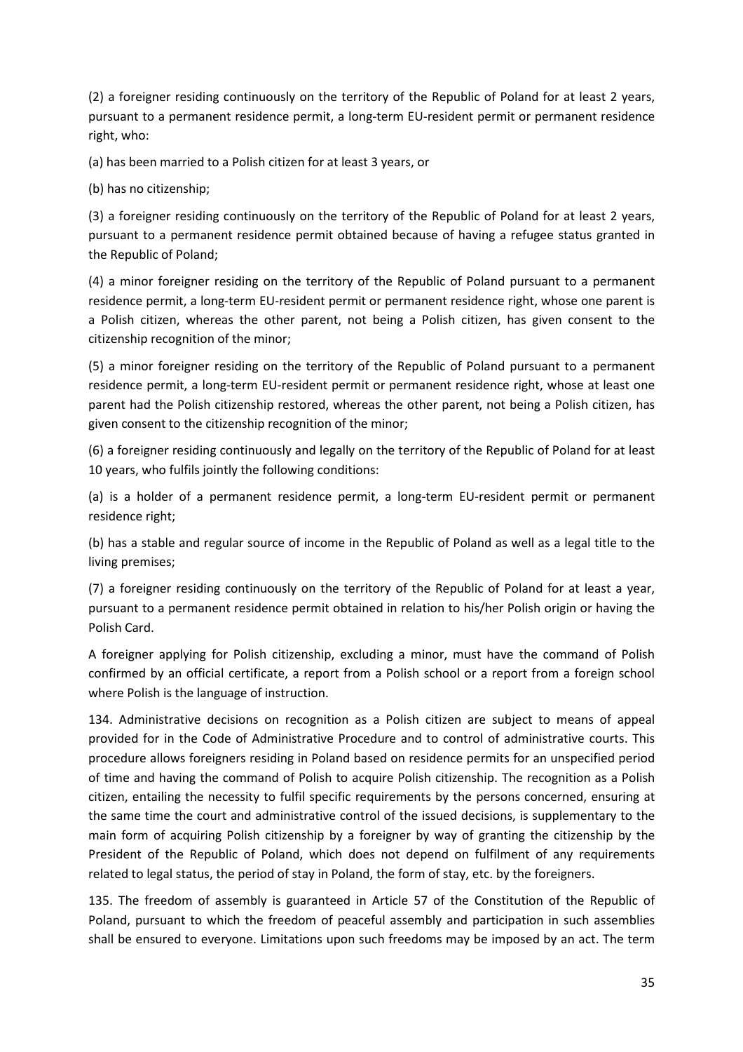(2) a foreigner residing continuously on the territory of the Republic of Poland for at least 2 years, pursuant to a permanent residence permit, a long-term EU-resident permit or permanent residence right, who:

(a) has been married to a Polish citizen for at least 3 years, or

(b) has no citizenship;

(3) a foreigner residing continuously on the territory of the Republic of Poland for at least 2 years, pursuant to a permanent residence permit obtained because of having a refugee status granted in the Republic of Poland;

(4) a minor foreigner residing on the territory of the Republic of Poland pursuant to a permanent residence permit, a long-term EU-resident permit or permanent residence right, whose one parent is a Polish citizen, whereas the other parent, not being a Polish citizen, has given consent to the citizenship recognition of the minor;

(5) a minor foreigner residing on the territory of the Republic of Poland pursuant to a permanent residence permit, a long-term EU-resident permit or permanent residence right, whose at least one parent had the Polish citizenship restored, whereas the other parent, not being a Polish citizen, has given consent to the citizenship recognition of the minor;

(6) a foreigner residing continuously and legally on the territory of the Republic of Poland for at least 10 years, who fulfils jointly the following conditions:

(a) is a holder of a permanent residence permit, a long-term EU-resident permit or permanent residence right;

(b) has a stable and regular source of income in the Republic of Poland as well as a legal title to the living premises;

(7) a foreigner residing continuously on the territory of the Republic of Poland for at least a year, pursuant to a permanent residence permit obtained in relation to his/her Polish origin or having the Polish Card.

A foreigner applying for Polish citizenship, excluding a minor, must have the command of Polish confirmed by an official certificate, a report from a Polish school or a report from a foreign school where Polish is the language of instruction.

134. Administrative decisions on recognition as a Polish citizen are subject to means of appeal provided for in the Code of Administrative Procedure and to control of administrative courts. This procedure allows foreigners residing in Poland based on residence permits for an unspecified period of time and having the command of Polish to acquire Polish citizenship. The recognition as a Polish citizen, entailing the necessity to fulfil specific requirements by the persons concerned, ensuring at the same time the court and administrative control of the issued decisions, is supplementary to the main form of acquiring Polish citizenship by a foreigner by way of granting the citizenship by the President of the Republic of Poland, which does not depend on fulfilment of any requirements related to legal status, the period of stay in Poland, the form of stay, etc. by the foreigners.

135. The freedom of assembly is guaranteed in Article 57 of the Constitution of the Republic of Poland, pursuant to which the freedom of peaceful assembly and participation in such assemblies shall be ensured to everyone. Limitations upon such freedoms may be imposed by an act. The term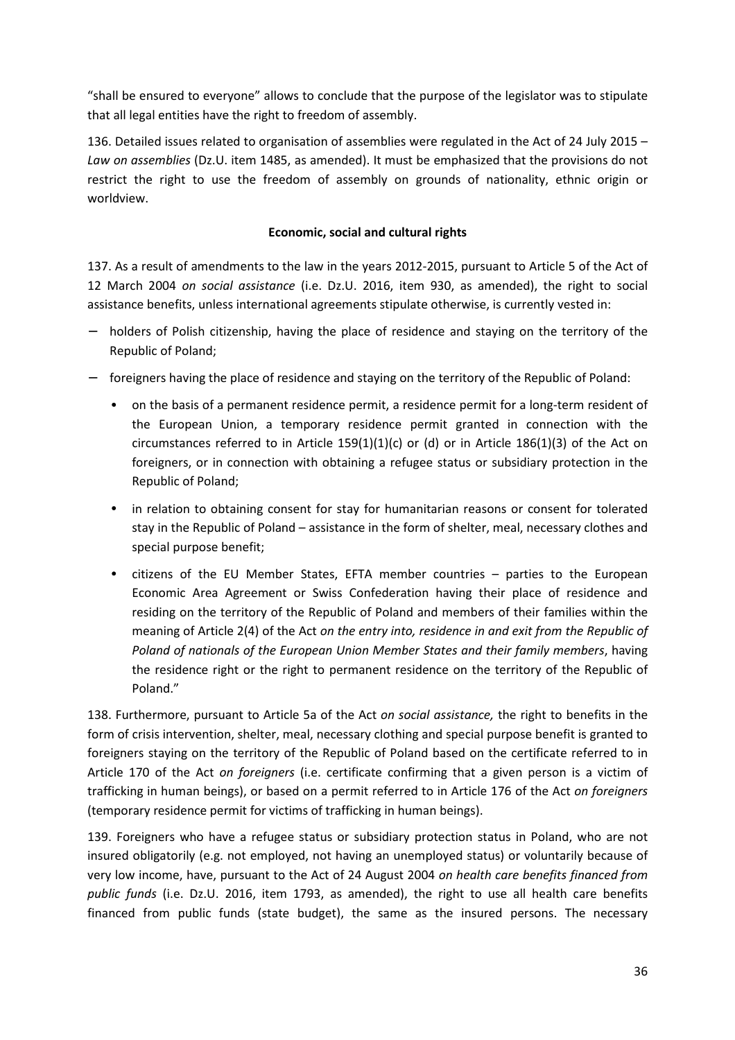"shall be ensured to everyone" allows to conclude that the purpose of the legislator was to stipulate that all legal entities have the right to freedom of assembly.

136. Detailed issues related to organisation of assemblies were regulated in the Act of 24 July 2015 – *Law on assemblies* (Dz.U. item 1485, as amended). It must be emphasized that the provisions do not restrict the right to use the freedom of assembly on grounds of nationality, ethnic origin or worldview.

**Economic, social and cultural rights**

137. As a result of amendments to the law in the years 2012-2015, pursuant to Article 5 of the Act of 12 March 2004 *on social assistance* (i.e. Dz.U. 2016, item 930, as amended), the right to social assistance benefits, unless international agreements stipulate otherwise, is currently vested in:

- holders of Polish citizenship, having the place of residence and staying on the territory of the Republic of Poland;
- foreigners having the place of residence and staying on the territory of the Republic of Poland:
  - on the basis of a permanent residence permit, a residence permit for a long-term resident of the European Union, a temporary residence permit granted in connection with the circumstances referred to in Article 159(1)(1)(c) or (d) or in Article 186(1)(3) of the Act on foreigners, or in connection with obtaining a refugee status or subsidiary protection in the Republic of Poland;
  - in relation to obtaining consent for stay for humanitarian reasons or consent for tolerated stay in the Republic of Poland – assistance in the form of shelter, meal, necessary clothes and special purpose benefit;
  - citizens of the EU Member States, EFTA member countries – parties to the European Economic Area Agreement or Swiss Confederation having their place of residence and residing on the territory of the Republic of Poland and members of their families within the meaning of Article 2(4) of the Act *on the entry into, residence in and exit from the Republic of Poland of nationals of the European Union Member States and their family members*, having the residence right or the right to permanent residence on the territory of the Republic of Poland."

138. Furthermore, pursuant to Article 5a of the Act *on social assistance,* the right to benefits in the form of crisis intervention, shelter, meal, necessary clothing and special purpose benefit is granted to foreigners staying on the territory of the Republic of Poland based on the certificate referred to in Article 170 of the Act *on foreigners* (i.e. certificate confirming that a given person is a victim of trafficking in human beings), or based on a permit referred to in Article 176 of the Act *on foreigners* (temporary residence permit for victims of trafficking in human beings).

139. Foreigners who have a refugee status or subsidiary protection status in Poland, who are not insured obligatorily (e.g. not employed, not having an unemployed status) or voluntarily because of very low income, have, pursuant to the Act of 24 August 2004 *on health care benefits financed from public funds* (i.e. Dz.U. 2016, item 1793, as amended), the right to use all health care benefits financed from public funds (state budget), the same as the insured persons. The necessary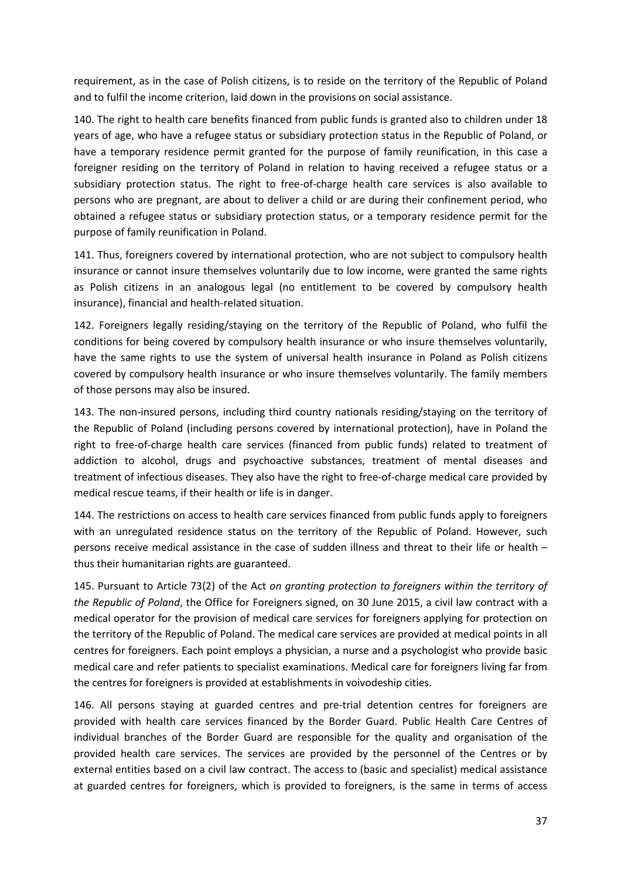requirement, as in the case of Polish citizens, is to reside on the territory of the Republic of Poland and to fulfil the income criterion, laid down in the provisions on social assistance.

140. The right to health care benefits financed from public funds is granted also to children under 18 years of age, who have a refugee status or subsidiary protection status in the Republic of Poland, or have a temporary residence permit granted for the purpose of family reunification, in this case a foreigner residing on the territory of Poland in relation to having received a refugee status or a subsidiary protection status. The right to free-of-charge health care services is also available to persons who are pregnant, are about to deliver a child or are during their confinement period, who obtained a refugee status or subsidiary protection status, or a temporary residence permit for the purpose of family reunification in Poland.

141. Thus, foreigners covered by international protection, who are not subject to compulsory health insurance or cannot insure themselves voluntarily due to low income, were granted the same rights as Polish citizens in an analogous legal (no entitlement to be covered by compulsory health insurance), financial and health-related situation.

142. Foreigners legally residing/staying on the territory of the Republic of Poland, who fulfil the conditions for being covered by compulsory health insurance or who insure themselves voluntarily, have the same rights to use the system of universal health insurance in Poland as Polish citizens covered by compulsory health insurance or who insure themselves voluntarily. The family members of those persons may also be insured.

143. The non-insured persons, including third country nationals residing/staying on the territory of the Republic of Poland (including persons covered by international protection), have in Poland the right to free-of-charge health care services (financed from public funds) related to treatment of addiction to alcohol, drugs and psychoactive substances, treatment of mental diseases and treatment of infectious diseases. They also have the right to free-of-charge medical care provided by medical rescue teams, if their health or life is in danger.

144. The restrictions on access to health care services financed from public funds apply to foreigners with an unregulated residence status on the territory of the Republic of Poland. However, such persons receive medical assistance in the case of sudden illness and threat to their life or health – thus their humanitarian rights are guaranteed.

145. Pursuant to Article 73(2) of the Act *on granting protection to foreigners within the territory of the Republic of Poland*, the Office for Foreigners signed, on 30 June 2015, a civil law contract with a medical operator for the provision of medical care services for foreigners applying for protection on the territory of the Republic of Poland. The medical care services are provided at medical points in all centres for foreigners. Each point employs a physician, a nurse and a psychologist who provide basic medical care and refer patients to specialist examinations. Medical care for foreigners living far from the centres for foreigners is provided at establishments in voivodeship cities.

146. All persons staying at guarded centres and pre-trial detention centres for foreigners are provided with health care services financed by the Border Guard. Public Health Care Centres of individual branches of the Border Guard are responsible for the quality and organisation of the provided health care services. The services are provided by the personnel of the Centres or by external entities based on a civil law contract. The access to (basic and specialist) medical assistance at guarded centres for foreigners, which is provided to foreigners, is the same in terms of access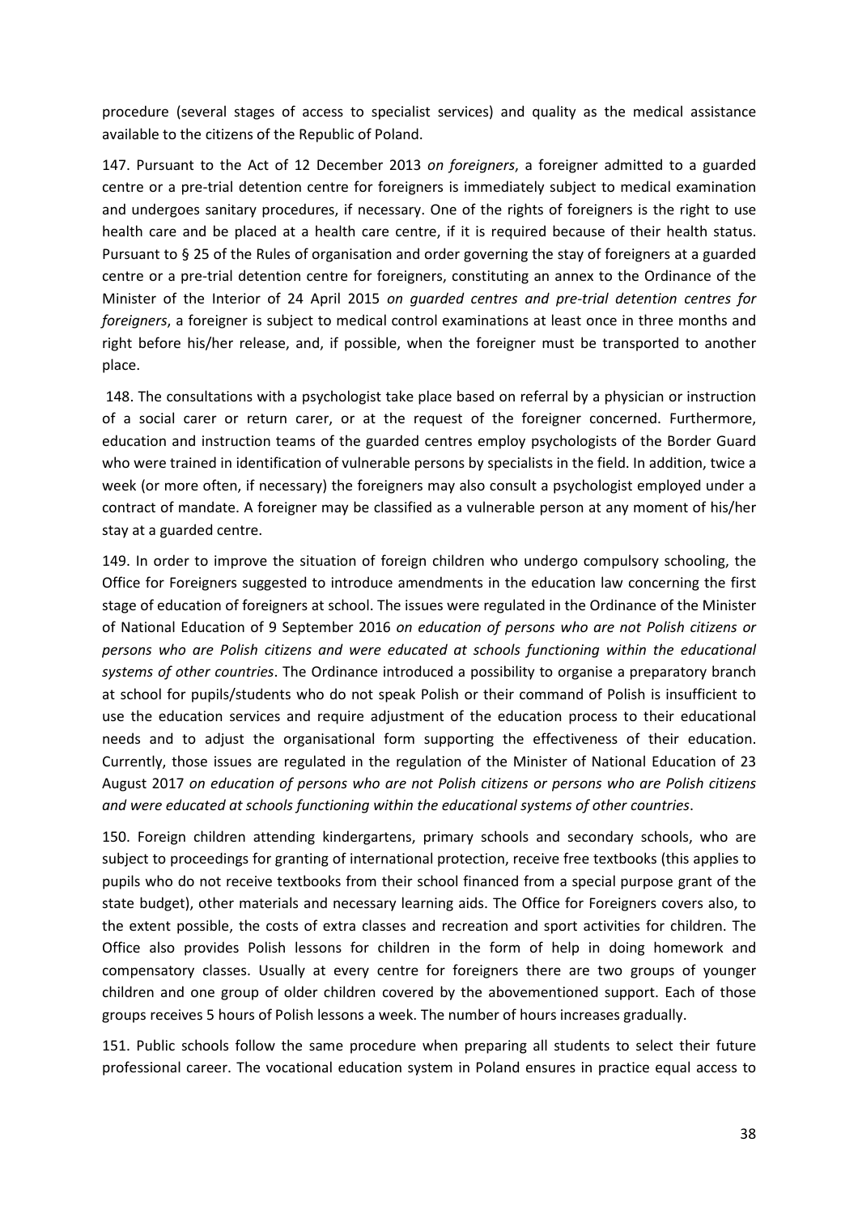procedure (several stages of access to specialist services) and quality as the medical assistance available to the citizens of the Republic of Poland.

147. Pursuant to the Act of 12 December 2013 *on foreigners*, a foreigner admitted to a guarded centre or a pre-trial detention centre for foreigners is immediately subject to medical examination and undergoes sanitary procedures, if necessary. One of the rights of foreigners is the right to use health care and be placed at a health care centre, if it is required because of their health status. Pursuant to § 25 of the Rules of organisation and order governing the stay of foreigners at a guarded centre or a pre-trial detention centre for foreigners, constituting an annex to the Ordinance of the Minister of the Interior of 24 April 2015 *on guarded centres and pre-trial detention centres for foreigners*, a foreigner is subject to medical control examinations at least once in three months and right before his/her release, and, if possible, when the foreigner must be transported to another place.

148. The consultations with a psychologist take place based on referral by a physician or instruction of a social carer or return carer, or at the request of the foreigner concerned. Furthermore, education and instruction teams of the guarded centres employ psychologists of the Border Guard who were trained in identification of vulnerable persons by specialists in the field. In addition, twice a week (or more often, if necessary) the foreigners may also consult a psychologist employed under a contract of mandate. A foreigner may be classified as a vulnerable person at any moment of his/her stay at a guarded centre.

149. In order to improve the situation of foreign children who undergo compulsory schooling, the Office for Foreigners suggested to introduce amendments in the education law concerning the first stage of education of foreigners at school. The issues were regulated in the Ordinance of the Minister of National Education of 9 September 2016 *on education of persons who are not Polish citizens or persons who are Polish citizens and were educated at schools functioning within the educational systems of other countries*. The Ordinance introduced a possibility to organise a preparatory branch at school for pupils/students who do not speak Polish or their command of Polish is insufficient to use the education services and require adjustment of the education process to their educational needs and to adjust the organisational form supporting the effectiveness of their education. Currently, those issues are regulated in the regulation of the Minister of National Education of 23 August 2017 *on education of persons who are not Polish citizens or persons who are Polish citizens and were educated at schools functioning within the educational systems of other countries*.

150. Foreign children attending kindergartens, primary schools and secondary schools, who are subject to proceedings for granting of international protection, receive free textbooks (this applies to pupils who do not receive textbooks from their school financed from a special purpose grant of the state budget), other materials and necessary learning aids. The Office for Foreigners covers also, to the extent possible, the costs of extra classes and recreation and sport activities for children. The Office also provides Polish lessons for children in the form of help in doing homework and compensatory classes. Usually at every centre for foreigners there are two groups of younger children and one group of older children covered by the abovementioned support. Each of those groups receives 5 hours of Polish lessons a week. The number of hours increases gradually.

151. Public schools follow the same procedure when preparing all students to select their future professional career. The vocational education system in Poland ensures in practice equal access to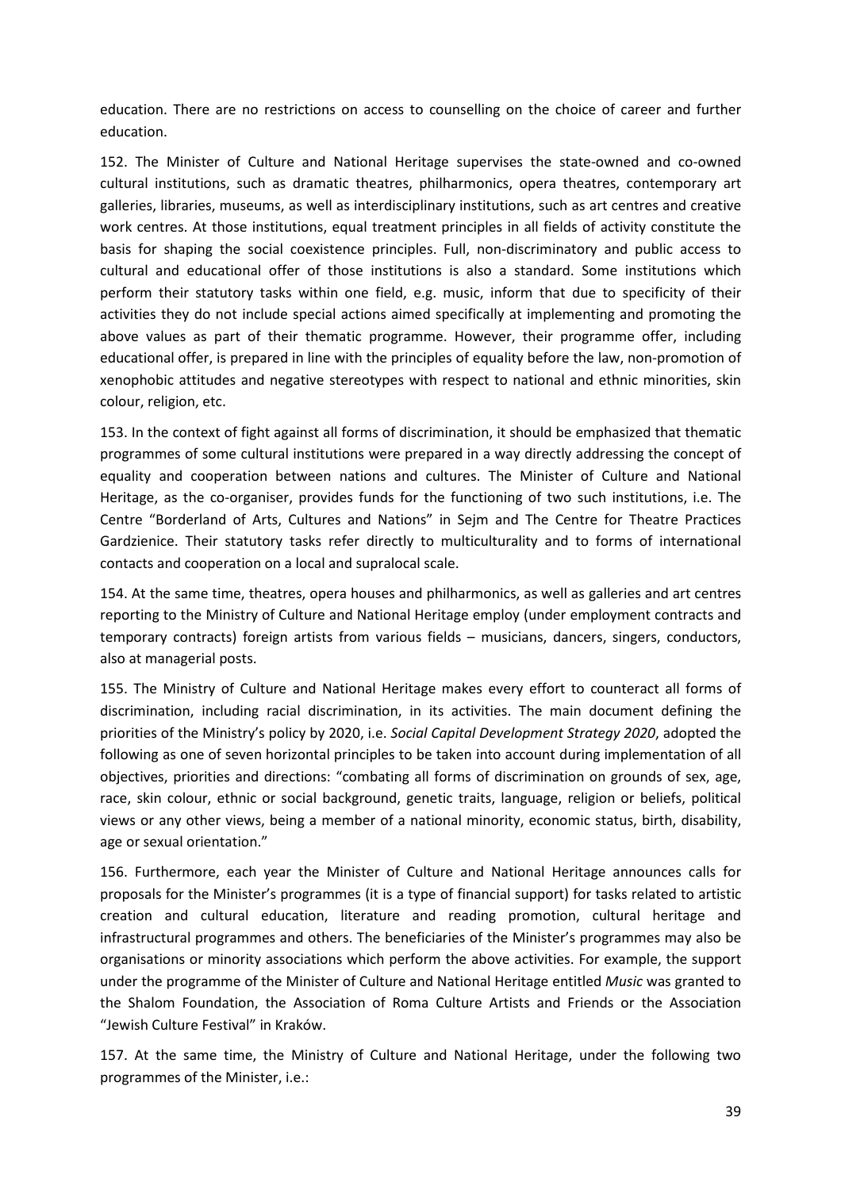education. There are no restrictions on access to counselling on the choice of career and further education.

152. The Minister of Culture and National Heritage supervises the state-owned and co-owned cultural institutions, such as dramatic theatres, philharmonics, opera theatres, contemporary art galleries, libraries, museums, as well as interdisciplinary institutions, such as art centres and creative work centres. At those institutions, equal treatment principles in all fields of activity constitute the basis for shaping the social coexistence principles. Full, non-discriminatory and public access to cultural and educational offer of those institutions is also a standard. Some institutions which perform their statutory tasks within one field, e.g. music, inform that due to specificity of their activities they do not include special actions aimed specifically at implementing and promoting the above values as part of their thematic programme. However, their programme offer, including educational offer, is prepared in line with the principles of equality before the law, non-promotion of xenophobic attitudes and negative stereotypes with respect to national and ethnic minorities, skin colour, religion, etc.

153. In the context of fight against all forms of discrimination, it should be emphasized that thematic programmes of some cultural institutions were prepared in a way directly addressing the concept of equality and cooperation between nations and cultures. The Minister of Culture and National Heritage, as the co-organiser, provides funds for the functioning of two such institutions, i.e. The Centre "Borderland of Arts, Cultures and Nations" in Sejm and The Centre for Theatre Practices Gardzienice. Their statutory tasks refer directly to multiculturality and to forms of international contacts and cooperation on a local and supralocal scale.

154. At the same time, theatres, opera houses and philharmonics, as well as galleries and art centres reporting to the Ministry of Culture and National Heritage employ (under employment contracts and temporary contracts) foreign artists from various fields – musicians, dancers, singers, conductors, also at managerial posts.

155. The Ministry of Culture and National Heritage makes every effort to counteract all forms of discrimination, including racial discrimination, in its activities. The main document defining the priorities of the Ministry's policy by 2020, i.e. *Social Capital Development Strategy 2020*, adopted the following as one of seven horizontal principles to be taken into account during implementation of all objectives, priorities and directions: "combating all forms of discrimination on grounds of sex, age, race, skin colour, ethnic or social background, genetic traits, language, religion or beliefs, political views or any other views, being a member of a national minority, economic status, birth, disability, age or sexual orientation."

156. Furthermore, each year the Minister of Culture and National Heritage announces calls for proposals for the Minister's programmes (it is a type of financial support) for tasks related to artistic creation and cultural education, literature and reading promotion, cultural heritage and infrastructural programmes and others. The beneficiaries of the Minister's programmes may also be organisations or minority associations which perform the above activities. For example, the support under the programme of the Minister of Culture and National Heritage entitled *Music* was granted to the Shalom Foundation, the Association of Roma Culture Artists and Friends or the Association "Jewish Culture Festival" in Kraków.

157. At the same time, the Ministry of Culture and National Heritage, under the following two programmes of the Minister, i.e.: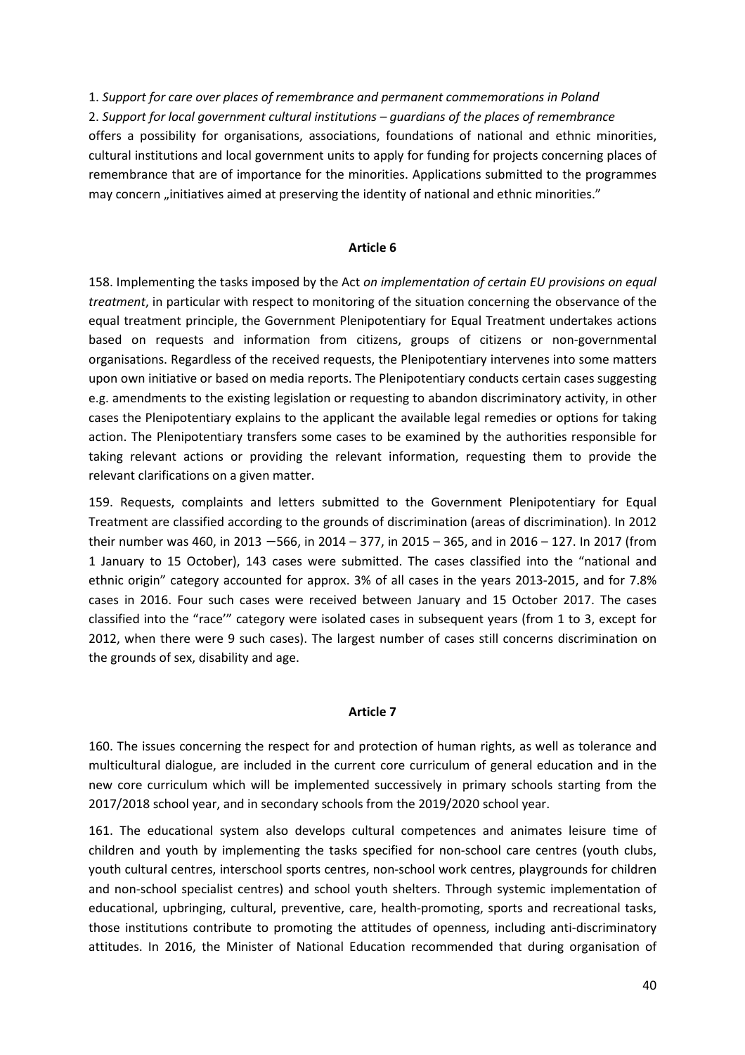1. *Support for care over places of remembrance and permanent commemorations in Poland*
2. *Support for local government cultural institutions – guardians of the places of remembrance*

offers a possibility for organisations, associations, foundations of national and ethnic minorities, cultural institutions and local government units to apply for funding for projects concerning places of remembrance that are of importance for the minorities. Applications submitted to the programmes may concern „initiatives aimed at preserving the identity of national and ethnic minorities."

### Article 6

158. Implementing the tasks imposed by the Act *on implementation of certain EU provisions on equal treatment*, in particular with respect to monitoring of the situation concerning the observance of the equal treatment principle, the Government Plenipotentiary for Equal Treatment undertakes actions based on requests and information from citizens, groups of citizens or non-governmental organisations. Regardless of the received requests, the Plenipotentiary intervenes into some matters upon own initiative or based on media reports. The Plenipotentiary conducts certain cases suggesting e.g. amendments to the existing legislation or requesting to abandon discriminatory activity, in other cases the Plenipotentiary explains to the applicant the available legal remedies or options for taking action. The Plenipotentiary transfers some cases to be examined by the authorities responsible for taking relevant actions or providing the relevant information, requesting them to provide the relevant clarifications on a given matter.

159. Requests, complaints and letters submitted to the Government Plenipotentiary for Equal Treatment are classified according to the grounds of discrimination (areas of discrimination). In 2012 their number was 460, in 2013 –566, in 2014 – 377, in 2015 – 365, and in 2016 – 127. In 2017 (from 1 January to 15 October), 143 cases were submitted. The cases classified into the "national and ethnic origin" category accounted for approx. 3% of all cases in the years 2013-2015, and for 7.8% cases in 2016. Four such cases were received between January and 15 October 2017. The cases classified into the "race'" category were isolated cases in subsequent years (from 1 to 3, except for 2012, when there were 9 such cases). The largest number of cases still concerns discrimination on the grounds of sex, disability and age.

### Article 7

160. The issues concerning the respect for and protection of human rights, as well as tolerance and multicultural dialogue, are included in the current core curriculum of general education and in the new core curriculum which will be implemented successively in primary schools starting from the 2017/2018 school year, and in secondary schools from the 2019/2020 school year.

161. The educational system also develops cultural competences and animates leisure time of children and youth by implementing the tasks specified for non-school care centres (youth clubs, youth cultural centres, interschool sports centres, non-school work centres, playgrounds for children and non-school specialist centres) and school youth shelters. Through systemic implementation of educational, upbringing, cultural, preventive, care, health-promoting, sports and recreational tasks, those institutions contribute to promoting the attitudes of openness, including anti-discriminatory attitudes. In 2016, the Minister of National Education recommended that during organisation of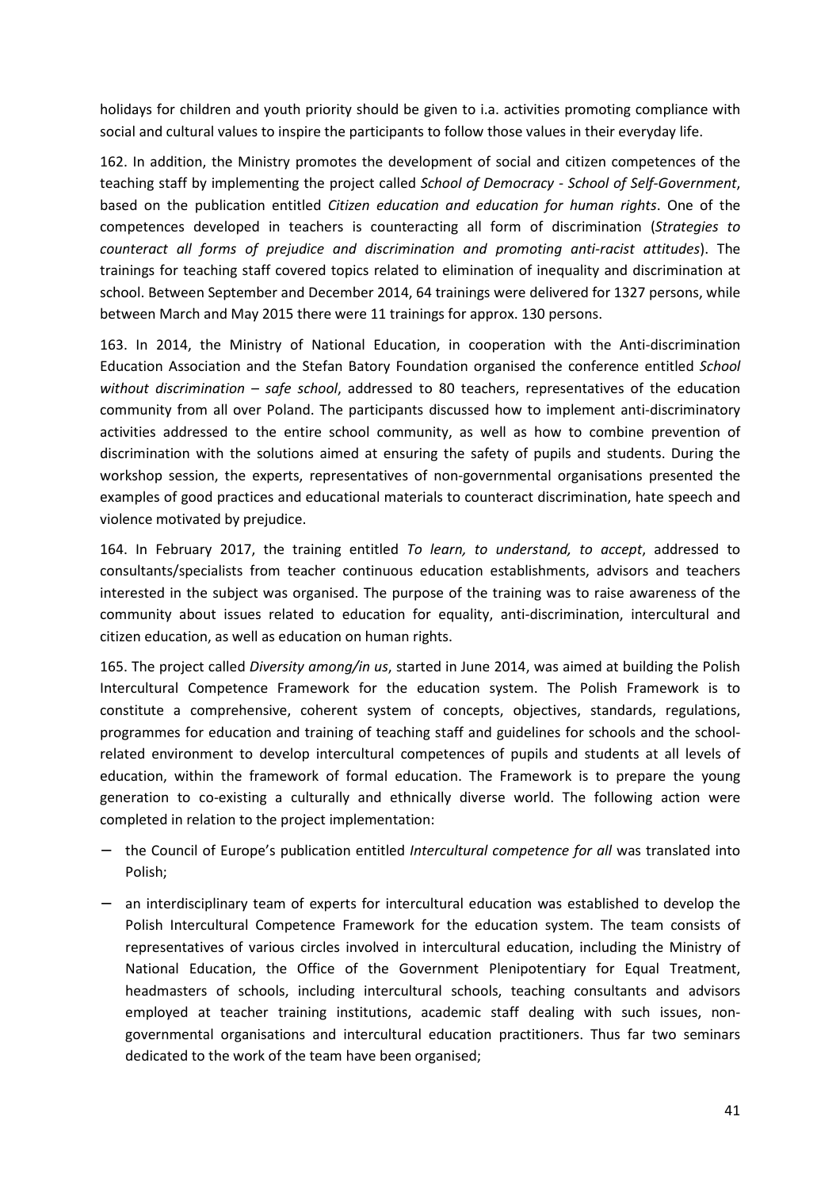holidays for children and youth priority should be given to i.a. activities promoting compliance with social and cultural values to inspire the participants to follow those values in their everyday life.

162. In addition, the Ministry promotes the development of social and citizen competences of the teaching staff by implementing the project called *School of Democracy - School of Self-Government*, based on the publication entitled *Citizen education and education for human rights*. One of the competences developed in teachers is counteracting all form of discrimination (*Strategies to counteract all forms of prejudice and discrimination and promoting anti-racist attitudes*). The trainings for teaching staff covered topics related to elimination of inequality and discrimination at school. Between September and December 2014, 64 trainings were delivered for 1327 persons, while between March and May 2015 there were 11 trainings for approx. 130 persons.

163. In 2014, the Ministry of National Education, in cooperation with the Anti-discrimination Education Association and the Stefan Batory Foundation organised the conference entitled *School without discrimination – safe school*, addressed to 80 teachers, representatives of the education community from all over Poland. The participants discussed how to implement anti-discriminatory activities addressed to the entire school community, as well as how to combine prevention of discrimination with the solutions aimed at ensuring the safety of pupils and students. During the workshop session, the experts, representatives of non-governmental organisations presented the examples of good practices and educational materials to counteract discrimination, hate speech and violence motivated by prejudice.

164. In February 2017, the training entitled *To learn, to understand, to accept*, addressed to consultants/specialists from teacher continuous education establishments, advisors and teachers interested in the subject was organised. The purpose of the training was to raise awareness of the community about issues related to education for equality, anti-discrimination, intercultural and citizen education, as well as education on human rights.

165. The project called *Diversity among/in us*, started in June 2014, was aimed at building the Polish Intercultural Competence Framework for the education system. The Polish Framework is to constitute a comprehensive, coherent system of concepts, objectives, standards, regulations, programmes for education and training of teaching staff and guidelines for schools and the school-related environment to develop intercultural competences of pupils and students at all levels of education, within the framework of formal education. The Framework is to prepare the young generation to co-existing a culturally and ethnically diverse world. The following action were completed in relation to the project implementation:

- the Council of Europe's publication entitled *Intercultural competence for all* was translated into Polish;
- an interdisciplinary team of experts for intercultural education was established to develop the Polish Intercultural Competence Framework for the education system. The team consists of representatives of various circles involved in intercultural education, including the Ministry of National Education, the Office of the Government Plenipotentiary for Equal Treatment, headmasters of schools, including intercultural schools, teaching consultants and advisors employed at teacher training institutions, academic staff dealing with such issues, non-governmental organisations and intercultural education practitioners. Thus far two seminars dedicated to the work of the team have been organised;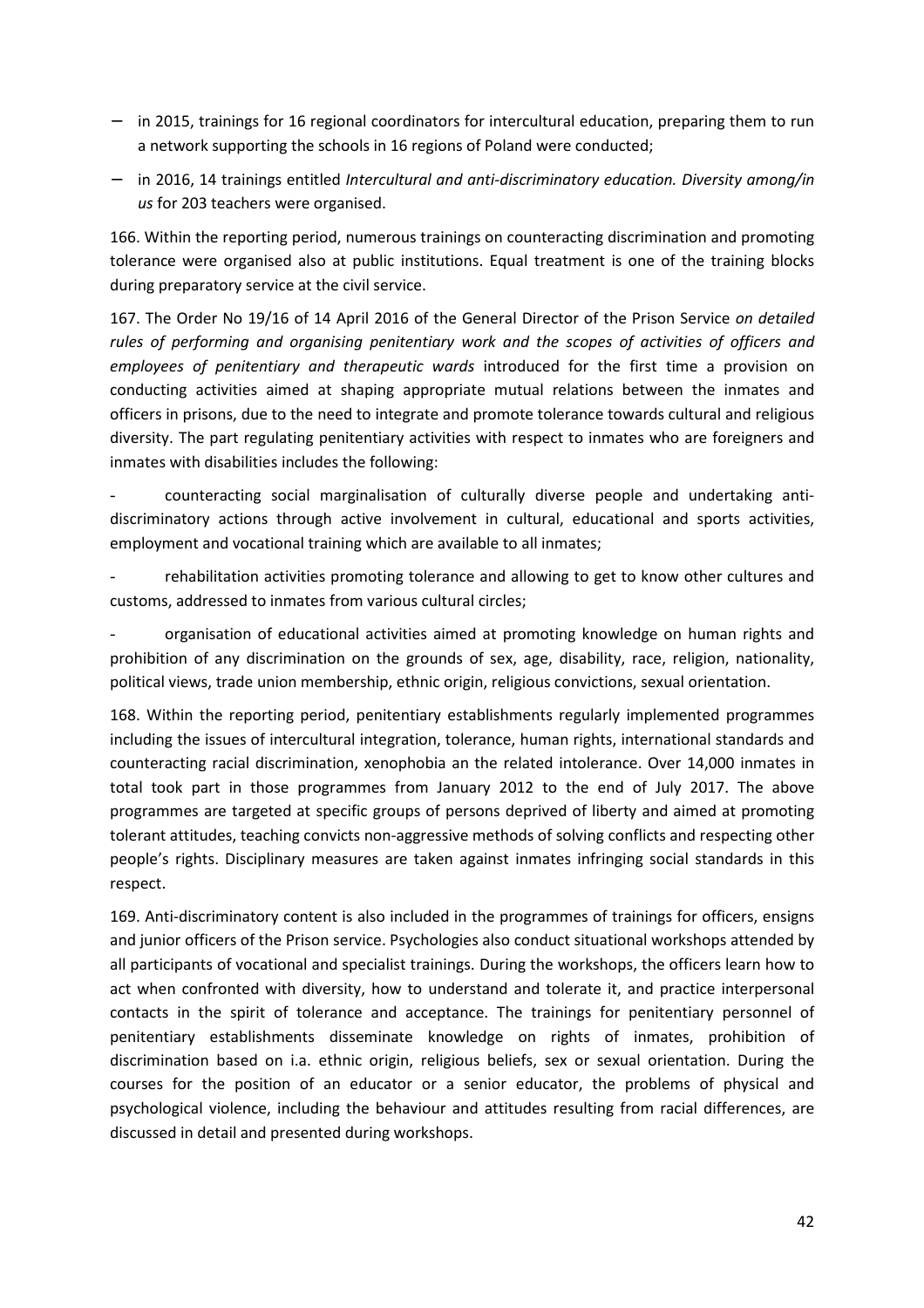- in 2015, trainings for 16 regional coordinators for intercultural education, preparing them to run a network supporting the schools in 16 regions of Poland were conducted;
- in 2016, 14 trainings entitled *Intercultural and anti-discriminatory education. Diversity among/in us* for 203 teachers were organised.

166. Within the reporting period, numerous trainings on counteracting discrimination and promoting tolerance were organised also at public institutions. Equal treatment is one of the training blocks during preparatory service at the civil service.

167. The Order No 19/16 of 14 April 2016 of the General Director of the Prison Service *on detailed rules of performing and organising penitentiary work and the scopes of activities of officers and employees of penitentiary and therapeutic wards* introduced for the first time a provision on conducting activities aimed at shaping appropriate mutual relations between the inmates and officers in prisons, due to the need to integrate and promote tolerance towards cultural and religious diversity. The part regulating penitentiary activities with respect to inmates who are foreigners and inmates with disabilities includes the following:

- counteracting social marginalisation of culturally diverse people and undertaking anti-discriminatory actions through active involvement in cultural, educational and sports activities, employment and vocational training which are available to all inmates;
- rehabilitation activities promoting tolerance and allowing to get to know other cultures and customs, addressed to inmates from various cultural circles;
- organisation of educational activities aimed at promoting knowledge on human rights and prohibition of any discrimination on the grounds of sex, age, disability, race, religion, nationality, political views, trade union membership, ethnic origin, religious convictions, sexual orientation.

168. Within the reporting period, penitentiary establishments regularly implemented programmes including the issues of intercultural integration, tolerance, human rights, international standards and counteracting racial discrimination, xenophobia an the related intolerance. Over 14,000 inmates in total took part in those programmes from January 2012 to the end of July 2017. The above programmes are targeted at specific groups of persons deprived of liberty and aimed at promoting tolerant attitudes, teaching convicts non-aggressive methods of solving conflicts and respecting other people's rights. Disciplinary measures are taken against inmates infringing social standards in this respect.

169. Anti-discriminatory content is also included in the programmes of trainings for officers, ensigns and junior officers of the Prison service. Psychologies also conduct situational workshops attended by all participants of vocational and specialist trainings. During the workshops, the officers learn how to act when confronted with diversity, how to understand and tolerate it, and practice interpersonal contacts in the spirit of tolerance and acceptance. The trainings for penitentiary personnel of penitentiary establishments disseminate knowledge on rights of inmates, prohibition of discrimination based on i.a. ethnic origin, religious beliefs, sex or sexual orientation. During the courses for the position of an educator or a senior educator, the problems of physical and psychological violence, including the behaviour and attitudes resulting from racial differences, are discussed in detail and presented during workshops.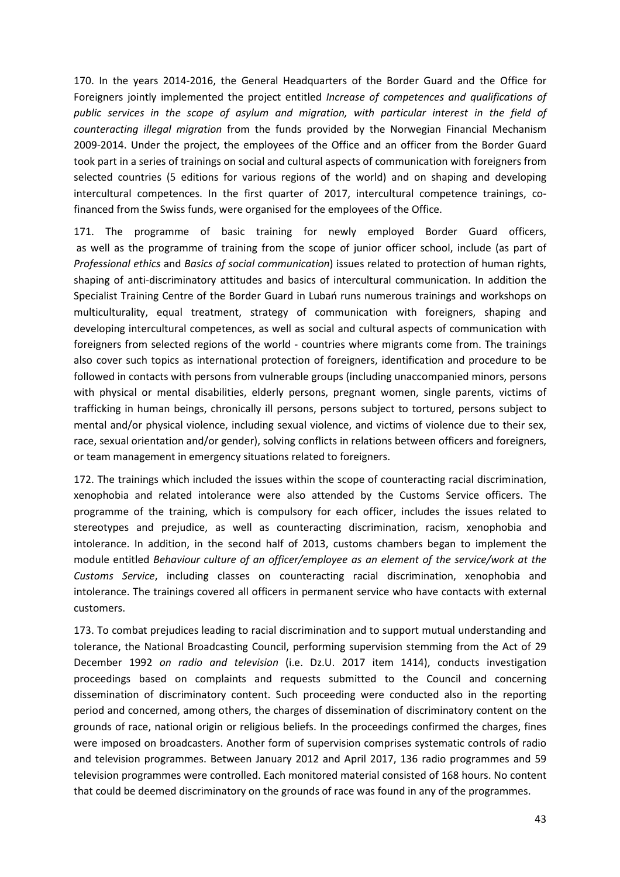170. In the years 2014-2016, the General Headquarters of the Border Guard and the Office for Foreigners jointly implemented the project entitled *Increase of competences and qualifications of public services in the scope of asylum and migration, with particular interest in the field of counteracting illegal migration* from the funds provided by the Norwegian Financial Mechanism 2009-2014. Under the project, the employees of the Office and an officer from the Border Guard took part in a series of trainings on social and cultural aspects of communication with foreigners from selected countries (5 editions for various regions of the world) and on shaping and developing intercultural competences. In the first quarter of 2017, intercultural competence trainings, co-financed from the Swiss funds, were organised for the employees of the Office.

171. The programme of basic training for newly employed Border Guard officers, as well as the programme of training from the scope of junior officer school, include (as part of *Professional ethics* and *Basics of social communication*) issues related to protection of human rights, shaping of anti-discriminatory attitudes and basics of intercultural communication. In addition the Specialist Training Centre of the Border Guard in Lubań runs numerous trainings and workshops on multiculturality, equal treatment, strategy of communication with foreigners, shaping and developing intercultural competences, as well as social and cultural aspects of communication with foreigners from selected regions of the world - countries where migrants come from. The trainings also cover such topics as international protection of foreigners, identification and procedure to be followed in contacts with persons from vulnerable groups (including unaccompanied minors, persons with physical or mental disabilities, elderly persons, pregnant women, single parents, victims of trafficking in human beings, chronically ill persons, persons subject to tortured, persons subject to mental and/or physical violence, including sexual violence, and victims of violence due to their sex, race, sexual orientation and/or gender), solving conflicts in relations between officers and foreigners, or team management in emergency situations related to foreigners.

172. The trainings which included the issues within the scope of counteracting racial discrimination, xenophobia and related intolerance were also attended by the Customs Service officers. The programme of the training, which is compulsory for each officer, includes the issues related to stereotypes and prejudice, as well as counteracting discrimination, racism, xenophobia and intolerance. In addition, in the second half of 2013, customs chambers began to implement the module entitled *Behaviour culture of an officer/employee as an element of the service/work at the Customs Service*, including classes on counteracting racial discrimination, xenophobia and intolerance. The trainings covered all officers in permanent service who have contacts with external customers.

173. To combat prejudices leading to racial discrimination and to support mutual understanding and tolerance, the National Broadcasting Council, performing supervision stemming from the Act of 29 December 1992 *on radio and television* (i.e. Dz.U. 2017 item 1414), conducts investigation proceedings based on complaints and requests submitted to the Council and concerning dissemination of discriminatory content. Such proceeding were conducted also in the reporting period and concerned, among others, the charges of dissemination of discriminatory content on the grounds of race, national origin or religious beliefs. In the proceedings confirmed the charges, fines were imposed on broadcasters. Another form of supervision comprises systematic controls of radio and television programmes. Between January 2012 and April 2017, 136 radio programmes and 59 television programmes were controlled. Each monitored material consisted of 168 hours. No content that could be deemed discriminatory on the grounds of race was found in any of the programmes.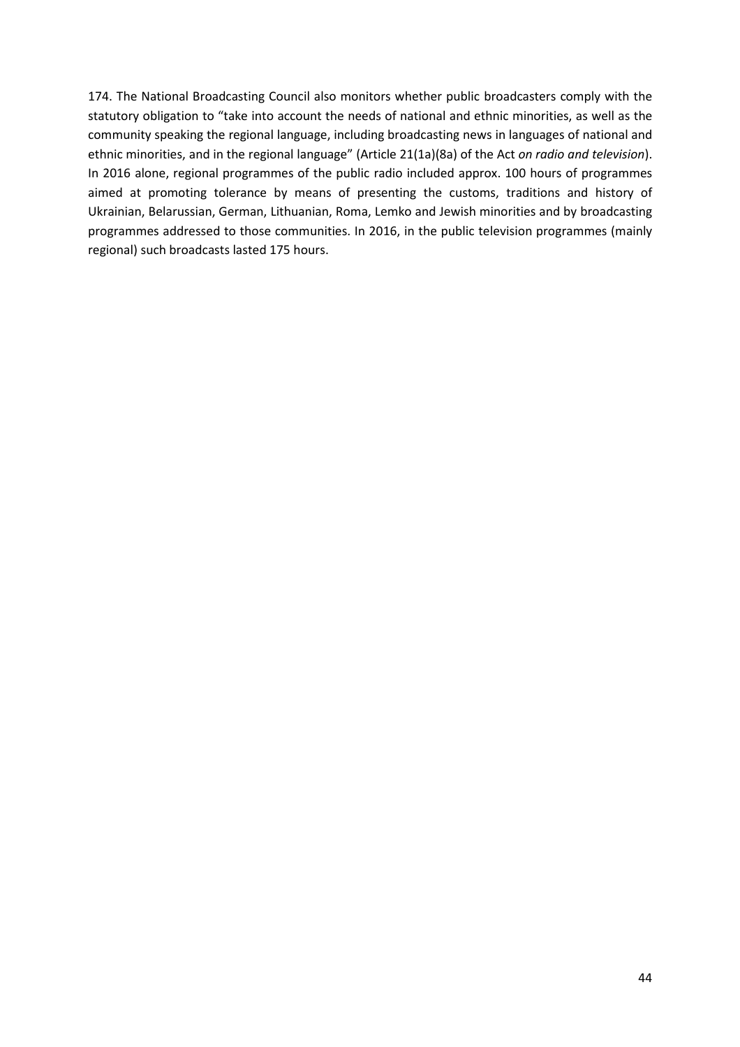174. The National Broadcasting Council also monitors whether public broadcasters comply with the statutory obligation to "take into account the needs of national and ethnic minorities, as well as the community speaking the regional language, including broadcasting news in languages of national and ethnic minorities, and in the regional language" (Article 21(1a)(8a) of the Act *on radio and television*). In 2016 alone, regional programmes of the public radio included approx. 100 hours of programmes aimed at promoting tolerance by means of presenting the customs, traditions and history of Ukrainian, Belarussian, German, Lithuanian, Roma, Lemko and Jewish minorities and by broadcasting programmes addressed to those communities. In 2016, in the public television programmes (mainly regional) such broadcasts lasted 175 hours.